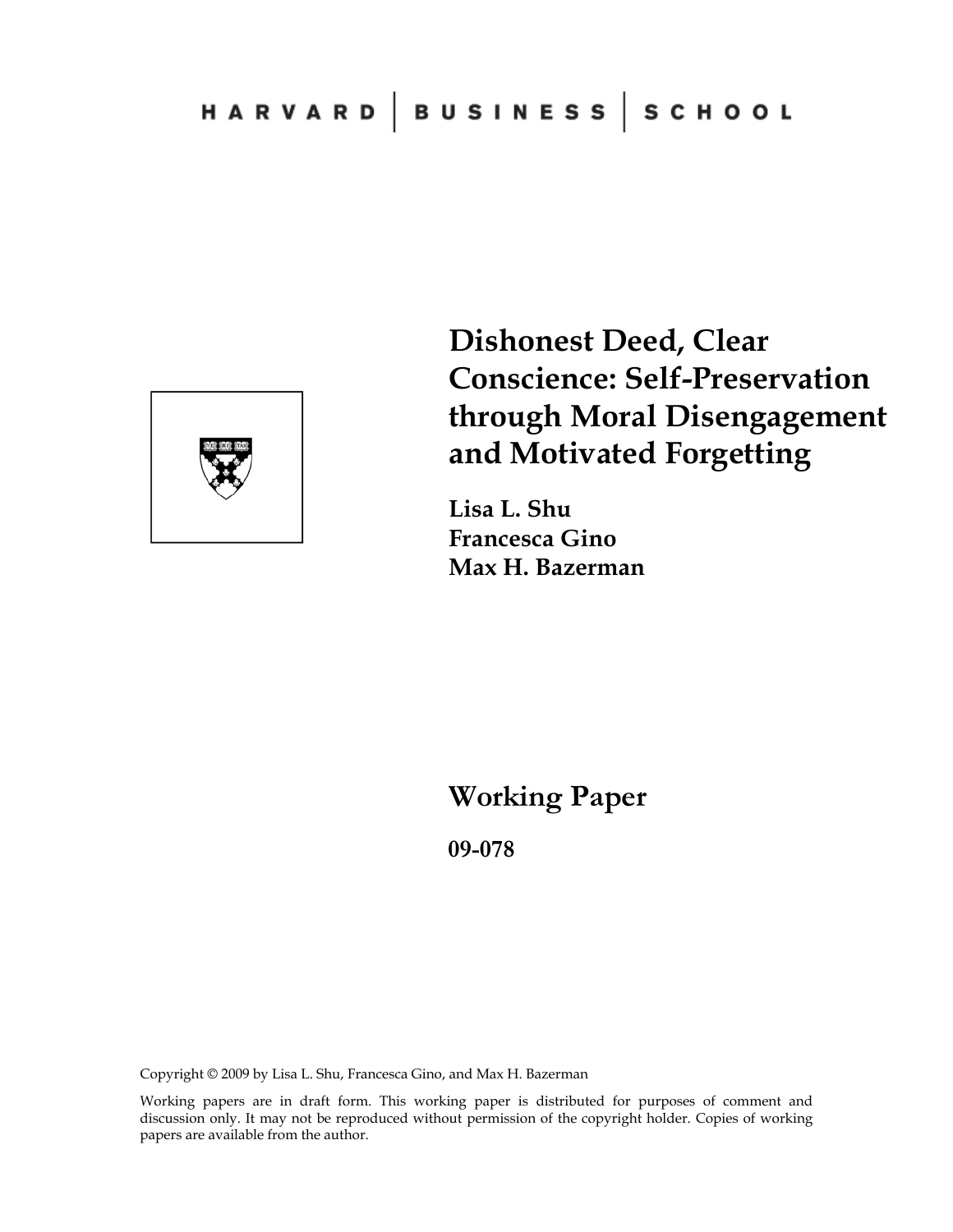HARVARD | BUSINESS | SCHOOL

# Dishonest Deed, Clear Conscience: Self-Preservation through Moral Disengagement and Motivated Forgetting

**Lisa L. Shu**
**Francesca Gino**
**Max H. Bazerman**

## Working Paper

**09-078**

Copyright © 2009 by Lisa L. Shu, Francesca Gino, and Max H. Bazerman

Working papers are in draft form. This working paper is distributed for purposes of comment and discussion only. It may not be reproduced without permission of the copyright holder. Copies of working papers are available from the author.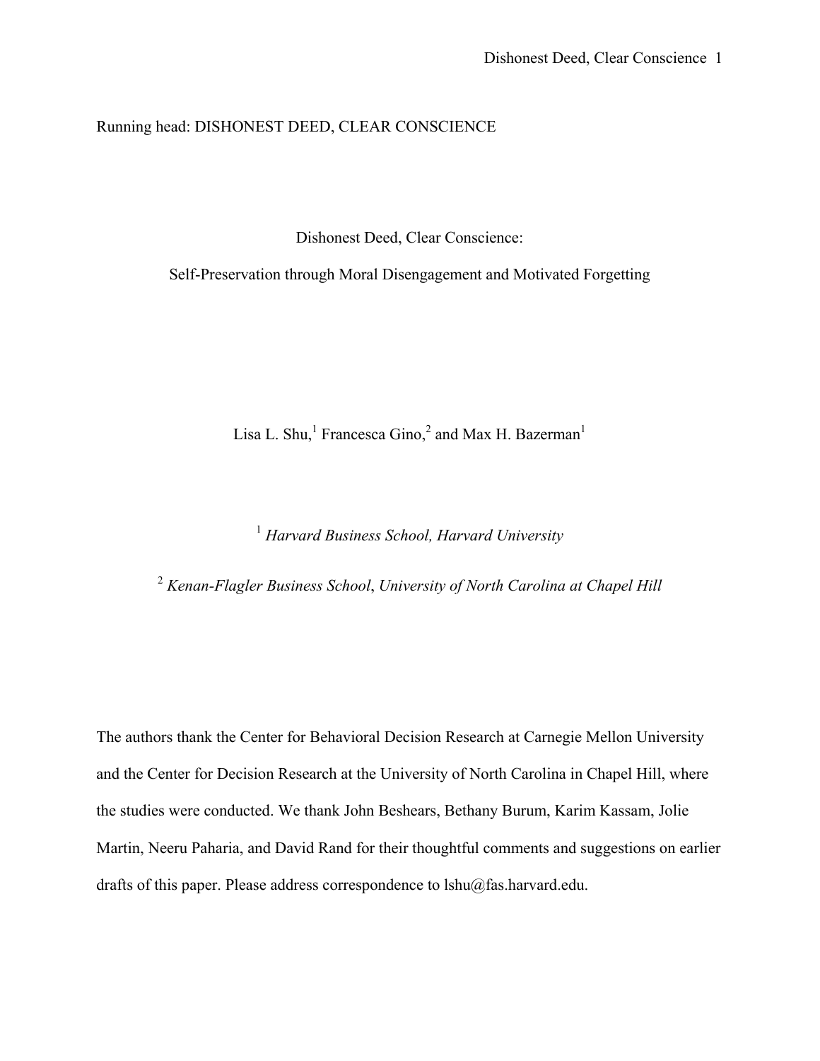Running head: DISHONEST DEED, CLEAR CONSCIENCE

# Dishonest Deed, Clear Conscience: Self-Preservation through Moral Disengagement and Motivated Forgetting

Lisa L. Shu,[1] Francesca Gino,[2] and Max H. Bazerman[1]

[1] *Harvard Business School, Harvard University*

[2] *Kenan-Flagler Business School*, *University of North Carolina at Chapel Hill*

The authors thank the Center for Behavioral Decision Research at Carnegie Mellon University and the Center for Decision Research at the University of North Carolina in Chapel Hill, where the studies were conducted. We thank John Beshears, Bethany Burum, Karim Kassam, Jolie Martin, Neeru Paharia, and David Rand for their thoughtful comments and suggestions on earlier drafts of this paper. Please address correspondence to lshu@fas.harvard.edu.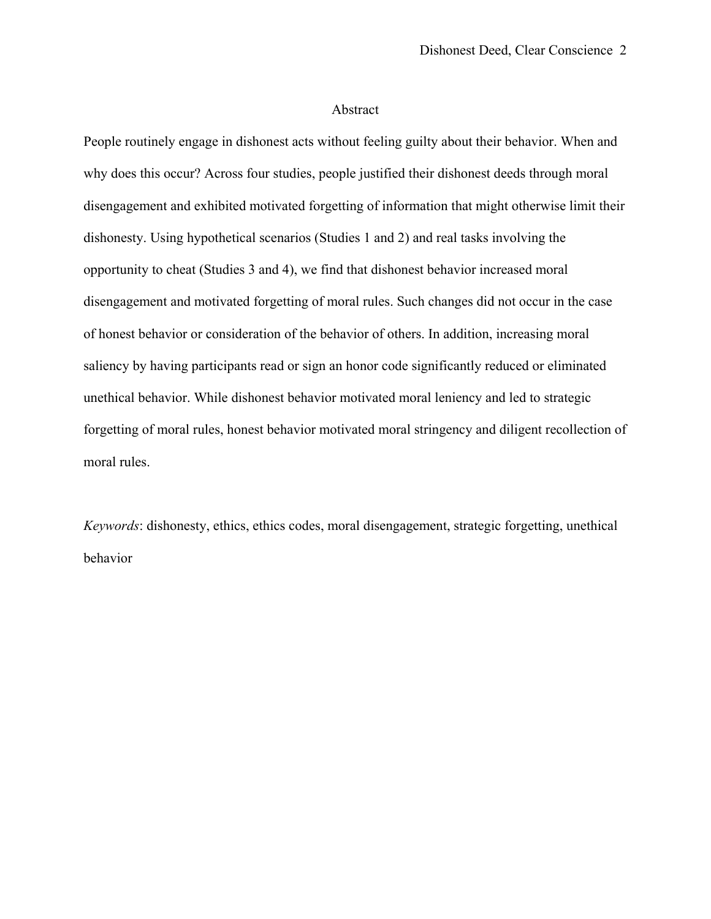## Abstract

People routinely engage in dishonest acts without feeling guilty about their behavior. When and why does this occur? Across four studies, people justified their dishonest deeds through moral disengagement and exhibited motivated forgetting of information that might otherwise limit their dishonesty. Using hypothetical scenarios (Studies 1 and 2) and real tasks involving the opportunity to cheat (Studies 3 and 4), we find that dishonest behavior increased moral disengagement and motivated forgetting of moral rules. Such changes did not occur in the case of honest behavior or consideration of the behavior of others. In addition, increasing moral saliency by having participants read or sign an honor code significantly reduced or eliminated unethical behavior. While dishonest behavior motivated moral leniency and led to strategic forgetting of moral rules, honest behavior motivated moral stringency and diligent recollection of moral rules.

*Keywords*: dishonesty, ethics, ethics codes, moral disengagement, strategic forgetting, unethical behavior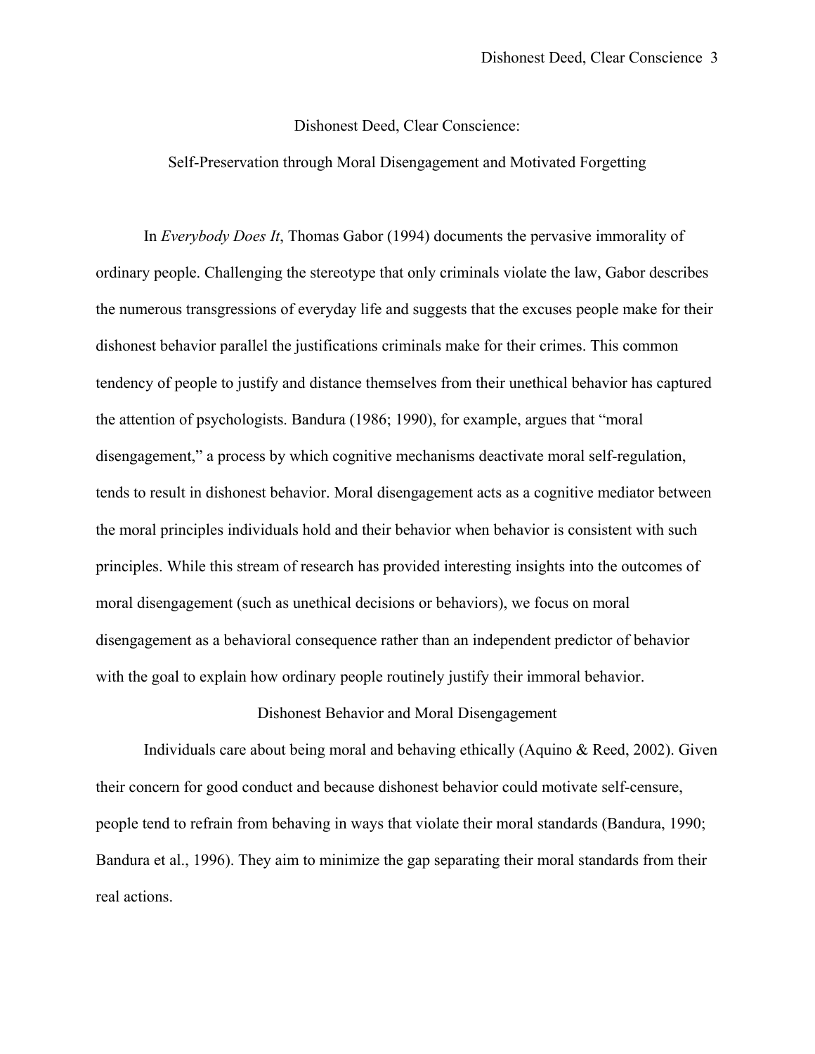# Dishonest Deed, Clear Conscience:

## Self-Preservation through Moral Disengagement and Motivated Forgetting

In *Everybody Does It*, Thomas Gabor (1994) documents the pervasive immorality of ordinary people. Challenging the stereotype that only criminals violate the law, Gabor describes the numerous transgressions of everyday life and suggests that the excuses people make for their dishonest behavior parallel the justifications criminals make for their crimes. This common tendency of people to justify and distance themselves from their unethical behavior has captured the attention of psychologists. Bandura (1986; 1990), for example, argues that "moral disengagement," a process by which cognitive mechanisms deactivate moral self-regulation, tends to result in dishonest behavior. Moral disengagement acts as a cognitive mediator between the moral principles individuals hold and their behavior when behavior is consistent with such principles. While this stream of research has provided interesting insights into the outcomes of moral disengagement (such as unethical decisions or behaviors), we focus on moral disengagement as a behavioral consequence rather than an independent predictor of behavior with the goal to explain how ordinary people routinely justify their immoral behavior.

## Dishonest Behavior and Moral Disengagement

Individuals care about being moral and behaving ethically (Aquino & Reed, 2002). Given their concern for good conduct and because dishonest behavior could motivate self-censure, people tend to refrain from behaving in ways that violate their moral standards (Bandura, 1990; Bandura et al., 1996). They aim to minimize the gap separating their moral standards from their real actions.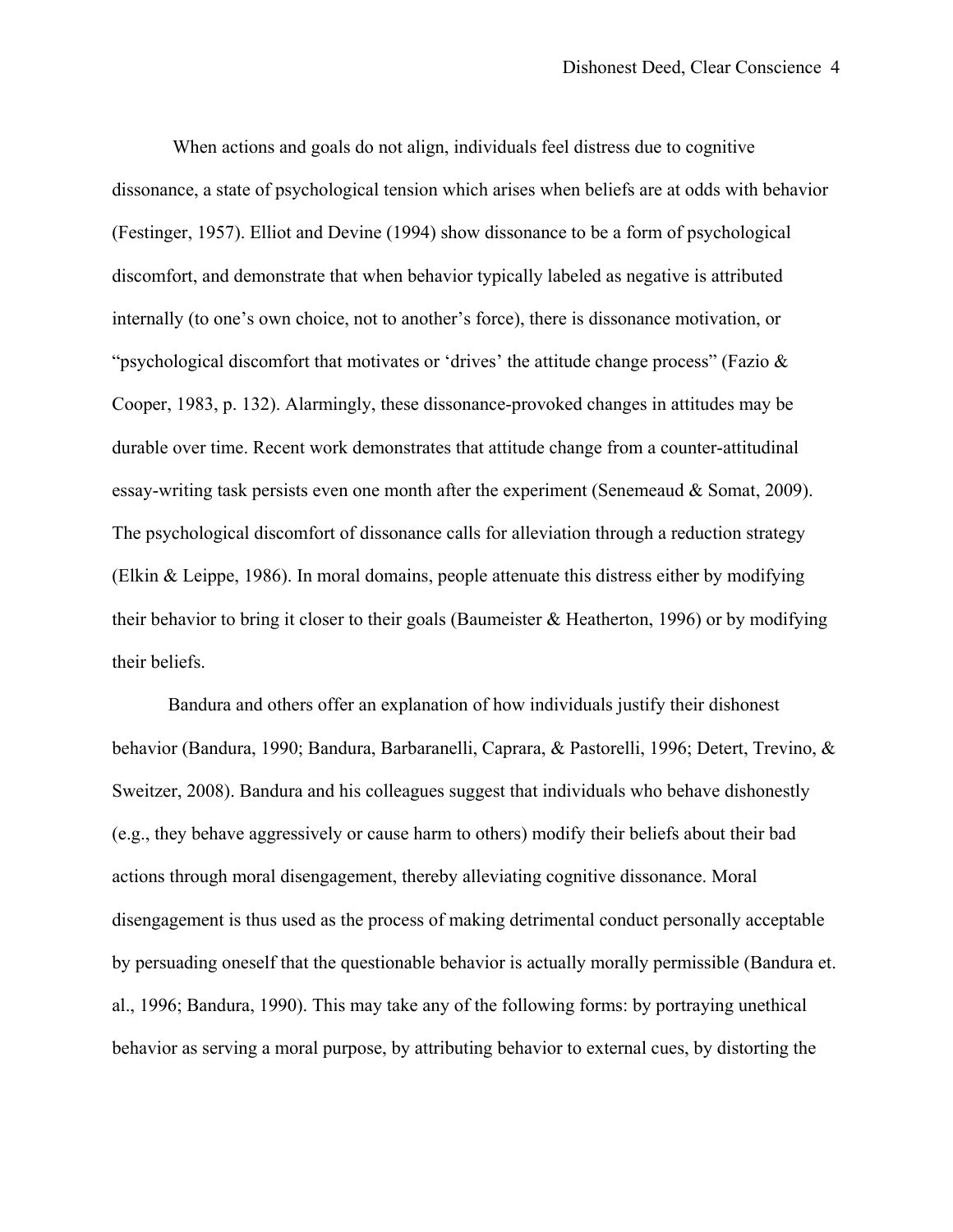When actions and goals do not align, individuals feel distress due to cognitive dissonance, a state of psychological tension which arises when beliefs are at odds with behavior (Festinger, 1957). Elliot and Devine (1994) show dissonance to be a form of psychological discomfort, and demonstrate that when behavior typically labeled as negative is attributed internally (to one's own choice, not to another's force), there is dissonance motivation, or "psychological discomfort that motivates or 'drives' the attitude change process" (Fazio & Cooper, 1983, p. 132). Alarmingly, these dissonance-provoked changes in attitudes may be durable over time. Recent work demonstrates that attitude change from a counter-attitudinal essay-writing task persists even one month after the experiment (Senemeaud & Somat, 2009). The psychological discomfort of dissonance calls for alleviation through a reduction strategy (Elkin & Leippe, 1986). In moral domains, people attenuate this distress either by modifying their behavior to bring it closer to their goals (Baumeister & Heatherton, 1996) or by modifying their beliefs.

Bandura and others offer an explanation of how individuals justify their dishonest behavior (Bandura, 1990; Bandura, Barbaranelli, Caprara, & Pastorelli, 1996; Detert, Trevino, & Sweitzer, 2008). Bandura and his colleagues suggest that individuals who behave dishonestly (e.g., they behave aggressively or cause harm to others) modify their beliefs about their bad actions through moral disengagement, thereby alleviating cognitive dissonance. Moral disengagement is thus used as the process of making detrimental conduct personally acceptable by persuading oneself that the questionable behavior is actually morally permissible (Bandura et. al., 1996; Bandura, 1990). This may take any of the following forms: by portraying unethical behavior as serving a moral purpose, by attributing behavior to external cues, by distorting the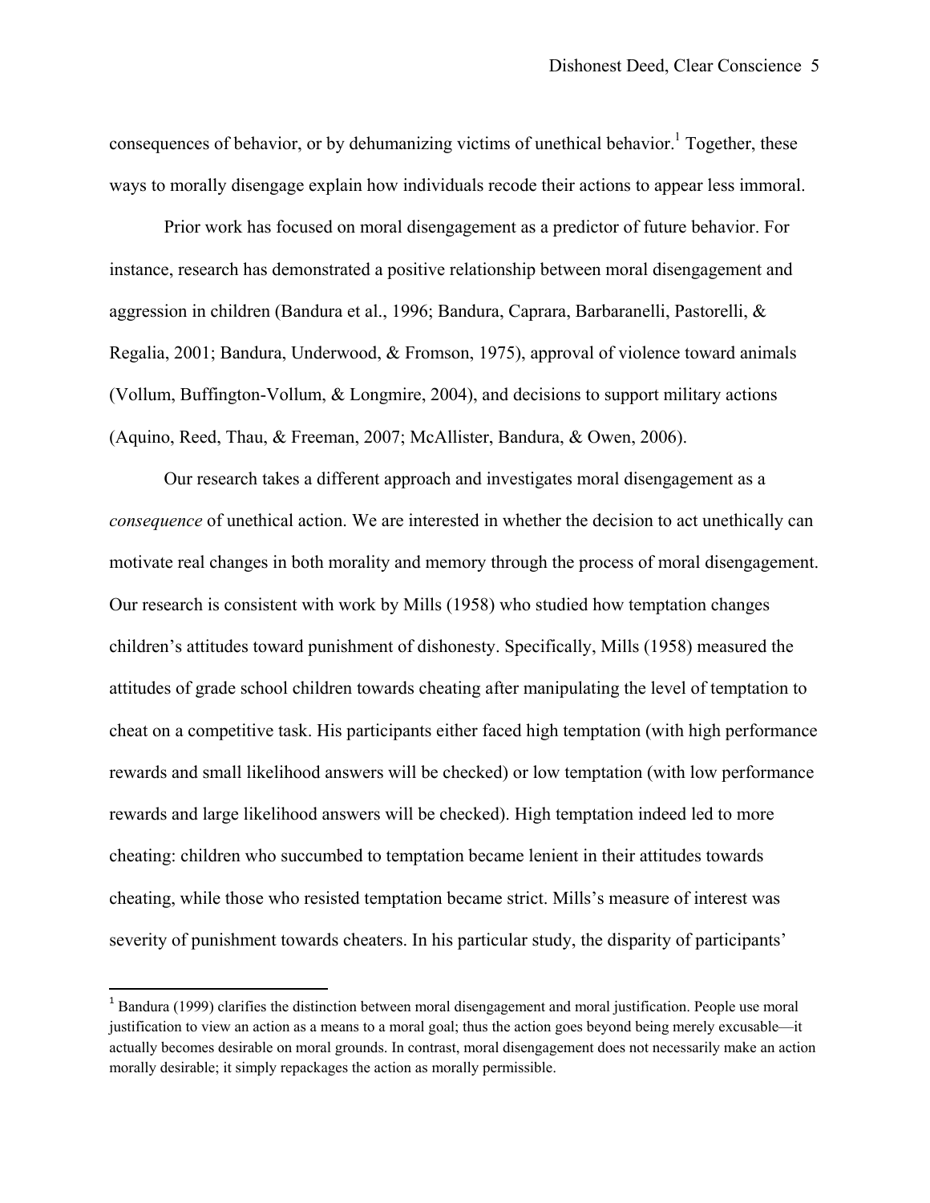consequences of behavior, or by dehumanizing victims of unethical behavior.[1] Together, these ways to morally disengage explain how individuals recode their actions to appear less immoral.

Prior work has focused on moral disengagement as a predictor of future behavior. For instance, research has demonstrated a positive relationship between moral disengagement and aggression in children (Bandura et al., 1996; Bandura, Caprara, Barbaranelli, Pastorelli, & Regalia, 2001; Bandura, Underwood, & Fromson, 1975), approval of violence toward animals (Vollum, Buffington-Vollum, & Longmire, 2004), and decisions to support military actions (Aquino, Reed, Thau, & Freeman, 2007; McAllister, Bandura, & Owen, 2006).

Our research takes a different approach and investigates moral disengagement as a *consequence* of unethical action. We are interested in whether the decision to act unethically can motivate real changes in both morality and memory through the process of moral disengagement. Our research is consistent with work by Mills (1958) who studied how temptation changes children's attitudes toward punishment of dishonesty. Specifically, Mills (1958) measured the attitudes of grade school children towards cheating after manipulating the level of temptation to cheat on a competitive task. His participants either faced high temptation (with high performance rewards and small likelihood answers will be checked) or low temptation (with low performance rewards and large likelihood answers will be checked). High temptation indeed led to more cheating: children who succumbed to temptation became lenient in their attitudes towards cheating, while those who resisted temptation became strict. Mills's measure of interest was severity of punishment towards cheaters. In his particular study, the disparity of participants'

[1] Bandura (1999) clarifies the distinction between moral disengagement and moral justification. People use moral justification to view an action as a means to a moral goal; thus the action goes beyond being merely excusable—it actually becomes desirable on moral grounds. In contrast, moral disengagement does not necessarily make an action morally desirable; it simply repackages the action as morally permissible.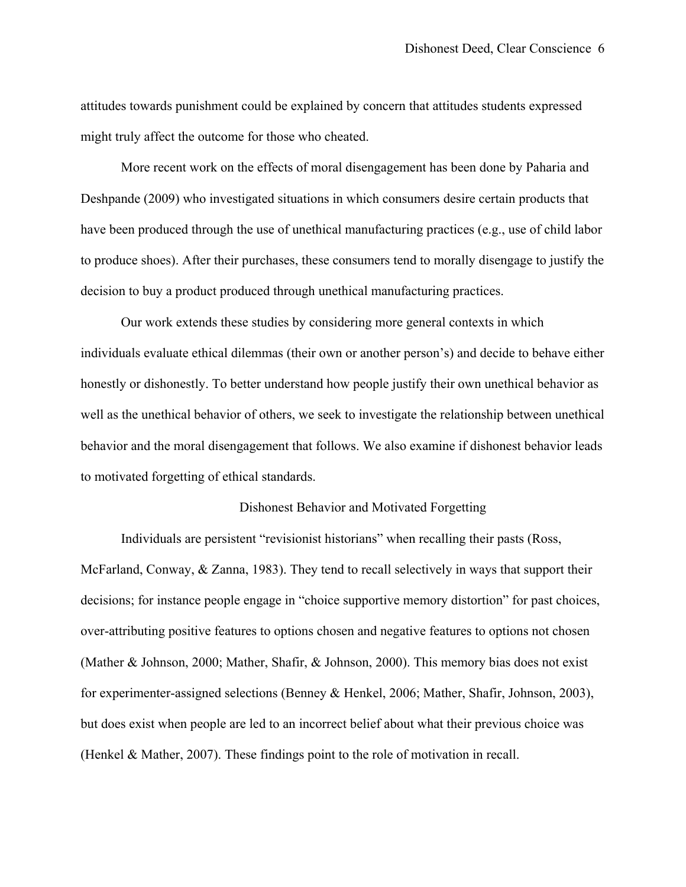attitudes towards punishment could be explained by concern that attitudes students expressed might truly affect the outcome for those who cheated.

More recent work on the effects of moral disengagement has been done by Paharia and Deshpande (2009) who investigated situations in which consumers desire certain products that have been produced through the use of unethical manufacturing practices (e.g., use of child labor to produce shoes). After their purchases, these consumers tend to morally disengage to justify the decision to buy a product produced through unethical manufacturing practices.

Our work extends these studies by considering more general contexts in which individuals evaluate ethical dilemmas (their own or another person's) and decide to behave either honestly or dishonestly. To better understand how people justify their own unethical behavior as well as the unethical behavior of others, we seek to investigate the relationship between unethical behavior and the moral disengagement that follows. We also examine if dishonest behavior leads to motivated forgetting of ethical standards.

## Dishonest Behavior and Motivated Forgetting

Individuals are persistent "revisionist historians" when recalling their pasts (Ross, McFarland, Conway, & Zanna, 1983). They tend to recall selectively in ways that support their decisions; for instance people engage in "choice supportive memory distortion" for past choices, over-attributing positive features to options chosen and negative features to options not chosen (Mather & Johnson, 2000; Mather, Shafir, & Johnson, 2000). This memory bias does not exist for experimenter-assigned selections (Benney & Henkel, 2006; Mather, Shafir, Johnson, 2003), but does exist when people are led to an incorrect belief about what their previous choice was (Henkel & Mather, 2007). These findings point to the role of motivation in recall.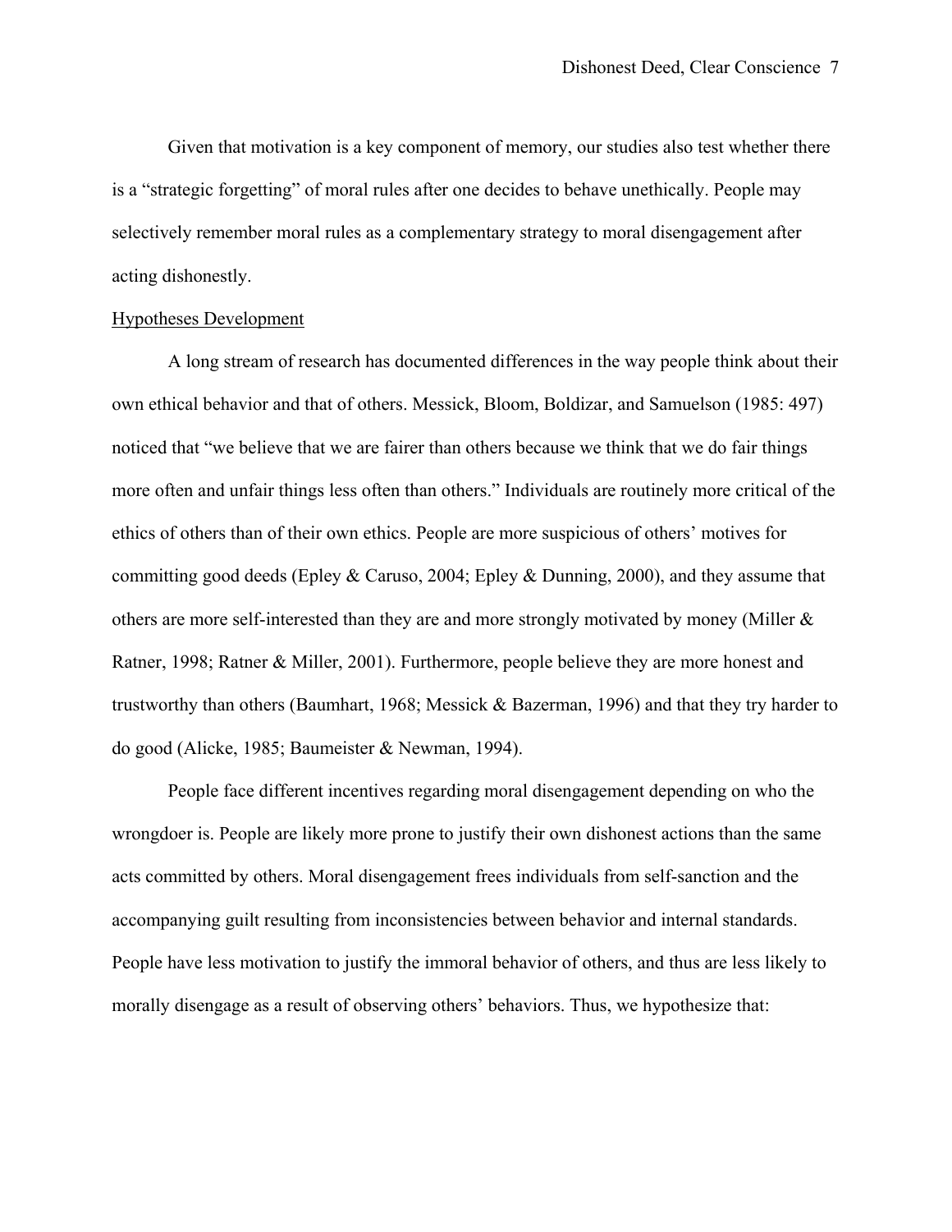Given that motivation is a key component of memory, our studies also test whether there is a "strategic forgetting" of moral rules after one decides to behave unethically. People may selectively remember moral rules as a complementary strategy to moral disengagement after acting dishonestly.

## Hypotheses Development

A long stream of research has documented differences in the way people think about their own ethical behavior and that of others. Messick, Bloom, Boldizar, and Samuelson (1985: 497) noticed that "we believe that we are fairer than others because we think that we do fair things more often and unfair things less often than others." Individuals are routinely more critical of the ethics of others than of their own ethics. People are more suspicious of others' motives for committing good deeds (Epley & Caruso, 2004; Epley & Dunning, 2000), and they assume that others are more self-interested than they are and more strongly motivated by money (Miller & Ratner, 1998; Ratner & Miller, 2001). Furthermore, people believe they are more honest and trustworthy than others (Baumhart, 1968; Messick & Bazerman, 1996) and that they try harder to do good (Alicke, 1985; Baumeister & Newman, 1994).

People face different incentives regarding moral disengagement depending on who the wrongdoer is. People are likely more prone to justify their own dishonest actions than the same acts committed by others. Moral disengagement frees individuals from self-sanction and the accompanying guilt resulting from inconsistencies between behavior and internal standards. People have less motivation to justify the immoral behavior of others, and thus are less likely to morally disengage as a result of observing others' behaviors. Thus, we hypothesize that: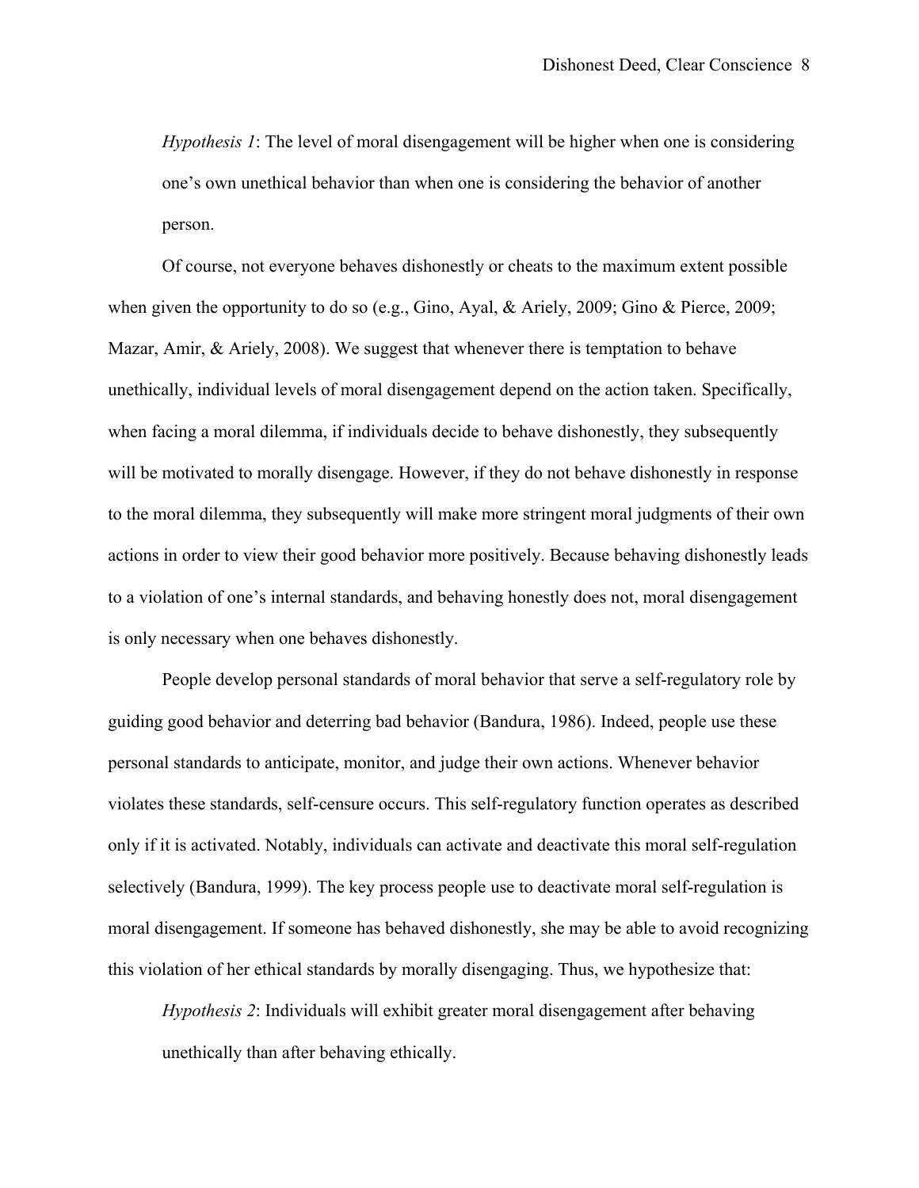*Hypothesis 1*: The level of moral disengagement will be higher when one is considering one's own unethical behavior than when one is considering the behavior of another person.

Of course, not everyone behaves dishonestly or cheats to the maximum extent possible when given the opportunity to do so (e.g., Gino, Ayal, & Ariely, 2009; Gino & Pierce, 2009; Mazar, Amir, & Ariely, 2008). We suggest that whenever there is temptation to behave unethically, individual levels of moral disengagement depend on the action taken. Specifically, when facing a moral dilemma, if individuals decide to behave dishonestly, they subsequently will be motivated to morally disengage. However, if they do not behave dishonestly in response to the moral dilemma, they subsequently will make more stringent moral judgments of their own actions in order to view their good behavior more positively. Because behaving dishonestly leads to a violation of one's internal standards, and behaving honestly does not, moral disengagement is only necessary when one behaves dishonestly.

People develop personal standards of moral behavior that serve a self-regulatory role by guiding good behavior and deterring bad behavior (Bandura, 1986). Indeed, people use these personal standards to anticipate, monitor, and judge their own actions. Whenever behavior violates these standards, self-censure occurs. This self-regulatory function operates as described only if it is activated. Notably, individuals can activate and deactivate this moral self-regulation selectively (Bandura, 1999). The key process people use to deactivate moral self-regulation is moral disengagement. If someone has behaved dishonestly, she may be able to avoid recognizing this violation of her ethical standards by morally disengaging. Thus, we hypothesize that:

*Hypothesis 2*: Individuals will exhibit greater moral disengagement after behaving unethically than after behaving ethically.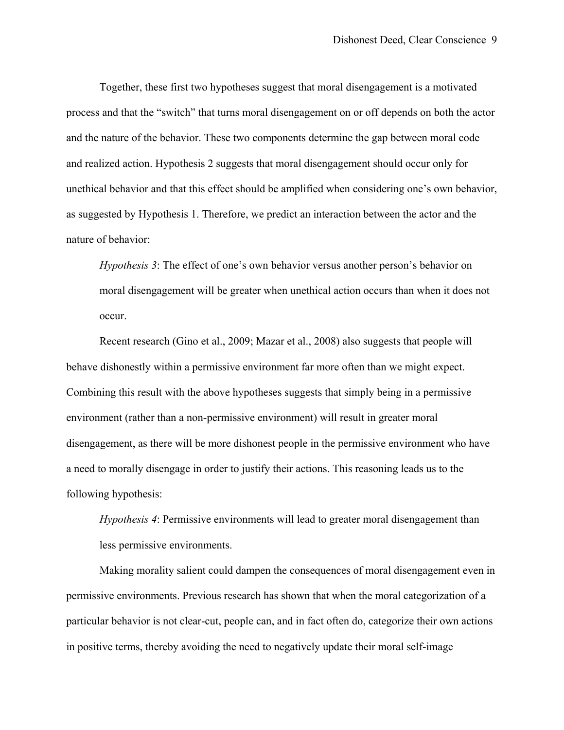Together, these first two hypotheses suggest that moral disengagement is a motivated process and that the "switch" that turns moral disengagement on or off depends on both the actor and the nature of the behavior. These two components determine the gap between moral code and realized action. Hypothesis 2 suggests that moral disengagement should occur only for unethical behavior and that this effect should be amplified when considering one's own behavior, as suggested by Hypothesis 1. Therefore, we predict an interaction between the actor and the nature of behavior:

> *Hypothesis 3*: The effect of one's own behavior versus another person's behavior on moral disengagement will be greater when unethical action occurs than when it does not occur.

Recent research (Gino et al., 2009; Mazar et al., 2008) also suggests that people will behave dishonestly within a permissive environment far more often than we might expect. Combining this result with the above hypotheses suggests that simply being in a permissive environment (rather than a non-permissive environment) will result in greater moral disengagement, as there will be more dishonest people in the permissive environment who have a need to morally disengage in order to justify their actions. This reasoning leads us to the following hypothesis:

> *Hypothesis 4*: Permissive environments will lead to greater moral disengagement than less permissive environments.

Making morality salient could dampen the consequences of moral disengagement even in permissive environments. Previous research has shown that when the moral categorization of a particular behavior is not clear-cut, people can, and in fact often do, categorize their own actions in positive terms, thereby avoiding the need to negatively update their moral self-image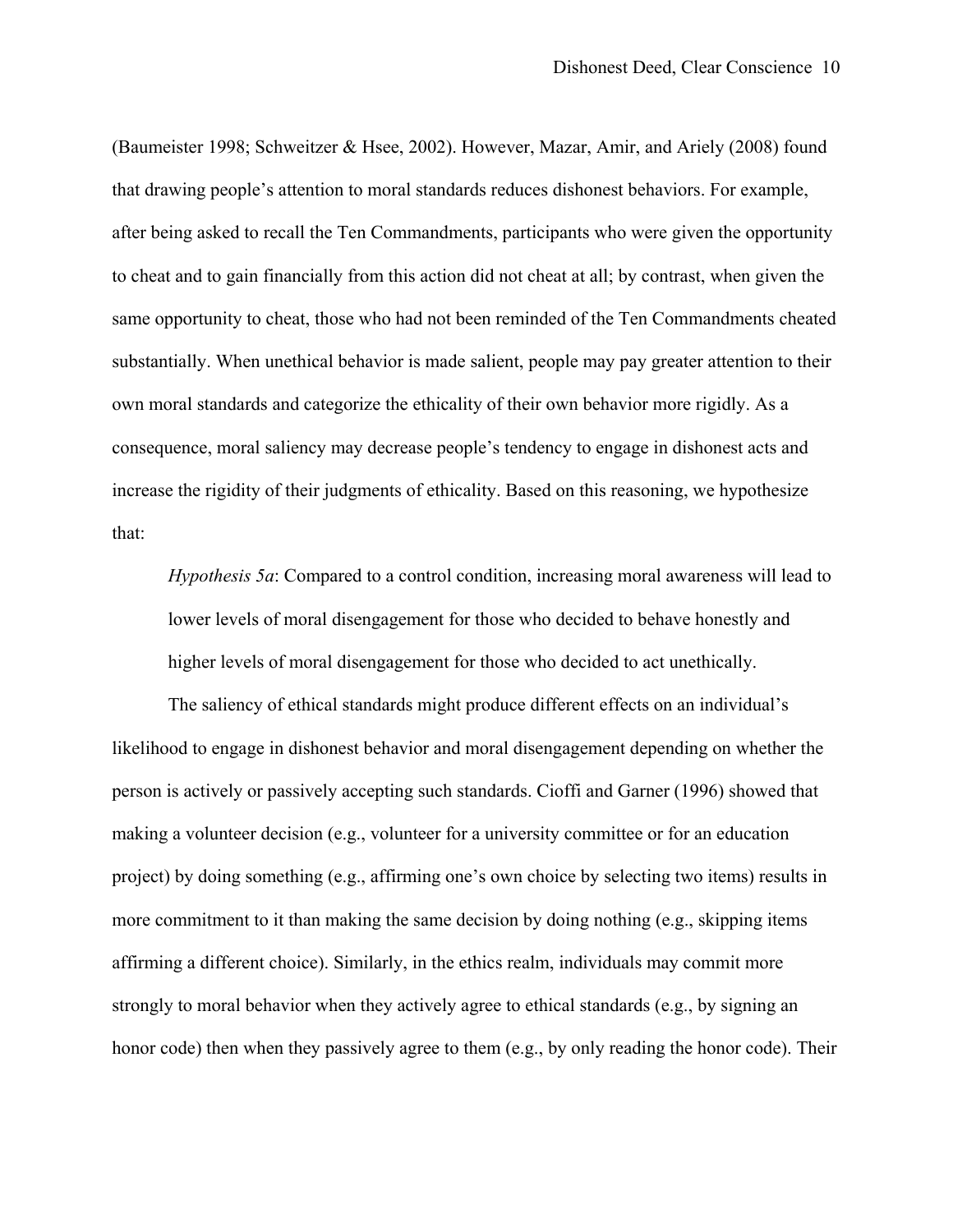(Baumeister 1998; Schweitzer & Hsee, 2002). However, Mazar, Amir, and Ariely (2008) found that drawing people's attention to moral standards reduces dishonest behaviors. For example, after being asked to recall the Ten Commandments, participants who were given the opportunity to cheat and to gain financially from this action did not cheat at all; by contrast, when given the same opportunity to cheat, those who had not been reminded of the Ten Commandments cheated substantially. When unethical behavior is made salient, people may pay greater attention to their own moral standards and categorize the ethicality of their own behavior more rigidly. As a consequence, moral saliency may decrease people's tendency to engage in dishonest acts and increase the rigidity of their judgments of ethicality. Based on this reasoning, we hypothesize that:

> *Hypothesis 5a*: Compared to a control condition, increasing moral awareness will lead to lower levels of moral disengagement for those who decided to behave honestly and higher levels of moral disengagement for those who decided to act unethically.

The saliency of ethical standards might produce different effects on an individual's likelihood to engage in dishonest behavior and moral disengagement depending on whether the person is actively or passively accepting such standards. Cioffi and Garner (1996) showed that making a volunteer decision (e.g., volunteer for a university committee or for an education project) by doing something (e.g., affirming one's own choice by selecting two items) results in more commitment to it than making the same decision by doing nothing (e.g., skipping items affirming a different choice). Similarly, in the ethics realm, individuals may commit more strongly to moral behavior when they actively agree to ethical standards (e.g., by signing an honor code) then when they passively agree to them (e.g., by only reading the honor code). Their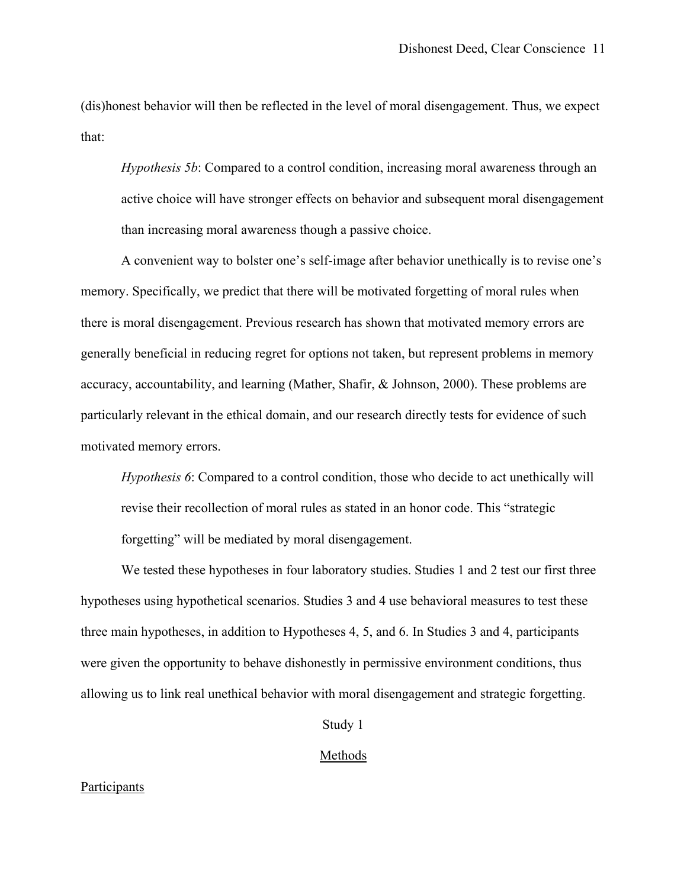(dis)honest behavior will then be reflected in the level of moral disengagement. Thus, we expect that:

> *Hypothesis 5b*: Compared to a control condition, increasing moral awareness through an active choice will have stronger effects on behavior and subsequent moral disengagement than increasing moral awareness though a passive choice.

A convenient way to bolster one's self-image after behavior unethically is to revise one's memory. Specifically, we predict that there will be motivated forgetting of moral rules when there is moral disengagement. Previous research has shown that motivated memory errors are generally beneficial in reducing regret for options not taken, but represent problems in memory accuracy, accountability, and learning (Mather, Shafir, & Johnson, 2000). These problems are particularly relevant in the ethical domain, and our research directly tests for evidence of such motivated memory errors.

> *Hypothesis 6*: Compared to a control condition, those who decide to act unethically will revise their recollection of moral rules as stated in an honor code. This "strategic forgetting" will be mediated by moral disengagement.

We tested these hypotheses in four laboratory studies. Studies 1 and 2 test our first three hypotheses using hypothetical scenarios. Studies 3 and 4 use behavioral measures to test these three main hypotheses, in addition to Hypotheses 4, 5, and 6. In Studies 3 and 4, participants were given the opportunity to behave dishonestly in permissive environment conditions, thus allowing us to link real unethical behavior with moral disengagement and strategic forgetting.

# Study 1

## Methods

### Participants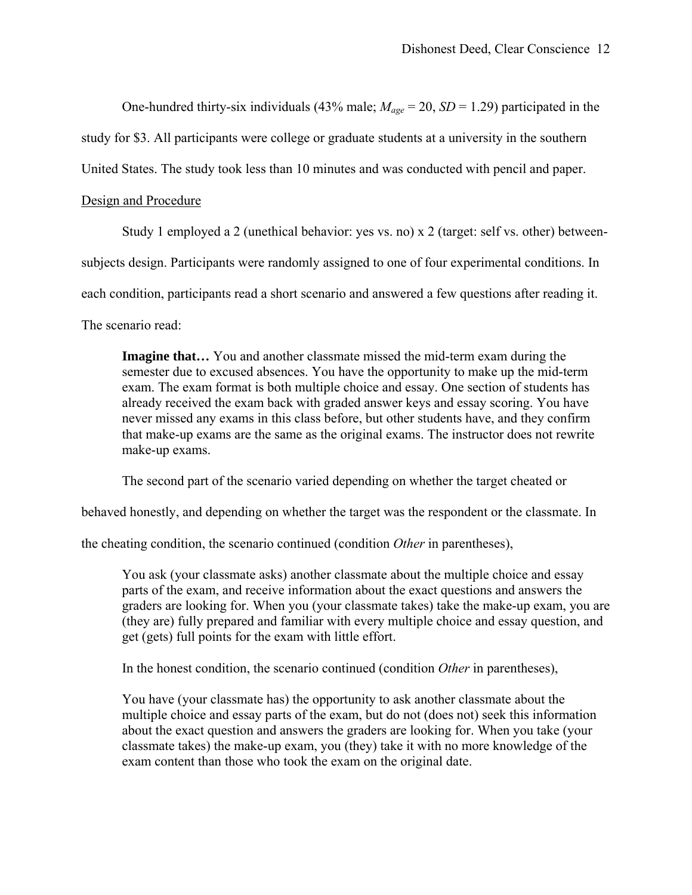One-hundred thirty-six individuals (43% male; $M_{age}$ = 20, *SD* = 1.29) participated in the study for $3. All participants were college or graduate students at a university in the southern United States. The study took less than 10 minutes and was conducted with pencil and paper.

<u>Design and Procedure</u>

Study 1 employed a 2 (unethical behavior: yes vs. no) x 2 (target: self vs. other) between-subjects design. Participants were randomly assigned to one of four experimental conditions. In each condition, participants read a short scenario and answered a few questions after reading it. The scenario read:

> **Imagine that…** You and another classmate missed the mid-term exam during the semester due to excused absences. You have the opportunity to make up the mid-term exam. The exam format is both multiple choice and essay. One section of students has already received the exam back with graded answer keys and essay scoring. You have never missed any exams in this class before, but other students have, and they confirm that make-up exams are the same as the original exams. The instructor does not rewrite make-up exams.

The second part of the scenario varied depending on whether the target cheated or behaved honestly, and depending on whether the target was the respondent or the classmate. In the cheating condition, the scenario continued (condition *Other* in parentheses),

> You ask (your classmate asks) another classmate about the multiple choice and essay parts of the exam, and receive information about the exact questions and answers the graders are looking for. When you (your classmate takes) take the make-up exam, you are (they are) fully prepared and familiar with every multiple choice and essay question, and get (gets) full points for the exam with little effort.

In the honest condition, the scenario continued (condition *Other* in parentheses),

> You have (your classmate has) the opportunity to ask another classmate about the multiple choice and essay parts of the exam, but do not (does not) seek this information about the exact question and answers the graders are looking for. When you take (your classmate takes) the make-up exam, you (they) take it with no more knowledge of the exam content than those who took the exam on the original date.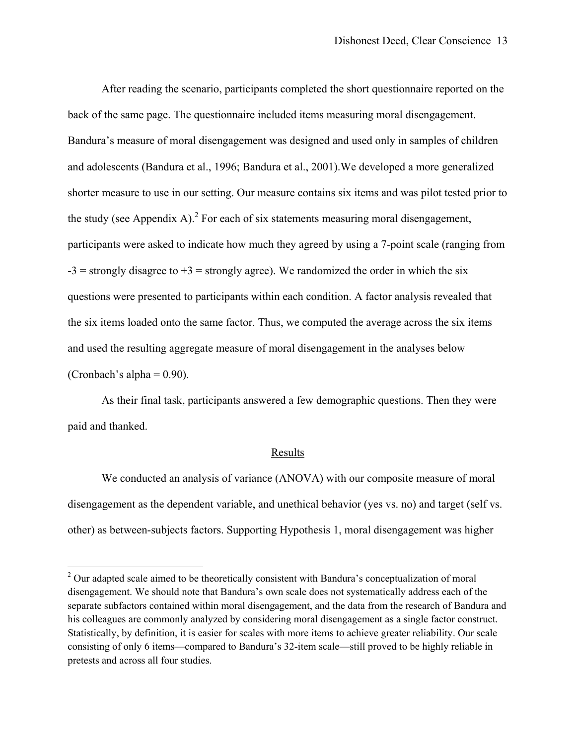After reading the scenario, participants completed the short questionnaire reported on the back of the same page. The questionnaire included items measuring moral disengagement. Bandura's measure of moral disengagement was designed and used only in samples of children and adolescents (Bandura et al., 1996; Bandura et al., 2001).We developed a more generalized shorter measure to use in our setting. Our measure contains six items and was pilot tested prior to the study (see Appendix A).[2] For each of six statements measuring moral disengagement, participants were asked to indicate how much they agreed by using a 7-point scale (ranging from -3 = strongly disagree to +3 = strongly agree). We randomized the order in which the six questions were presented to participants within each condition. A factor analysis revealed that the six items loaded onto the same factor. Thus, we computed the average across the six items and used the resulting aggregate measure of moral disengagement in the analyses below (Cronbach's alpha = 0.90).

As their final task, participants answered a few demographic questions. Then they were paid and thanked.

## Results

We conducted an analysis of variance (ANOVA) with our composite measure of moral disengagement as the dependent variable, and unethical behavior (yes vs. no) and target (self vs. other) as between-subjects factors. Supporting Hypothesis 1, moral disengagement was higher

[2] Our adapted scale aimed to be theoretically consistent with Bandura's conceptualization of moral disengagement. We should note that Bandura's own scale does not systematically address each of the separate subfactors contained within moral disengagement, and the data from the research of Bandura and his colleagues are commonly analyzed by considering moral disengagement as a single factor construct. Statistically, by definition, it is easier for scales with more items to achieve greater reliability. Our scale consisting of only 6 items—compared to Bandura's 32-item scale—still proved to be highly reliable in pretests and across all four studies.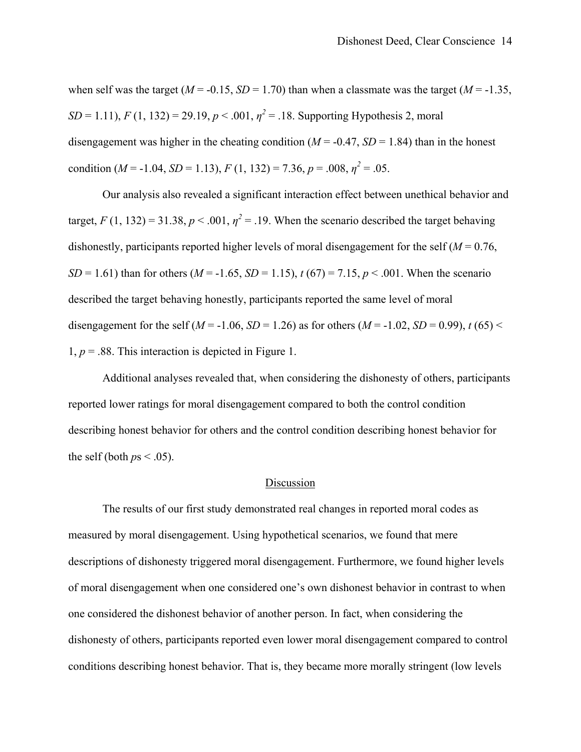when self was the target ($M$ = -0.15, $SD$ = 1.70) than when a classmate was the target ($M$ = -1.35, $SD$ = 1.11), $F$ (1, 132) = 29.19, $p$ < .001, $\eta^2$ = .18. Supporting Hypothesis 2, moral disengagement was higher in the cheating condition ($M$ = -0.47, $SD$ = 1.84) than in the honest condition ($M$ = -1.04, $SD$ = 1.13), $F$ (1, 132) = 7.36, $p$ = .008, $\eta^2$ = .05.

Our analysis also revealed a significant interaction effect between unethical behavior and target, $F$ (1, 132) = 31.38, $p$ < .001, $\eta^2$ = .19. When the scenario described the target behaving dishonestly, participants reported higher levels of moral disengagement for the self ($M$ = 0.76, $SD$ = 1.61) than for others ($M$ = -1.65, $SD$ = 1.15), $t$ (67) = 7.15, $p$ < .001. When the scenario described the target behaving honestly, participants reported the same level of moral disengagement for the self ($M$ = -1.06, $SD$ = 1.26) as for others ($M$ = -1.02, $SD$ = 0.99), $t$ (65) < 1, $p$ = .88. This interaction is depicted in Figure 1.

Additional analyses revealed that, when considering the dishonesty of others, participants reported lower ratings for moral disengagement compared to both the control condition describing honest behavior for others and the control condition describing honest behavior for the self (both $p$s < .05).

## Discussion

The results of our first study demonstrated real changes in reported moral codes as measured by moral disengagement. Using hypothetical scenarios, we found that mere descriptions of dishonesty triggered moral disengagement. Furthermore, we found higher levels of moral disengagement when one considered one's own dishonest behavior in contrast to when one considered the dishonest behavior of another person. In fact, when considering the dishonesty of others, participants reported even lower moral disengagement compared to control conditions describing honest behavior. That is, they became more morally stringent (low levels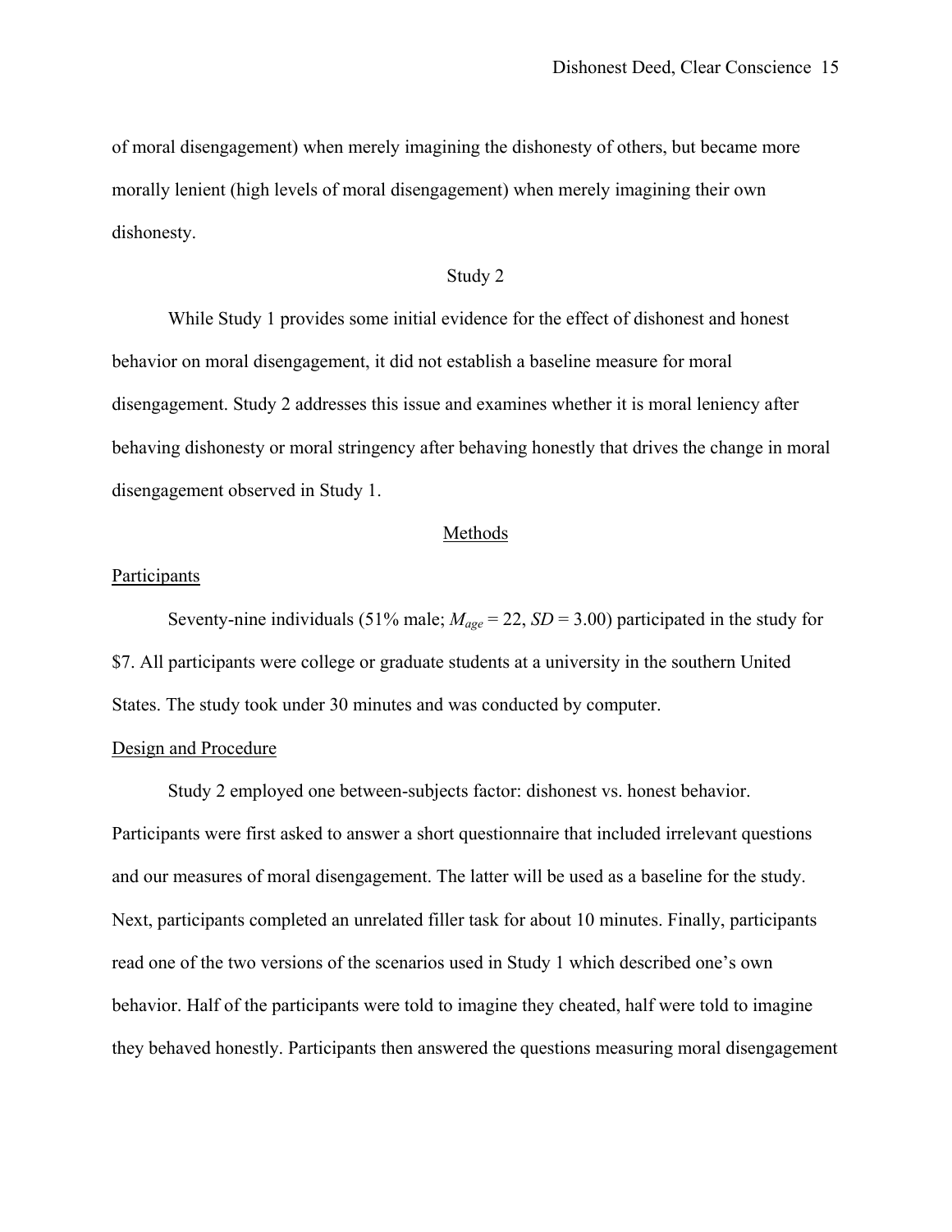of moral disengagement) when merely imagining the dishonesty of others, but became more morally lenient (high levels of moral disengagement) when merely imagining their own dishonesty.

## Study 2

While Study 1 provides some initial evidence for the effect of dishonest and honest behavior on moral disengagement, it did not establish a baseline measure for moral disengagement. Study 2 addresses this issue and examines whether it is moral leniency after behaving dishonesty or moral stringency after behaving honestly that drives the change in moral disengagement observed in Study 1.

### Methods

#### Participants

Seventy-nine individuals (51% male; $M_{age} = 22$, $SD = 3.00$) participated in the study for $7. All participants were college or graduate students at a university in the southern United States. The study took under 30 minutes and was conducted by computer.

#### Design and Procedure

Study 2 employed one between-subjects factor: dishonest vs. honest behavior. Participants were first asked to answer a short questionnaire that included irrelevant questions and our measures of moral disengagement. The latter will be used as a baseline for the study. Next, participants completed an unrelated filler task for about 10 minutes. Finally, participants read one of the two versions of the scenarios used in Study 1 which described one's own behavior. Half of the participants were told to imagine they cheated, half were told to imagine they behaved honestly. Participants then answered the questions measuring moral disengagement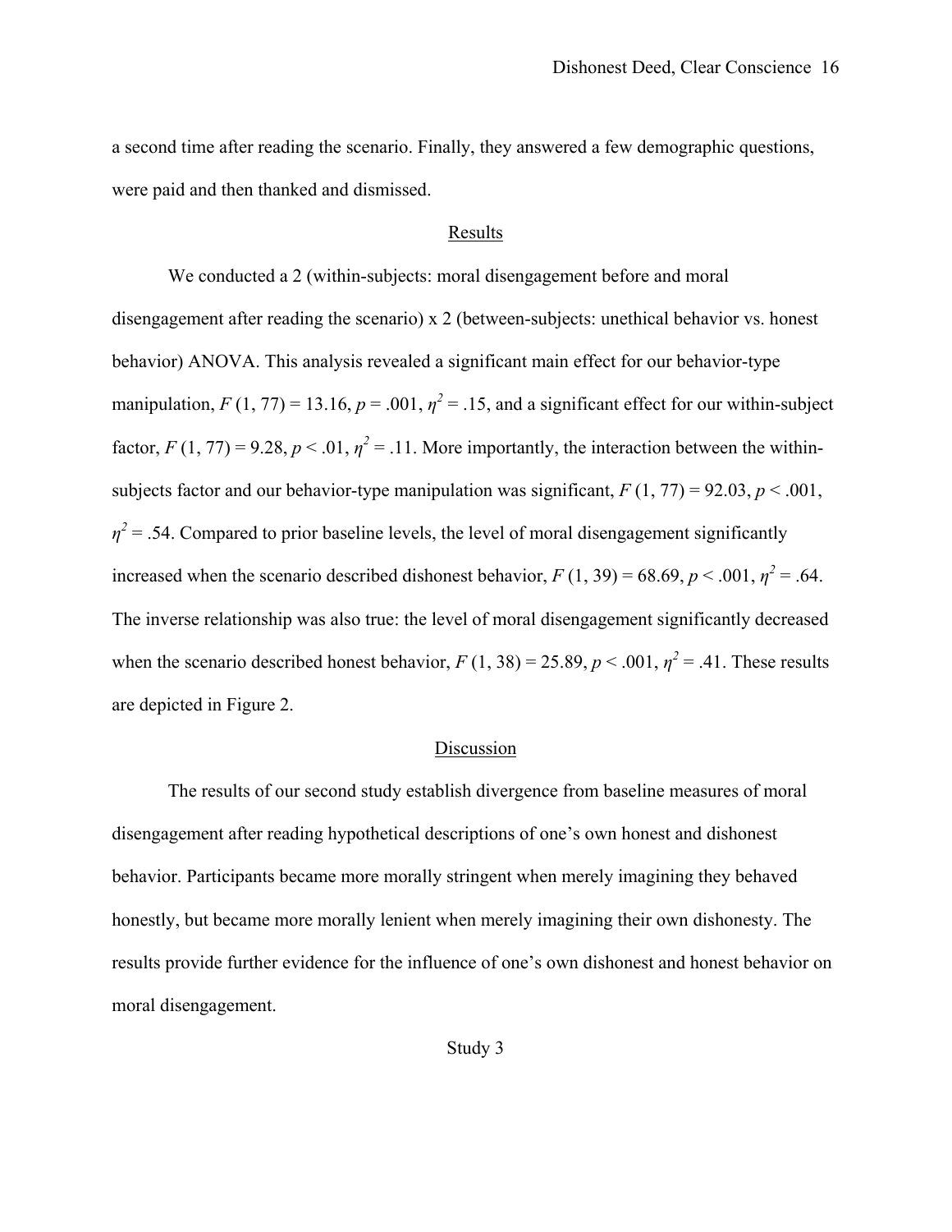a second time after reading the scenario. Finally, they answered a few demographic questions, were paid and then thanked and dismissed.

## Results

We conducted a 2 (within-subjects: moral disengagement before and moral disengagement after reading the scenario) x 2 (between-subjects: unethical behavior vs. honest behavior) ANOVA. This analysis revealed a significant main effect for our behavior-type manipulation, $F(1, 77) = 13.16$, $p = .001$, $\eta^2 = .15$, and a significant effect for our within-subject factor, $F(1, 77) = 9.28$, $p < .01$, $\eta^2 = .11$. More importantly, the interaction between the within-subjects factor and our behavior-type manipulation was significant, $F(1, 77) = 92.03$, $p < .001$, $\eta^2 = .54$. Compared to prior baseline levels, the level of moral disengagement significantly increased when the scenario described dishonest behavior, $F(1, 39) = 68.69$, $p < .001$, $\eta^2 = .64$. The inverse relationship was also true: the level of moral disengagement significantly decreased when the scenario described honest behavior, $F(1, 38) = 25.89$, $p < .001$, $\eta^2 = .41$. These results are depicted in Figure 2.

## Discussion

The results of our second study establish divergence from baseline measures of moral disengagement after reading hypothetical descriptions of one's own honest and dishonest behavior. Participants became more morally stringent when merely imagining they behaved honestly, but became more morally lenient when merely imagining their own dishonesty. The results provide further evidence for the influence of one's own dishonest and honest behavior on moral disengagement.

# Study 3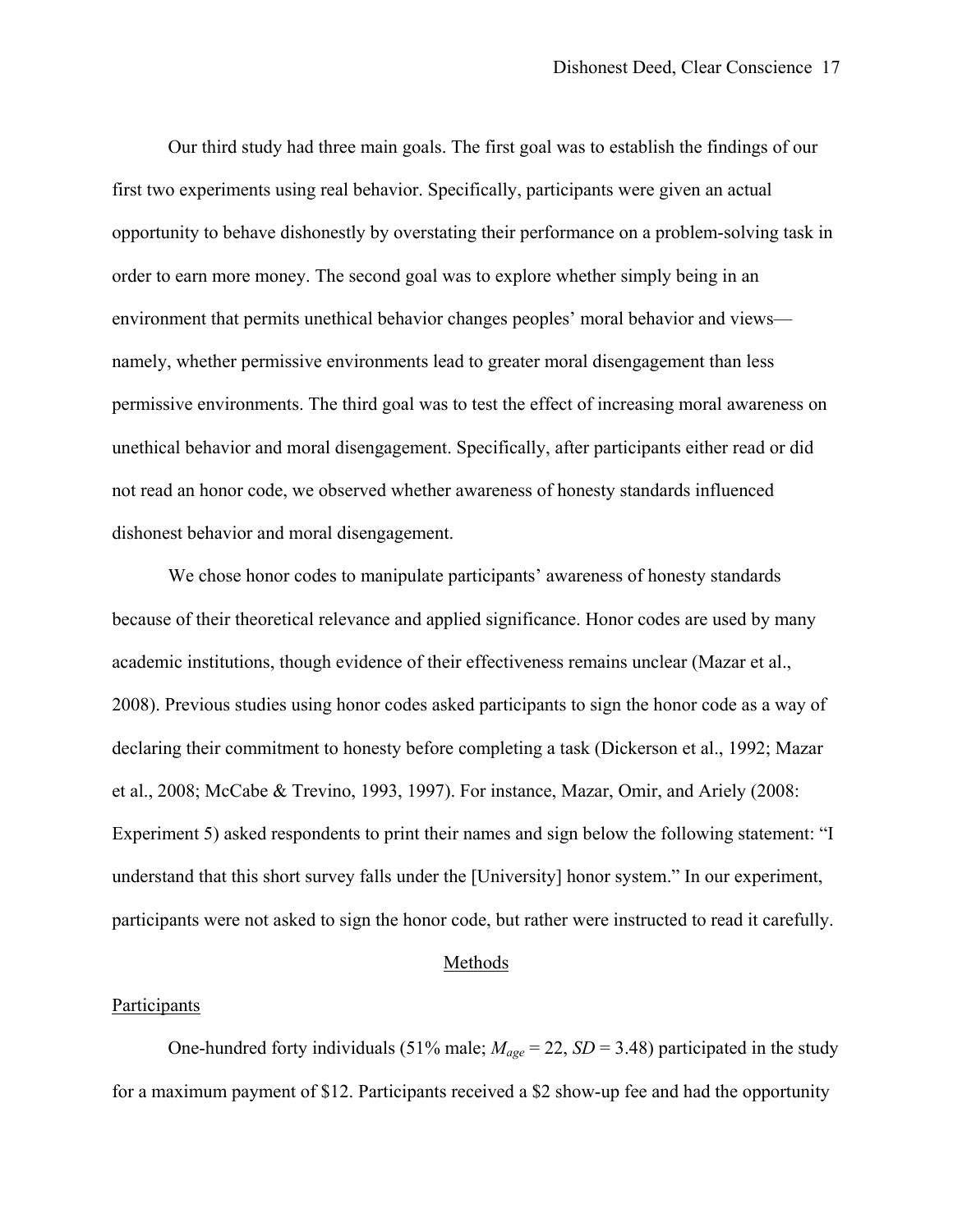Our third study had three main goals. The first goal was to establish the findings of our first two experiments using real behavior. Specifically, participants were given an actual opportunity to behave dishonestly by overstating their performance on a problem-solving task in order to earn more money. The second goal was to explore whether simply being in an environment that permits unethical behavior changes peoples' moral behavior and views—namely, whether permissive environments lead to greater moral disengagement than less permissive environments. The third goal was to test the effect of increasing moral awareness on unethical behavior and moral disengagement. Specifically, after participants either read or did not read an honor code, we observed whether awareness of honesty standards influenced dishonest behavior and moral disengagement.

We chose honor codes to manipulate participants' awareness of honesty standards because of their theoretical relevance and applied significance. Honor codes are used by many academic institutions, though evidence of their effectiveness remains unclear (Mazar et al., 2008). Previous studies using honor codes asked participants to sign the honor code as a way of declaring their commitment to honesty before completing a task (Dickerson et al., 1992; Mazar et al., 2008; McCabe & Trevino, 1993, 1997). For instance, Mazar, Omir, and Ariely (2008: Experiment 5) asked respondents to print their names and sign below the following statement: "I understand that this short survey falls under the [University] honor system." In our experiment, participants were not asked to sign the honor code, but rather were instructed to read it carefully.

## Methods

### Participants

One-hundred forty individuals (51% male; $M_{age}$ = 22, $SD$ = 3.48) participated in the study for a maximum payment of \$12. Participants received a \$2 show-up fee and had the opportunity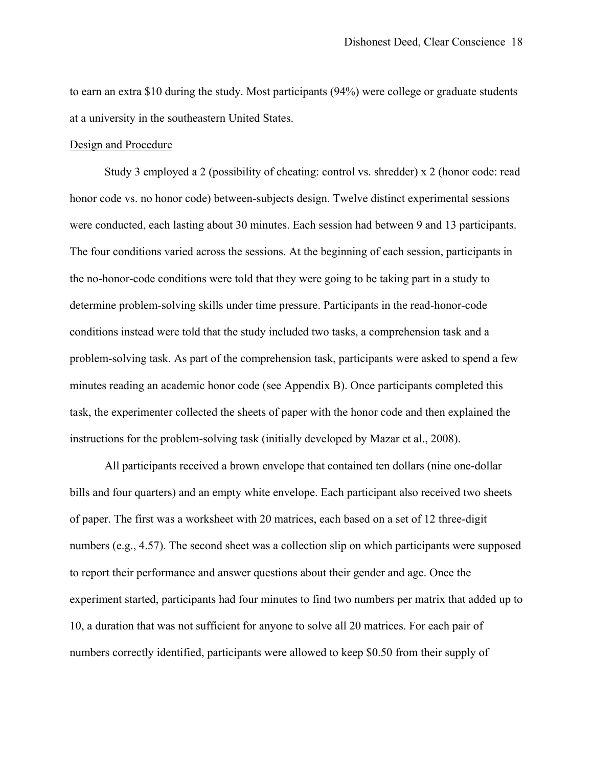to earn an extra $10 during the study. Most participants (94%) were college or graduate students at a university in the southeastern United States.

Design and Procedure

Study 3 employed a 2 (possibility of cheating: control vs. shredder) x 2 (honor code: read honor code vs. no honor code) between-subjects design. Twelve distinct experimental sessions were conducted, each lasting about 30 minutes. Each session had between 9 and 13 participants. The four conditions varied across the sessions. At the beginning of each session, participants in the no-honor-code conditions were told that they were going to be taking part in a study to determine problem-solving skills under time pressure. Participants in the read-honor-code conditions instead were told that the study included two tasks, a comprehension task and a problem-solving task. As part of the comprehension task, participants were asked to spend a few minutes reading an academic honor code (see Appendix B). Once participants completed this task, the experimenter collected the sheets of paper with the honor code and then explained the instructions for the problem-solving task (initially developed by Mazar et al., 2008).

All participants received a brown envelope that contained ten dollars (nine one-dollar bills and four quarters) and an empty white envelope. Each participant also received two sheets of paper. The first was a worksheet with 20 matrices, each based on a set of 12 three-digit numbers (e.g., 4.57). The second sheet was a collection slip on which participants were supposed to report their performance and answer questions about their gender and age. Once the experiment started, participants had four minutes to find two numbers per matrix that added up to 10, a duration that was not sufficient for anyone to solve all 20 matrices. For each pair of numbers correctly identified, participants were allowed to keep $0.50 from their supply of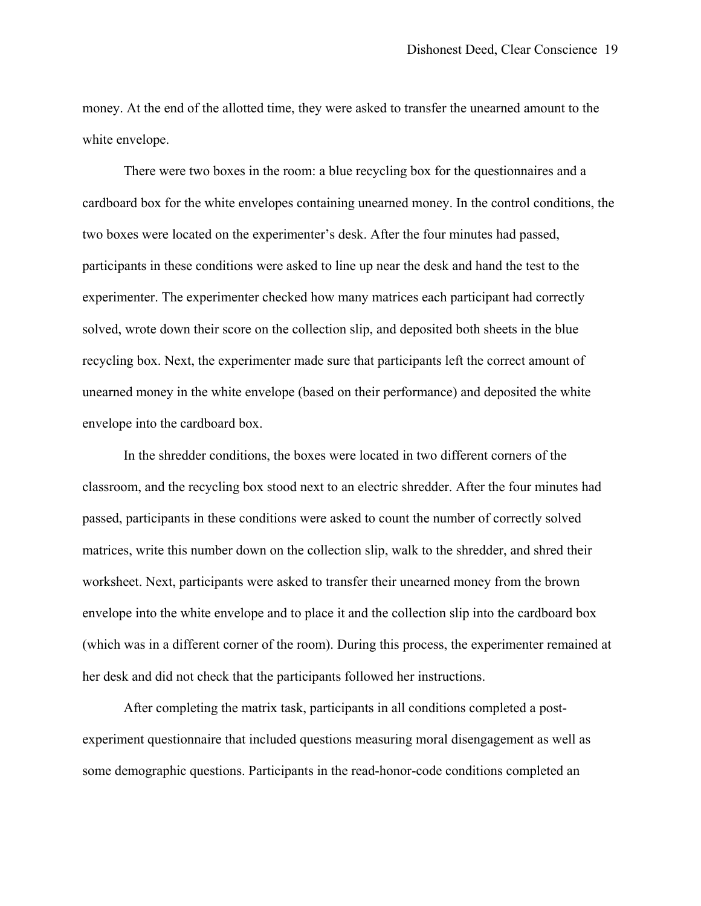money. At the end of the allotted time, they were asked to transfer the unearned amount to the white envelope.

There were two boxes in the room: a blue recycling box for the questionnaires and a cardboard box for the white envelopes containing unearned money. In the control conditions, the two boxes were located on the experimenter's desk. After the four minutes had passed, participants in these conditions were asked to line up near the desk and hand the test to the experimenter. The experimenter checked how many matrices each participant had correctly solved, wrote down their score on the collection slip, and deposited both sheets in the blue recycling box. Next, the experimenter made sure that participants left the correct amount of unearned money in the white envelope (based on their performance) and deposited the white envelope into the cardboard box.

In the shredder conditions, the boxes were located in two different corners of the classroom, and the recycling box stood next to an electric shredder. After the four minutes had passed, participants in these conditions were asked to count the number of correctly solved matrices, write this number down on the collection slip, walk to the shredder, and shred their worksheet. Next, participants were asked to transfer their unearned money from the brown envelope into the white envelope and to place it and the collection slip into the cardboard box (which was in a different corner of the room). During this process, the experimenter remained at her desk and did not check that the participants followed her instructions.

After completing the matrix task, participants in all conditions completed a post-experiment questionnaire that included questions measuring moral disengagement as well as some demographic questions. Participants in the read-honor-code conditions completed an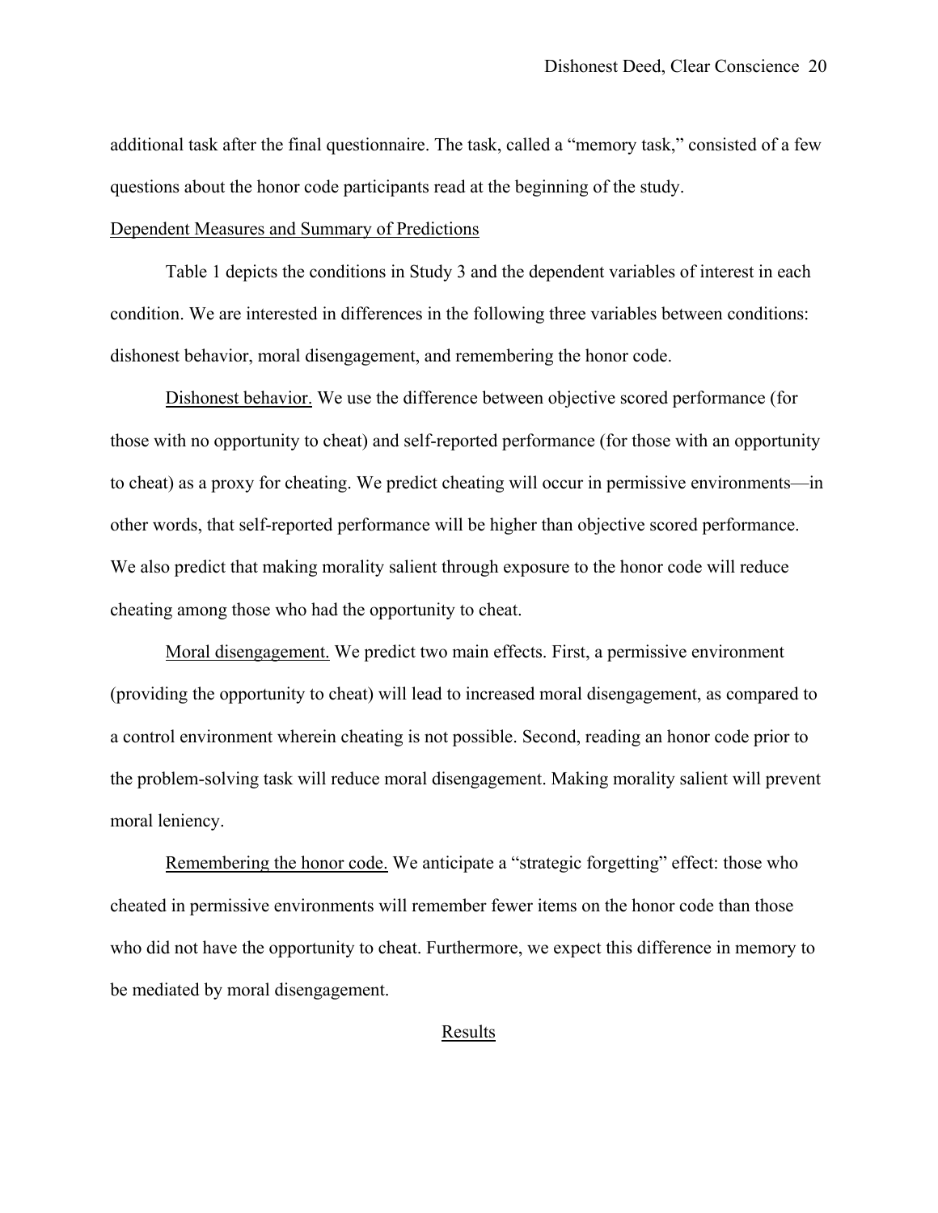additional task after the final questionnaire. The task, called a "memory task," consisted of a few questions about the honor code participants read at the beginning of the study.

### Dependent Measures and Summary of Predictions

Table 1 depicts the conditions in Study 3 and the dependent variables of interest in each condition. We are interested in differences in the following three variables between conditions: dishonest behavior, moral disengagement, and remembering the honor code.

Dishonest behavior. We use the difference between objective scored performance (for those with no opportunity to cheat) and self-reported performance (for those with an opportunity to cheat) as a proxy for cheating. We predict cheating will occur in permissive environments—in other words, that self-reported performance will be higher than objective scored performance. We also predict that making morality salient through exposure to the honor code will reduce cheating among those who had the opportunity to cheat.

Moral disengagement. We predict two main effects. First, a permissive environment (providing the opportunity to cheat) will lead to increased moral disengagement, as compared to a control environment wherein cheating is not possible. Second, reading an honor code prior to the problem-solving task will reduce moral disengagement. Making morality salient will prevent moral leniency.

Remembering the honor code. We anticipate a "strategic forgetting" effect: those who cheated in permissive environments will remember fewer items on the honor code than those who did not have the opportunity to cheat. Furthermore, we expect this difference in memory to be mediated by moral disengagement.

## Results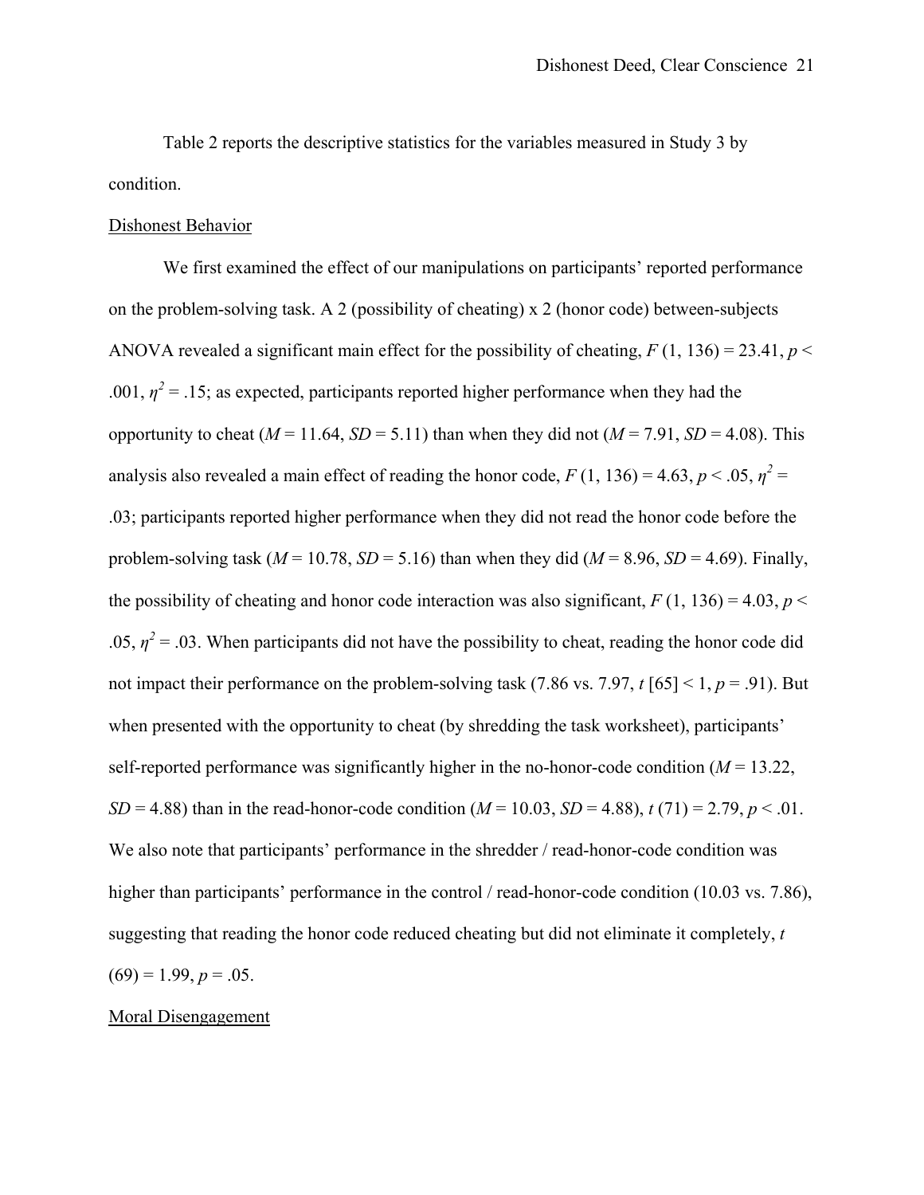Table 2 reports the descriptive statistics for the variables measured in Study 3 by condition.

Dishonest Behavior

We first examined the effect of our manipulations on participants' reported performance on the problem-solving task. A 2 (possibility of cheating) x 2 (honor code) between-subjects ANOVA revealed a significant main effect for the possibility of cheating, $F$ (1, 136) = 23.41, $p$ < .001, $\eta^2$ = .15; as expected, participants reported higher performance when they had the opportunity to cheat ($M$ = 11.64, $SD$ = 5.11) than when they did not ($M$ = 7.91, $SD$ = 4.08). This analysis also revealed a main effect of reading the honor code, $F$ (1, 136) = 4.63, $p$ < .05, $\eta^2$ = .03; participants reported higher performance when they did not read the honor code before the problem-solving task ($M$ = 10.78, $SD$ = 5.16) than when they did ($M$ = 8.96, $SD$ = 4.69). Finally, the possibility of cheating and honor code interaction was also significant, $F$ (1, 136) = 4.03, $p$ < .05, $\eta^2$ = .03. When participants did not have the possibility to cheat, reading the honor code did not impact their performance on the problem-solving task (7.86 vs. 7.97, $t$ [65] < 1, $p$ = .91). But when presented with the opportunity to cheat (by shredding the task worksheet), participants' self-reported performance was significantly higher in the no-honor-code condition ($M$ = 13.22, $SD$ = 4.88) than in the read-honor-code condition ($M$ = 10.03, $SD$ = 4.88), $t$ (71) = 2.79, $p$ < .01. We also note that participants' performance in the shredder / read-honor-code condition was higher than participants' performance in the control / read-honor-code condition (10.03 vs. 7.86), suggesting that reading the honor code reduced cheating but did not eliminate it completely, $t$ (69) = 1.99, $p$ = .05.

Moral Disengagement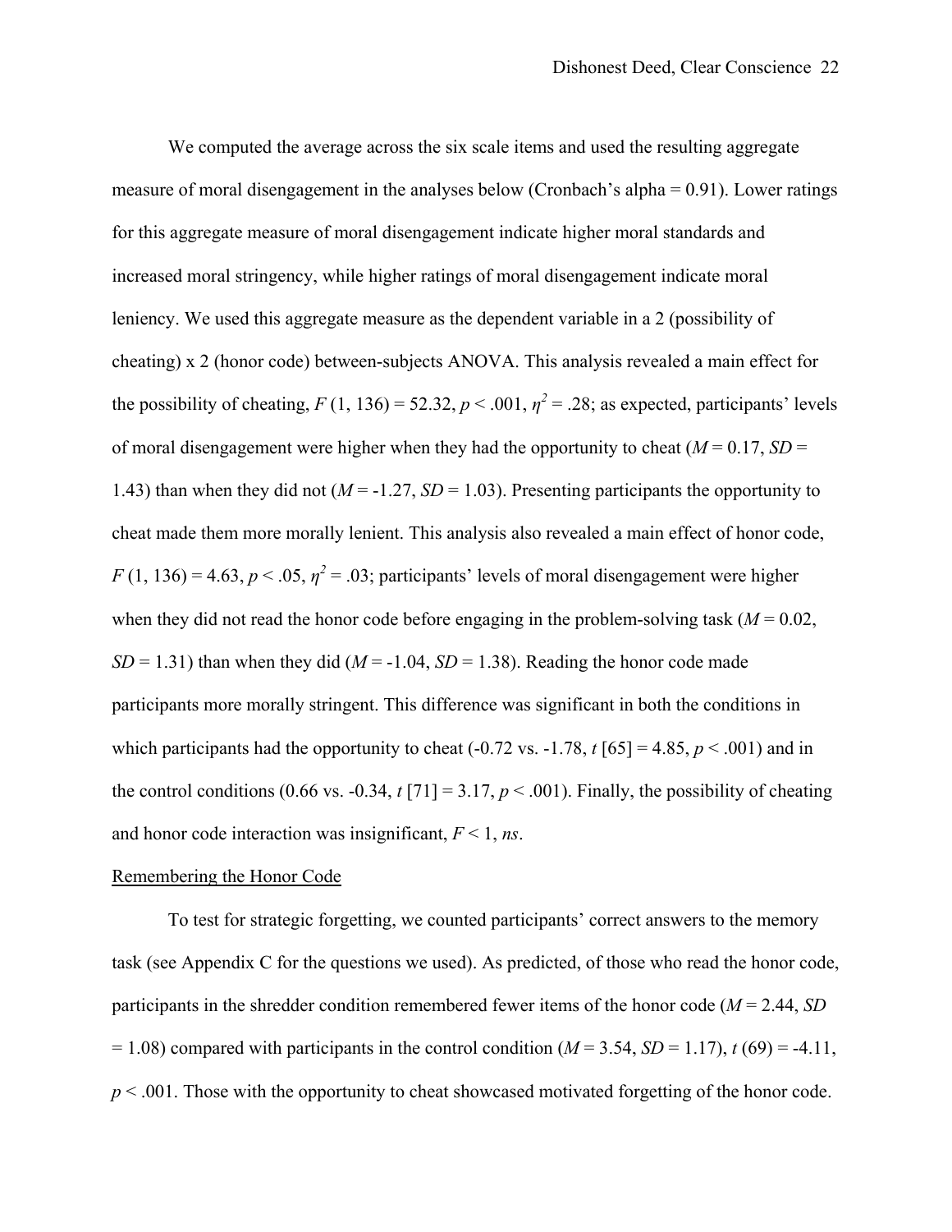We computed the average across the six scale items and used the resulting aggregate measure of moral disengagement in the analyses below (Cronbach's alpha = 0.91). Lower ratings for this aggregate measure of moral disengagement indicate higher moral standards and increased moral stringency, while higher ratings of moral disengagement indicate moral leniency. We used this aggregate measure as the dependent variable in a 2 (possibility of cheating) x 2 (honor code) between-subjects ANOVA. This analysis revealed a main effect for the possibility of cheating, $F(1, 136) = 52.32$, $p < .001$, $\eta^2 = .28$; as expected, participants' levels of moral disengagement were higher when they had the opportunity to cheat ($M = 0.17$, $SD = 1.43$) than when they did not ($M = -1.27$, $SD = 1.03$). Presenting participants the opportunity to cheat made them more morally lenient. This analysis also revealed a main effect of honor code, $F(1, 136) = 4.63$, $p < .05$, $\eta^2 = .03$; participants' levels of moral disengagement were higher when they did not read the honor code before engaging in the problem-solving task ($M = 0.02$, $SD = 1.31$) than when they did ($M = -1.04$, $SD = 1.38$). Reading the honor code made participants more morally stringent. This difference was significant in both the conditions in which participants had the opportunity to cheat (-0.72 vs. -1.78, $t[65] = 4.85$, $p < .001$) and in the control conditions (0.66 vs. -0.34, $t[71] = 3.17$, $p < .001$). Finally, the possibility of cheating and honor code interaction was insignificant, $F < 1$, *ns*.

Remembering the Honor Code

To test for strategic forgetting, we counted participants' correct answers to the memory task (see Appendix C for the questions we used). As predicted, of those who read the honor code, participants in the shredder condition remembered fewer items of the honor code ($M = 2.44$, $SD = 1.08$) compared with participants in the control condition ($M = 3.54$, $SD = 1.17$), $t(69) = -4.11$, $p < .001$. Those with the opportunity to cheat showcased motivated forgetting of the honor code.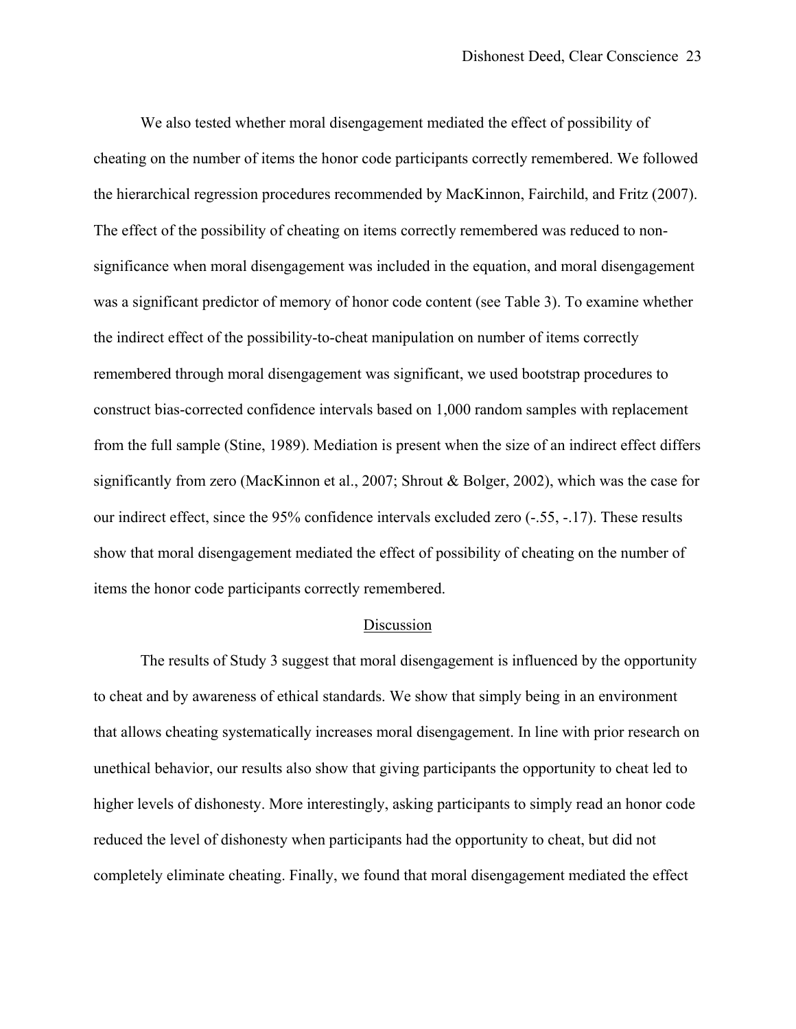We also tested whether moral disengagement mediated the effect of possibility of cheating on the number of items the honor code participants correctly remembered. We followed the hierarchical regression procedures recommended by MacKinnon, Fairchild, and Fritz (2007). The effect of the possibility of cheating on items correctly remembered was reduced to non-significance when moral disengagement was included in the equation, and moral disengagement was a significant predictor of memory of honor code content (see Table 3). To examine whether the indirect effect of the possibility-to-cheat manipulation on number of items correctly remembered through moral disengagement was significant, we used bootstrap procedures to construct bias-corrected confidence intervals based on 1,000 random samples with replacement from the full sample (Stine, 1989). Mediation is present when the size of an indirect effect differs significantly from zero (MacKinnon et al., 2007; Shrout & Bolger, 2002), which was the case for our indirect effect, since the 95% confidence intervals excluded zero (-.55, -.17). These results show that moral disengagement mediated the effect of possibility of cheating on the number of items the honor code participants correctly remembered.

## Discussion

The results of Study 3 suggest that moral disengagement is influenced by the opportunity to cheat and by awareness of ethical standards. We show that simply being in an environment that allows cheating systematically increases moral disengagement. In line with prior research on unethical behavior, our results also show that giving participants the opportunity to cheat led to higher levels of dishonesty. More interestingly, asking participants to simply read an honor code reduced the level of dishonesty when participants had the opportunity to cheat, but did not completely eliminate cheating. Finally, we found that moral disengagement mediated the effect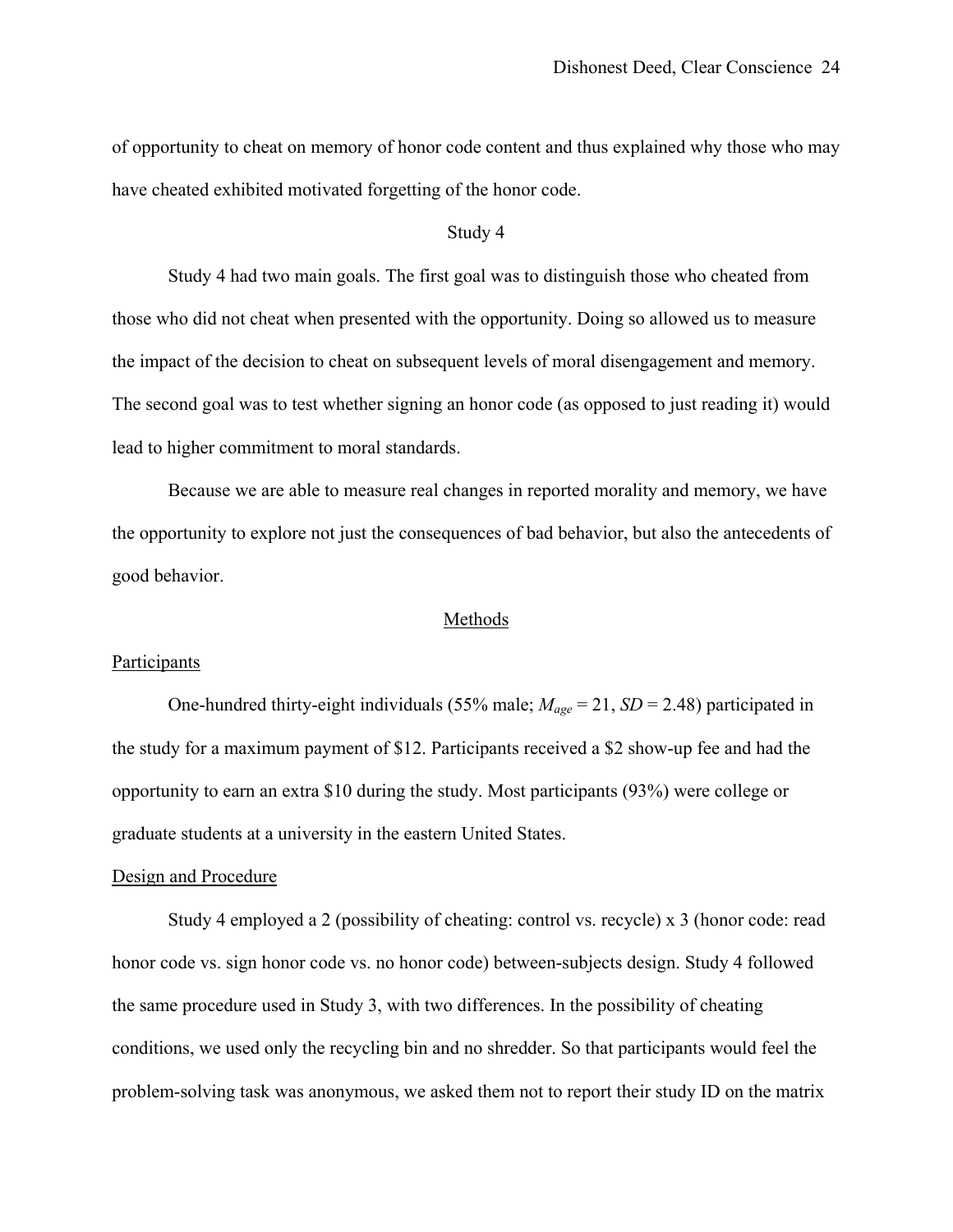of opportunity to cheat on memory of honor code content and thus explained why those who may have cheated exhibited motivated forgetting of the honor code.

## Study 4

Study 4 had two main goals. The first goal was to distinguish those who cheated from those who did not cheat when presented with the opportunity. Doing so allowed us to measure the impact of the decision to cheat on subsequent levels of moral disengagement and memory. The second goal was to test whether signing an honor code (as opposed to just reading it) would lead to higher commitment to moral standards.

Because we are able to measure real changes in reported morality and memory, we have the opportunity to explore not just the consequences of bad behavior, but also the antecedents of good behavior.

### Methods

#### Participants

One-hundred thirty-eight individuals (55% male; $M_{age}$ = 21, $SD$ = 2.48) participated in the study for a maximum payment of \$12. Participants received a \$2 show-up fee and had the opportunity to earn an extra \$10 during the study. Most participants (93%) were college or graduate students at a university in the eastern United States.

#### Design and Procedure

Study 4 employed a 2 (possibility of cheating: control vs. recycle) x 3 (honor code: read honor code vs. sign honor code vs. no honor code) between-subjects design. Study 4 followed the same procedure used in Study 3, with two differences. In the possibility of cheating conditions, we used only the recycling bin and no shredder. So that participants would feel the problem-solving task was anonymous, we asked them not to report their study ID on the matrix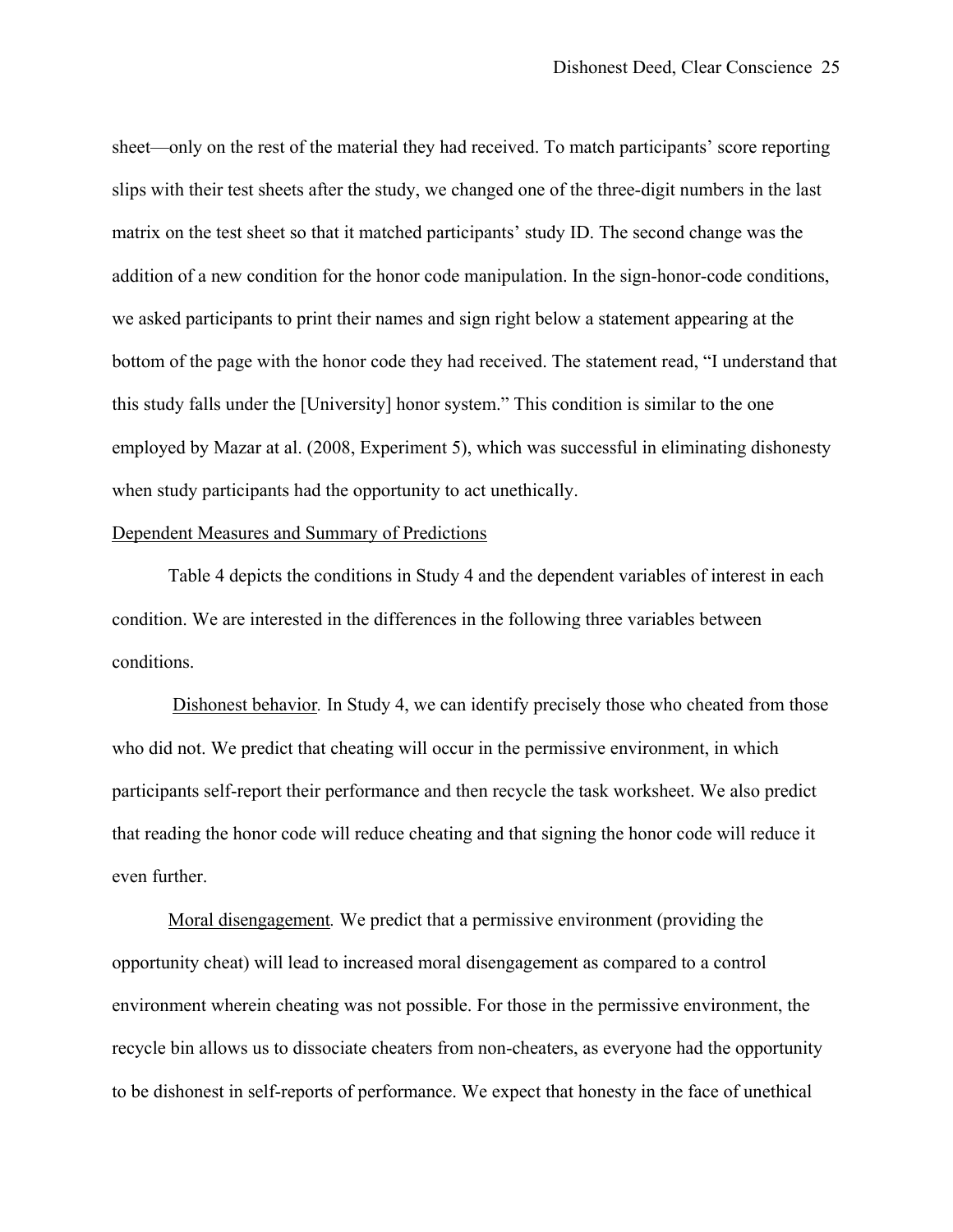sheet—only on the rest of the material they had received. To match participants' score reporting slips with their test sheets after the study, we changed one of the three-digit numbers in the last matrix on the test sheet so that it matched participants' study ID. The second change was the addition of a new condition for the honor code manipulation. In the sign-honor-code conditions, we asked participants to print their names and sign right below a statement appearing at the bottom of the page with the honor code they had received. The statement read, "I understand that this study falls under the [University] honor system." This condition is similar to the one employed by Mazar at al. (2008, Experiment 5), which was successful in eliminating dishonesty when study participants had the opportunity to act unethically.

Dependent Measures and Summary of Predictions

Table 4 depicts the conditions in Study 4 and the dependent variables of interest in each condition. We are interested in the differences in the following three variables between conditions.

Dishonest behavior*.* In Study 4, we can identify precisely those who cheated from those who did not. We predict that cheating will occur in the permissive environment, in which participants self-report their performance and then recycle the task worksheet. We also predict that reading the honor code will reduce cheating and that signing the honor code will reduce it even further.

Moral disengagement*.* We predict that a permissive environment (providing the opportunity cheat) will lead to increased moral disengagement as compared to a control environment wherein cheating was not possible. For those in the permissive environment, the recycle bin allows us to dissociate cheaters from non-cheaters, as everyone had the opportunity to be dishonest in self-reports of performance. We expect that honesty in the face of unethical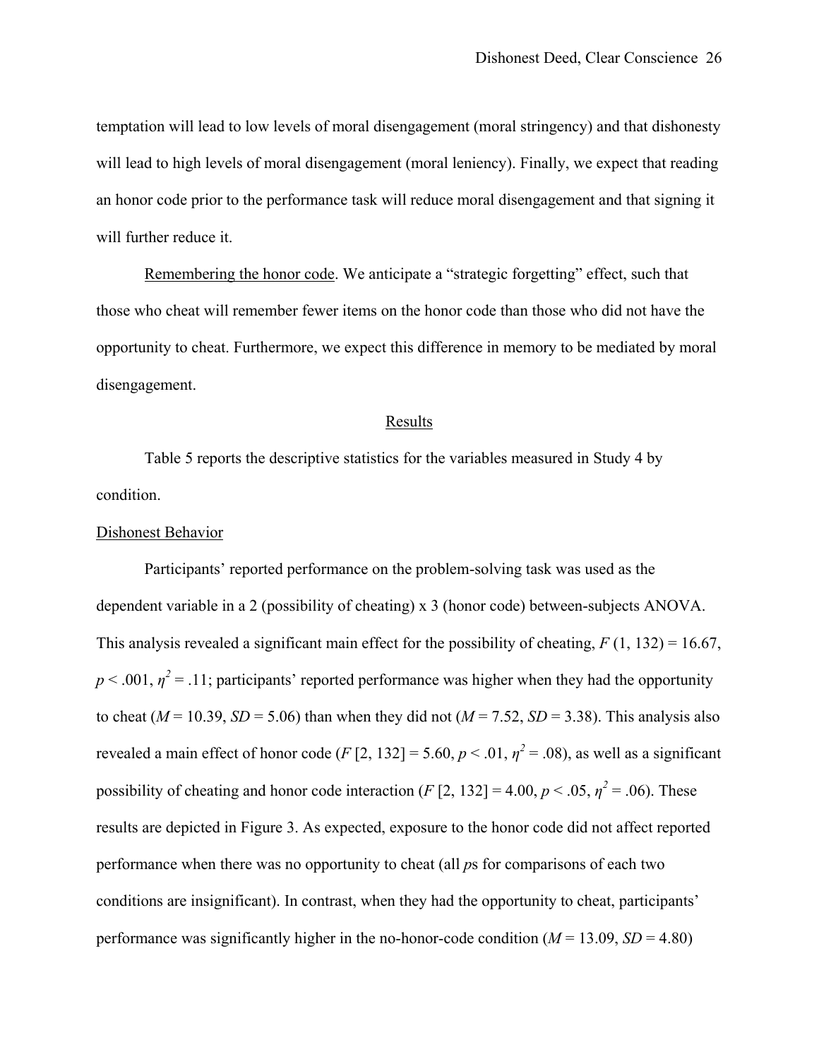temptation will lead to low levels of moral disengagement (moral stringency) and that dishonesty will lead to high levels of moral disengagement (moral leniency). Finally, we expect that reading an honor code prior to the performance task will reduce moral disengagement and that signing it will further reduce it.

Remembering the honor code. We anticipate a "strategic forgetting" effect, such that those who cheat will remember fewer items on the honor code than those who did not have the opportunity to cheat. Furthermore, we expect this difference in memory to be mediated by moral disengagement.

## Results

Table 5 reports the descriptive statistics for the variables measured in Study 4 by condition.

### Dishonest Behavior

Participants' reported performance on the problem-solving task was used as the dependent variable in a 2 (possibility of cheating) x 3 (honor code) between-subjects ANOVA. This analysis revealed a significant main effect for the possibility of cheating, $F(1, 132) = 16.67$, $p < .001$, $\eta^2 = .11$; participants' reported performance was higher when they had the opportunity to cheat ($M = 10.39$, $SD = 5.06$) than when they did not ($M = 7.52$, $SD = 3.38$). This analysis also revealed a main effect of honor code ($F[2, 132] = 5.60$, $p < .01$, $\eta^2 = .08$), as well as a significant possibility of cheating and honor code interaction ($F[2, 132] = 4.00$, $p < .05$, $\eta^2 = .06$). These results are depicted in Figure 3. As expected, exposure to the honor code did not affect reported performance when there was no opportunity to cheat (all *p*s for comparisons of each two conditions are insignificant). In contrast, when they had the opportunity to cheat, participants' performance was significantly higher in the no-honor-code condition ($M = 13.09$, $SD = 4.80$)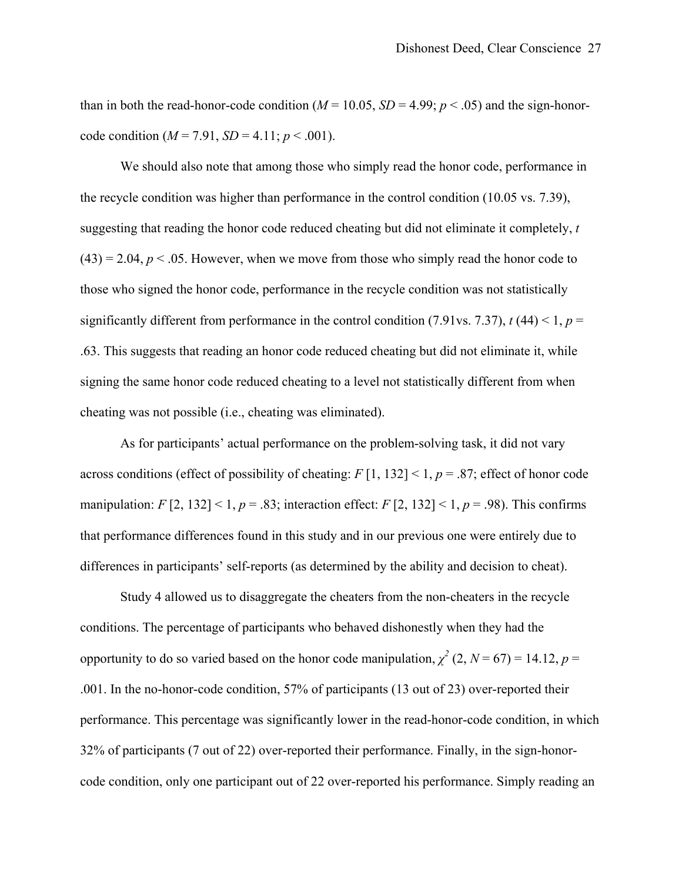than in both the read-honor-code condition ($M = 10.05$, $SD = 4.99$; $p < .05$) and the sign-honor-code condition ($M = 7.91$, $SD = 4.11$; $p < .001$).

We should also note that among those who simply read the honor code, performance in the recycle condition was higher than performance in the control condition (10.05 vs. 7.39), suggesting that reading the honor code reduced cheating but did not eliminate it completely, $t$ $(43) = 2.04$, $p < .05$. However, when we move from those who simply read the honor code to those who signed the honor code, performance in the recycle condition was not statistically significantly different from performance in the control condition (7.91vs. 7.37), $t$ $(44) < 1$, $p = .63$. This suggests that reading an honor code reduced cheating but did not eliminate it, while signing the same honor code reduced cheating to a level not statistically different from when cheating was not possible (i.e., cheating was eliminated).

As for participants' actual performance on the problem-solving task, it did not vary across conditions (effect of possibility of cheating: $F$ [1, 132] < 1, $p = .87$; effect of honor code manipulation: $F$ [2, 132] < 1, $p = .83$; interaction effect: $F$ [2, 132] < 1, $p = .98$). This confirms that performance differences found in this study and in our previous one were entirely due to differences in participants' self-reports (as determined by the ability and decision to cheat).

Study 4 allowed us to disaggregate the cheaters from the non-cheaters in the recycle conditions. The percentage of participants who behaved dishonestly when they had the opportunity to do so varied based on the honor code manipulation, $\chi^2$ (2, $N = 67$) = 14.12, $p = .001$. In the no-honor-code condition, 57% of participants (13 out of 23) over-reported their performance. This percentage was significantly lower in the read-honor-code condition, in which 32% of participants (7 out of 22) over-reported their performance. Finally, in the sign-honor-code condition, only one participant out of 22 over-reported his performance. Simply reading an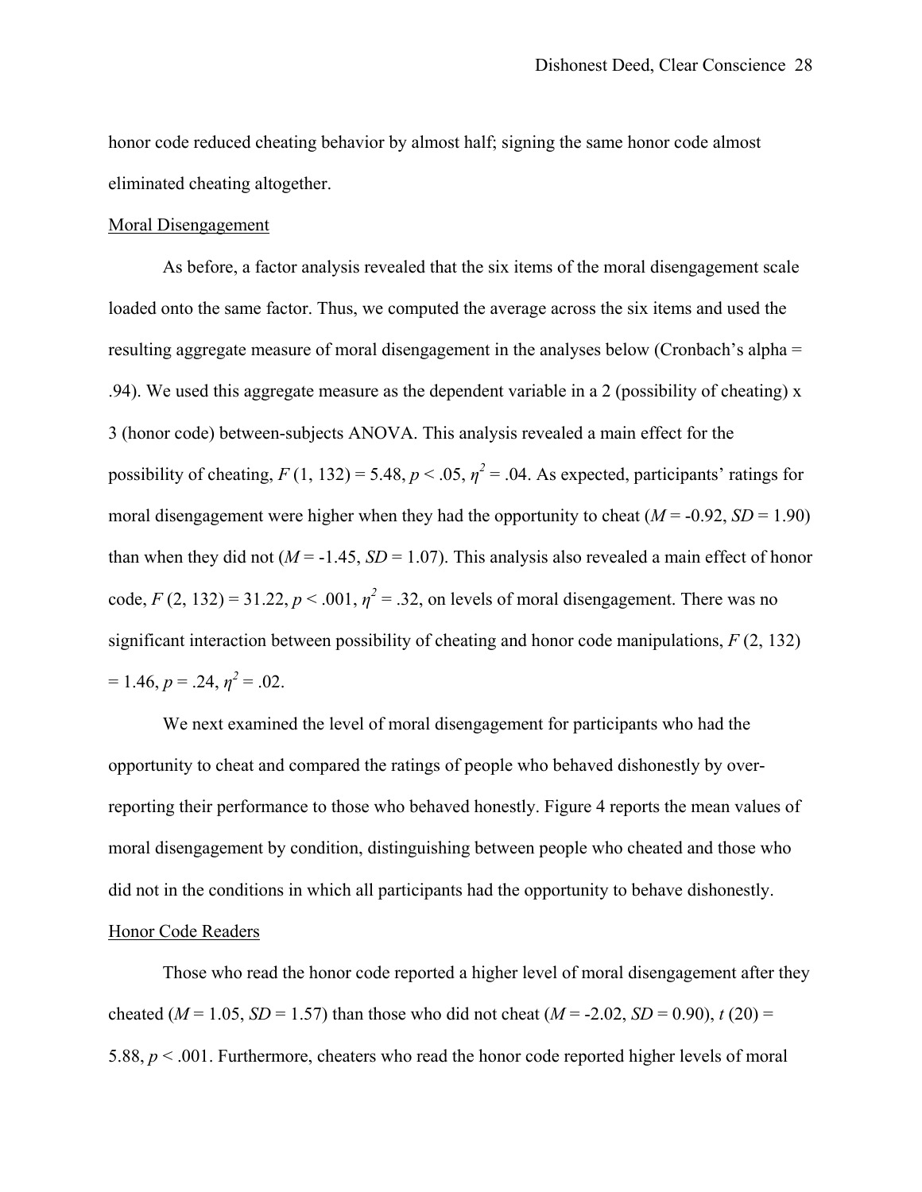honor code reduced cheating behavior by almost half; signing the same honor code almost eliminated cheating altogether.

Moral Disengagement

As before, a factor analysis revealed that the six items of the moral disengagement scale loaded onto the same factor. Thus, we computed the average across the six items and used the resulting aggregate measure of moral disengagement in the analyses below (Cronbach's alpha = .94). We used this aggregate measure as the dependent variable in a 2 (possibility of cheating) x 3 (honor code) between-subjects ANOVA. This analysis revealed a main effect for the possibility of cheating, $F$ (1, 132) = 5.48, $p < .05$, $\eta^2 = .04$. As expected, participants' ratings for moral disengagement were higher when they had the opportunity to cheat ($M$ = -0.92, $SD$ = 1.90) than when they did not ($M$ = -1.45, $SD$ = 1.07). This analysis also revealed a main effect of honor code, $F$ (2, 132) = 31.22, $p < .001$, $\eta^2 = .32$, on levels of moral disengagement. There was no significant interaction between possibility of cheating and honor code manipulations, $F$ (2, 132) = 1.46, $p = .24$, $\eta^2 = .02$.

We next examined the level of moral disengagement for participants who had the opportunity to cheat and compared the ratings of people who behaved dishonestly by over-reporting their performance to those who behaved honestly. Figure 4 reports the mean values of moral disengagement by condition, distinguishing between people who cheated and those who did not in the conditions in which all participants had the opportunity to behave dishonestly.

Honor Code Readers

Those who read the honor code reported a higher level of moral disengagement after they cheated ($M$ = 1.05, $SD$ = 1.57) than those who did not cheat ($M$ = -2.02, $SD$ = 0.90), $t$ (20) = 5.88, $p < .001$. Furthermore, cheaters who read the honor code reported higher levels of moral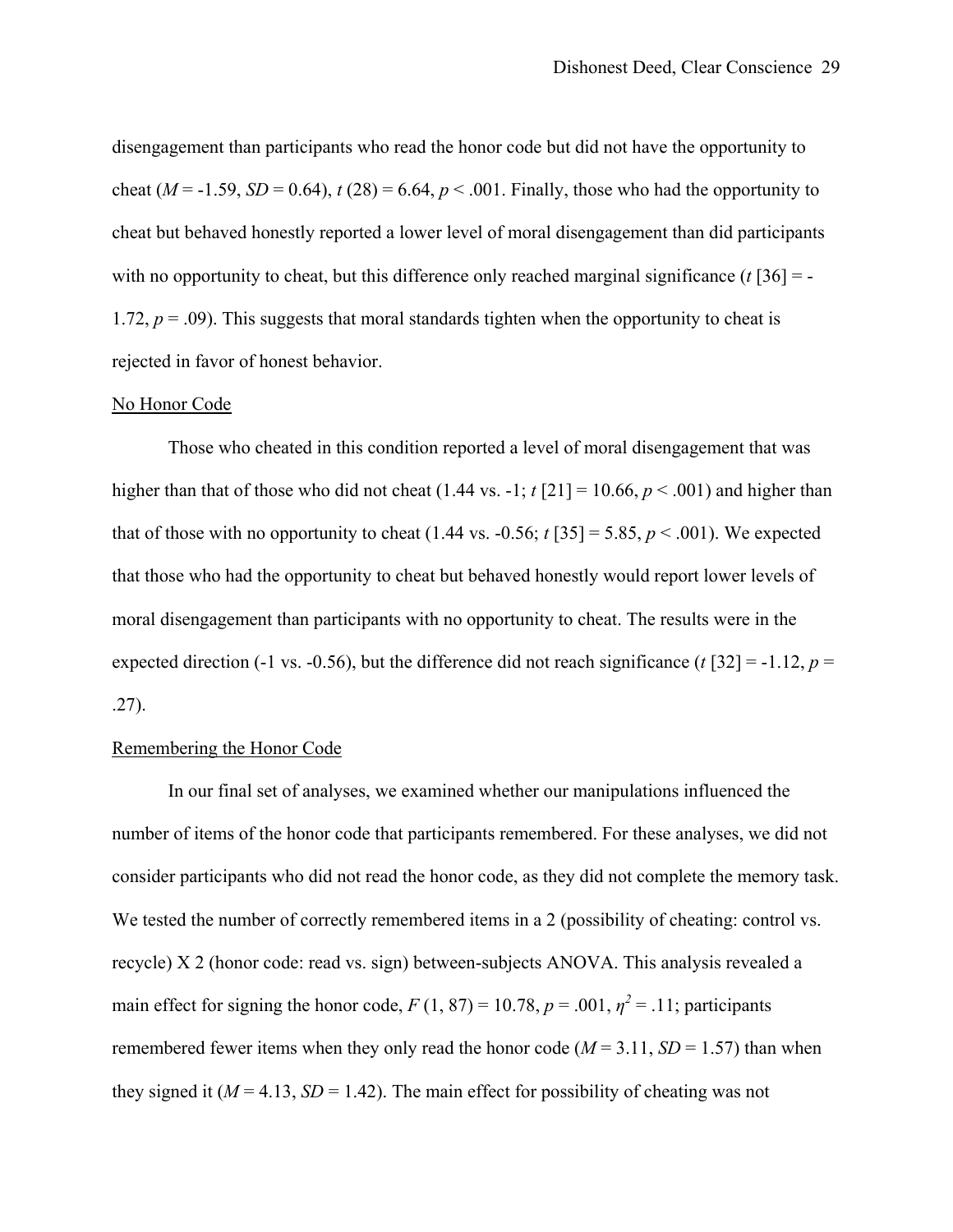disengagement than participants who read the honor code but did not have the opportunity to cheat ($M$ = -1.59, $SD$ = 0.64), $t$ (28) = 6.64, $p$ < .001. Finally, those who had the opportunity to cheat but behaved honestly reported a lower level of moral disengagement than did participants with no opportunity to cheat, but this difference only reached marginal significance ($t$ [36] = -1.72, $p$ = .09). This suggests that moral standards tighten when the opportunity to cheat is rejected in favor of honest behavior.

No Honor Code

Those who cheated in this condition reported a level of moral disengagement that was higher than that of those who did not cheat (1.44 vs. -1; $t$ [21] = 10.66, $p$ < .001) and higher than that of those with no opportunity to cheat (1.44 vs. -0.56; $t$ [35] = 5.85, $p$ < .001). We expected that those who had the opportunity to cheat but behaved honestly would report lower levels of moral disengagement than participants with no opportunity to cheat. The results were in the expected direction (-1 vs. -0.56), but the difference did not reach significance ($t$ [32] = -1.12, $p$ = .27).

Remembering the Honor Code

In our final set of analyses, we examined whether our manipulations influenced the number of items of the honor code that participants remembered. For these analyses, we did not consider participants who did not read the honor code, as they did not complete the memory task. We tested the number of correctly remembered items in a 2 (possibility of cheating: control vs. recycle) X 2 (honor code: read vs. sign) between-subjects ANOVA. This analysis revealed a main effect for signing the honor code, $F$ (1, 87) = 10.78, $p$ = .001, $\eta^2$ = .11; participants remembered fewer items when they only read the honor code ($M$ = 3.11, $SD$ = 1.57) than when they signed it ($M$ = 4.13, $SD$ = 1.42). The main effect for possibility of cheating was not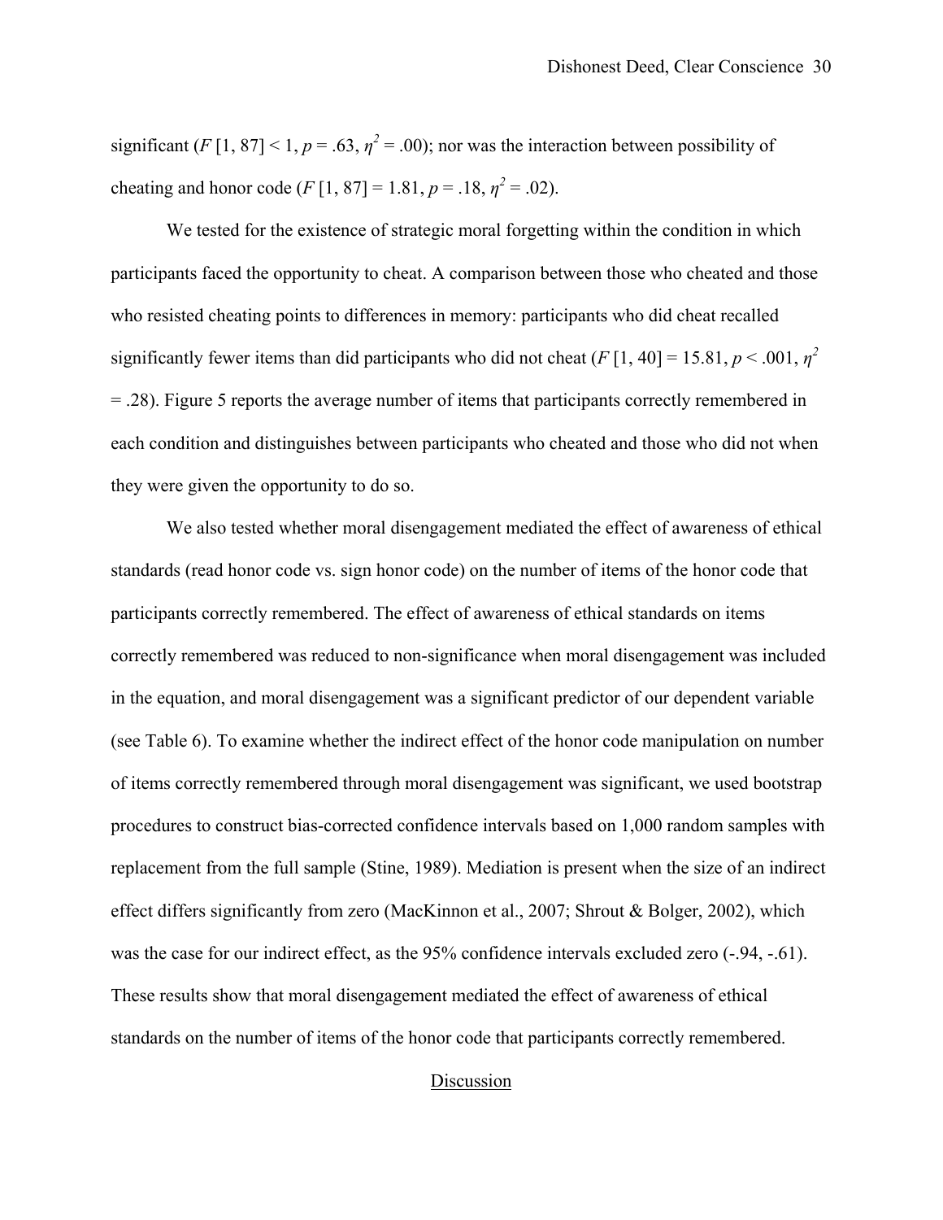significant (*F* [1, 87] < 1, *p* = .63, $\eta^2$ = .00); nor was the interaction between possibility of cheating and honor code (*F* [1, 87] = 1.81, *p* = .18, $\eta^2$ = .02).

We tested for the existence of strategic moral forgetting within the condition in which participants faced the opportunity to cheat. A comparison between those who cheated and those who resisted cheating points to differences in memory: participants who did cheat recalled significantly fewer items than did participants who did not cheat (*F* [1, 40] = 15.81, *p* < .001, $\eta^2$ = .28). Figure 5 reports the average number of items that participants correctly remembered in each condition and distinguishes between participants who cheated and those who did not when they were given the opportunity to do so.

We also tested whether moral disengagement mediated the effect of awareness of ethical standards (read honor code vs. sign honor code) on the number of items of the honor code that participants correctly remembered. The effect of awareness of ethical standards on items correctly remembered was reduced to non-significance when moral disengagement was included in the equation, and moral disengagement was a significant predictor of our dependent variable (see Table 6). To examine whether the indirect effect of the honor code manipulation on number of items correctly remembered through moral disengagement was significant, we used bootstrap procedures to construct bias-corrected confidence intervals based on 1,000 random samples with replacement from the full sample (Stine, 1989). Mediation is present when the size of an indirect effect differs significantly from zero (MacKinnon et al., 2007; Shrout & Bolger, 2002), which was the case for our indirect effect, as the 95% confidence intervals excluded zero (-.94, -.61). These results show that moral disengagement mediated the effect of awareness of ethical standards on the number of items of the honor code that participants correctly remembered.

## Discussion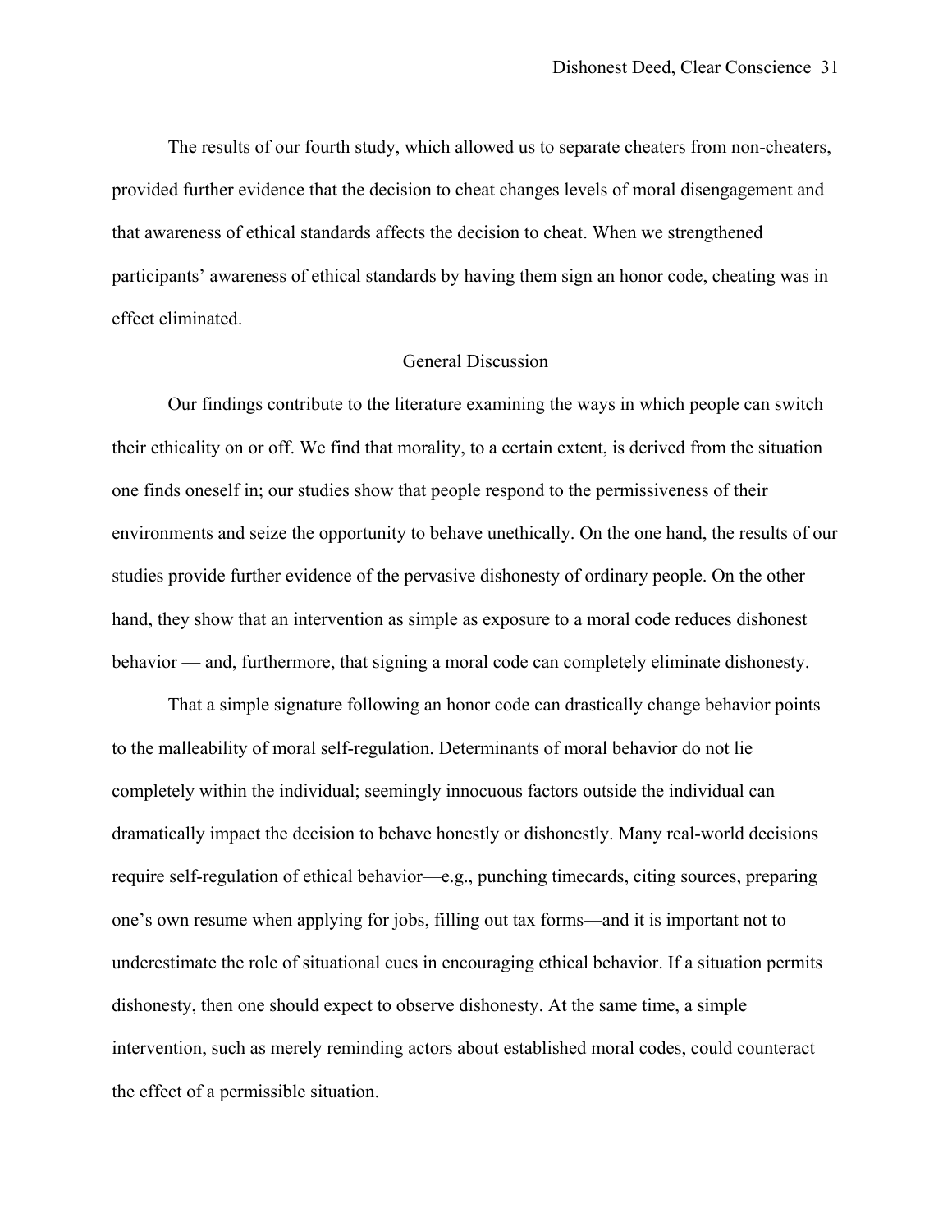The results of our fourth study, which allowed us to separate cheaters from non-cheaters, provided further evidence that the decision to cheat changes levels of moral disengagement and that awareness of ethical standards affects the decision to cheat. When we strengthened participants' awareness of ethical standards by having them sign an honor code, cheating was in effect eliminated.

## General Discussion

Our findings contribute to the literature examining the ways in which people can switch their ethicality on or off. We find that morality, to a certain extent, is derived from the situation one finds oneself in; our studies show that people respond to the permissiveness of their environments and seize the opportunity to behave unethically. On the one hand, the results of our studies provide further evidence of the pervasive dishonesty of ordinary people. On the other hand, they show that an intervention as simple as exposure to a moral code reduces dishonest behavior — and, furthermore, that signing a moral code can completely eliminate dishonesty.

That a simple signature following an honor code can drastically change behavior points to the malleability of moral self-regulation. Determinants of moral behavior do not lie completely within the individual; seemingly innocuous factors outside the individual can dramatically impact the decision to behave honestly or dishonestly. Many real-world decisions require self-regulation of ethical behavior—e.g., punching timecards, citing sources, preparing one's own resume when applying for jobs, filling out tax forms—and it is important not to underestimate the role of situational cues in encouraging ethical behavior. If a situation permits dishonesty, then one should expect to observe dishonesty. At the same time, a simple intervention, such as merely reminding actors about established moral codes, could counteract the effect of a permissible situation.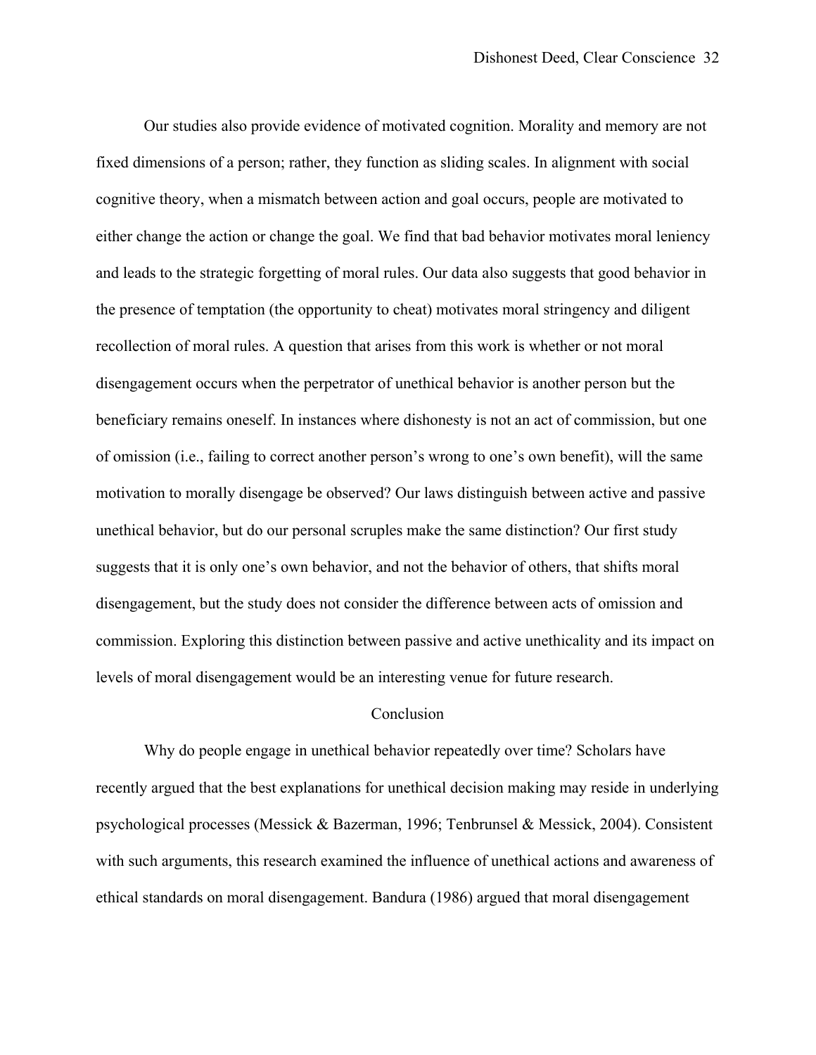Our studies also provide evidence of motivated cognition. Morality and memory are not fixed dimensions of a person; rather, they function as sliding scales. In alignment with social cognitive theory, when a mismatch between action and goal occurs, people are motivated to either change the action or change the goal. We find that bad behavior motivates moral leniency and leads to the strategic forgetting of moral rules. Our data also suggests that good behavior in the presence of temptation (the opportunity to cheat) motivates moral stringency and diligent recollection of moral rules. A question that arises from this work is whether or not moral disengagement occurs when the perpetrator of unethical behavior is another person but the beneficiary remains oneself. In instances where dishonesty is not an act of commission, but one of omission (i.e., failing to correct another person's wrong to one's own benefit), will the same motivation to morally disengage be observed? Our laws distinguish between active and passive unethical behavior, but do our personal scruples make the same distinction? Our first study suggests that it is only one's own behavior, and not the behavior of others, that shifts moral disengagement, but the study does not consider the difference between acts of omission and commission. Exploring this distinction between passive and active unethicality and its impact on levels of moral disengagement would be an interesting venue for future research.

## Conclusion

Why do people engage in unethical behavior repeatedly over time? Scholars have recently argued that the best explanations for unethical decision making may reside in underlying psychological processes (Messick & Bazerman, 1996; Tenbrunsel & Messick, 2004). Consistent with such arguments, this research examined the influence of unethical actions and awareness of ethical standards on moral disengagement. Bandura (1986) argued that moral disengagement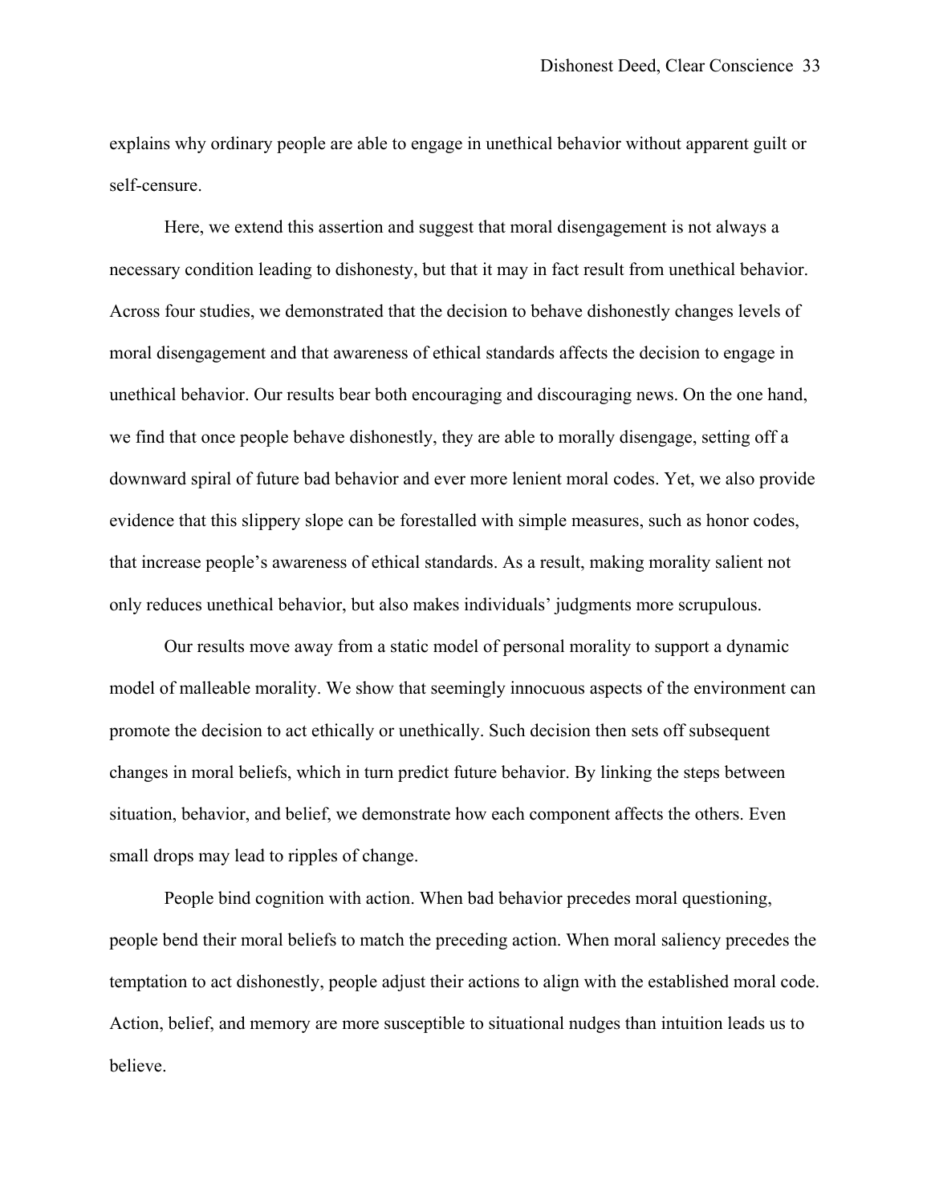explains why ordinary people are able to engage in unethical behavior without apparent guilt or self-censure.

Here, we extend this assertion and suggest that moral disengagement is not always a necessary condition leading to dishonesty, but that it may in fact result from unethical behavior. Across four studies, we demonstrated that the decision to behave dishonestly changes levels of moral disengagement and that awareness of ethical standards affects the decision to engage in unethical behavior. Our results bear both encouraging and discouraging news. On the one hand, we find that once people behave dishonestly, they are able to morally disengage, setting off a downward spiral of future bad behavior and ever more lenient moral codes. Yet, we also provide evidence that this slippery slope can be forestalled with simple measures, such as honor codes, that increase people's awareness of ethical standards. As a result, making morality salient not only reduces unethical behavior, but also makes individuals' judgments more scrupulous.

Our results move away from a static model of personal morality to support a dynamic model of malleable morality. We show that seemingly innocuous aspects of the environment can promote the decision to act ethically or unethically. Such decision then sets off subsequent changes in moral beliefs, which in turn predict future behavior. By linking the steps between situation, behavior, and belief, we demonstrate how each component affects the others. Even small drops may lead to ripples of change.

People bind cognition with action. When bad behavior precedes moral questioning, people bend their moral beliefs to match the preceding action. When moral saliency precedes the temptation to act dishonestly, people adjust their actions to align with the established moral code. Action, belief, and memory are more susceptible to situational nudges than intuition leads us to believe.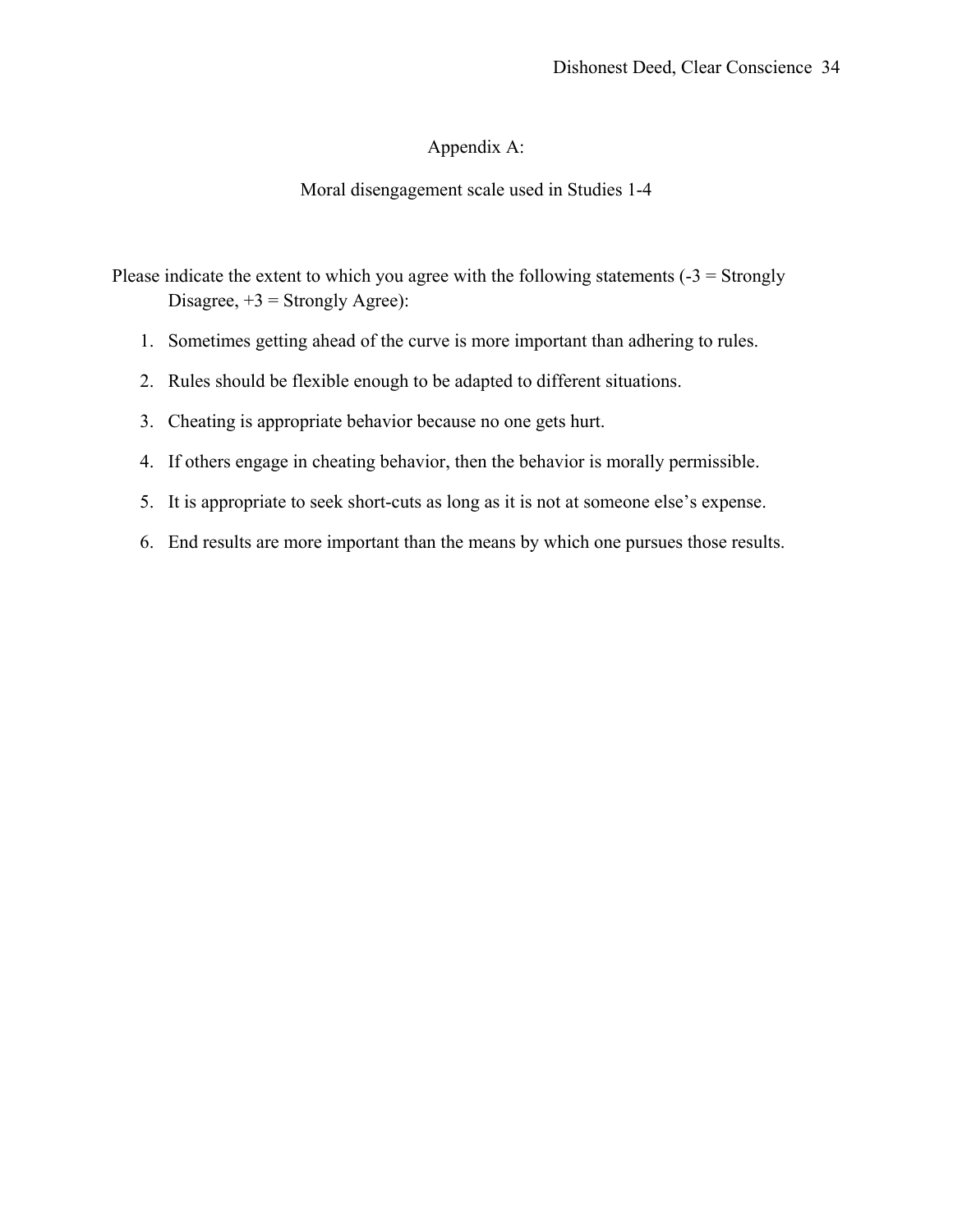# Appendix A:

## Moral disengagement scale used in Studies 1-4

Please indicate the extent to which you agree with the following statements (-3 = Strongly Disagree, +3 = Strongly Agree):

1. Sometimes getting ahead of the curve is more important than adhering to rules.
2. Rules should be flexible enough to be adapted to different situations.
3. Cheating is appropriate behavior because no one gets hurt.
4. If others engage in cheating behavior, then the behavior is morally permissible.
5. It is appropriate to seek short-cuts as long as it is not at someone else's expense.
6. End results are more important than the means by which one pursues those results.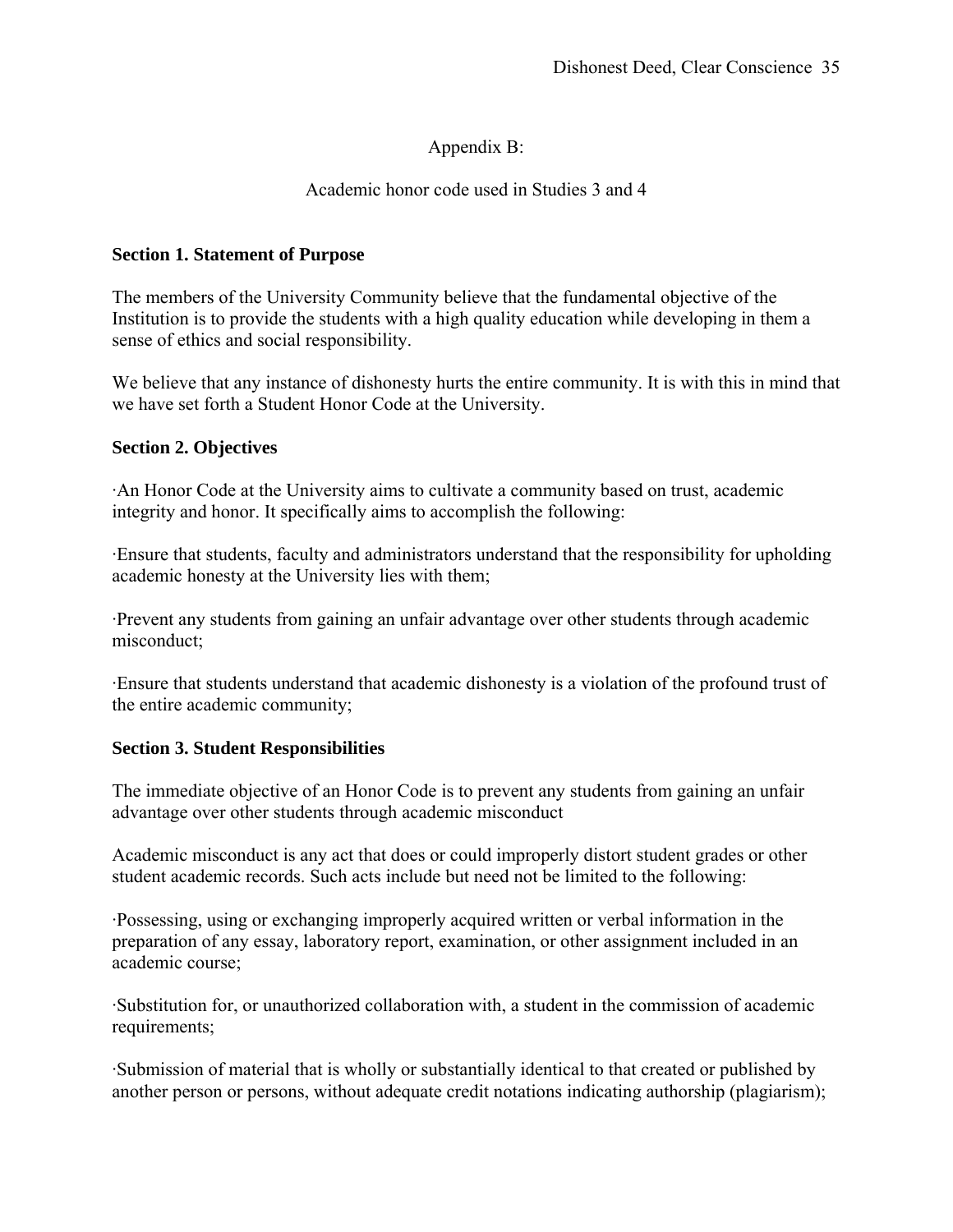Appendix B:

Academic honor code used in Studies 3 and 4

**Section 1. Statement of Purpose**

The members of the University Community believe that the fundamental objective of the Institution is to provide the students with a high quality education while developing in them a sense of ethics and social responsibility.

We believe that any instance of dishonesty hurts the entire community. It is with this in mind that we have set forth a Student Honor Code at the University.

**Section 2. Objectives**

·An Honor Code at the University aims to cultivate a community based on trust, academic integrity and honor. It specifically aims to accomplish the following:

·Ensure that students, faculty and administrators understand that the responsibility for upholding academic honesty at the University lies with them;

·Prevent any students from gaining an unfair advantage over other students through academic misconduct;

·Ensure that students understand that academic dishonesty is a violation of the profound trust of the entire academic community;

**Section 3. Student Responsibilities**

The immediate objective of an Honor Code is to prevent any students from gaining an unfair advantage over other students through academic misconduct

Academic misconduct is any act that does or could improperly distort student grades or other student academic records. Such acts include but need not be limited to the following:

·Possessing, using or exchanging improperly acquired written or verbal information in the preparation of any essay, laboratory report, examination, or other assignment included in an academic course;

·Substitution for, or unauthorized collaboration with, a student in the commission of academic requirements;

·Submission of material that is wholly or substantially identical to that created or published by another person or persons, without adequate credit notations indicating authorship (plagiarism);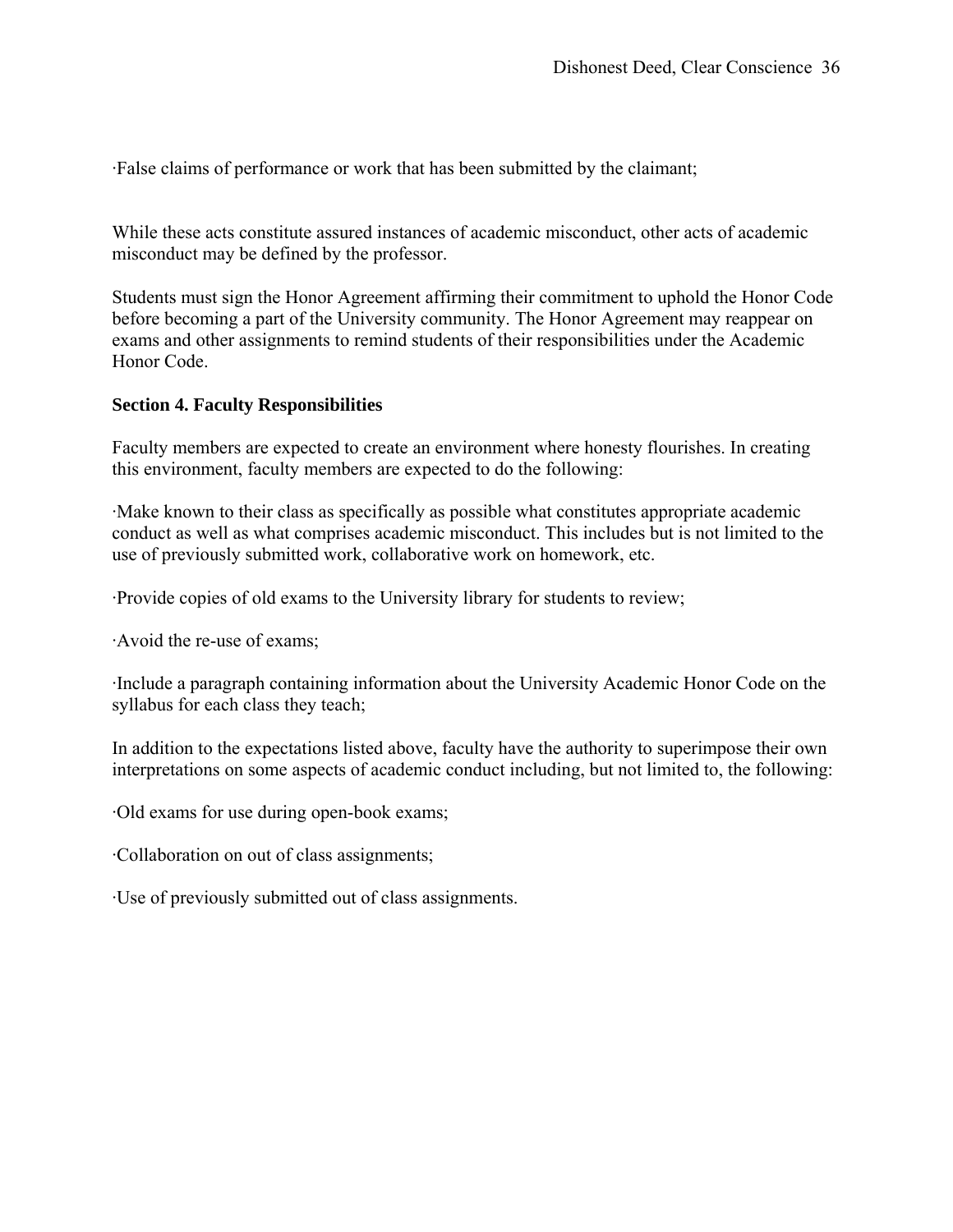·False claims of performance or work that has been submitted by the claimant;

While these acts constitute assured instances of academic misconduct, other acts of academic misconduct may be defined by the professor.

Students must sign the Honor Agreement affirming their commitment to uphold the Honor Code before becoming a part of the University community. The Honor Agreement may reappear on exams and other assignments to remind students of their responsibilities under the Academic Honor Code.

**Section 4. Faculty Responsibilities**

Faculty members are expected to create an environment where honesty flourishes. In creating this environment, faculty members are expected to do the following:

·Make known to their class as specifically as possible what constitutes appropriate academic conduct as well as what comprises academic misconduct. This includes but is not limited to the use of previously submitted work, collaborative work on homework, etc.

·Provide copies of old exams to the University library for students to review;

·Avoid the re-use of exams;

·Include a paragraph containing information about the University Academic Honor Code on the syllabus for each class they teach;

In addition to the expectations listed above, faculty have the authority to superimpose their own interpretations on some aspects of academic conduct including, but not limited to, the following:

·Old exams for use during open-book exams;

·Collaboration on out of class assignments;

·Use of previously submitted out of class assignments.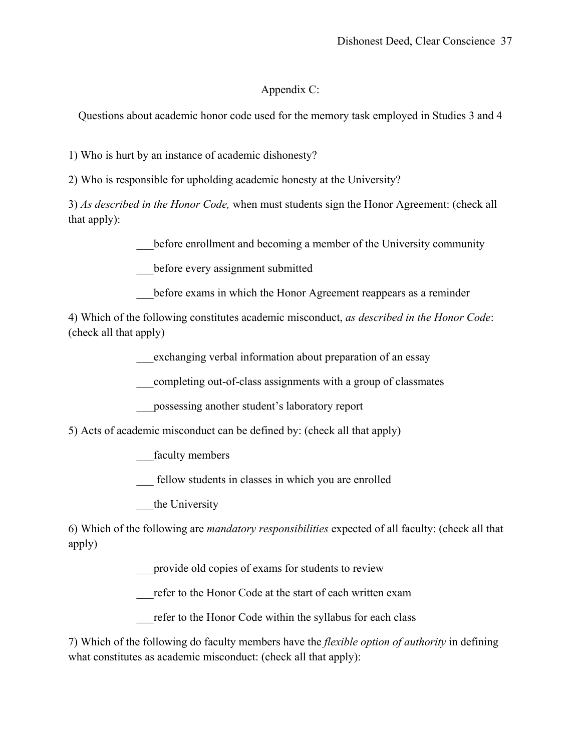## Appendix C:

Questions about academic honor code used for the memory task employed in Studies 3 and 4

1) Who is hurt by an instance of academic dishonesty?

2) Who is responsible for upholding academic honesty at the University?

3) *As described in the Honor Code,* when must students sign the Honor Agreement: (check all that apply):

___before enrollment and becoming a member of the University community

___before every assignment submitted

___before exams in which the Honor Agreement reappears as a reminder

4) Which of the following constitutes academic misconduct, *as described in the Honor Code*: (check all that apply)

___exchanging verbal information about preparation of an essay

___completing out-of-class assignments with a group of classmates

___possessing another student's laboratory report

5) Acts of academic misconduct can be defined by: (check all that apply)

___faculty members

___ fellow students in classes in which you are enrolled

___the University

6) Which of the following are *mandatory responsibilities* expected of all faculty: (check all that apply)

___provide old copies of exams for students to review

___refer to the Honor Code at the start of each written exam

___refer to the Honor Code within the syllabus for each class

7) Which of the following do faculty members have the *flexible option of authority* in defining what constitutes as academic misconduct: (check all that apply):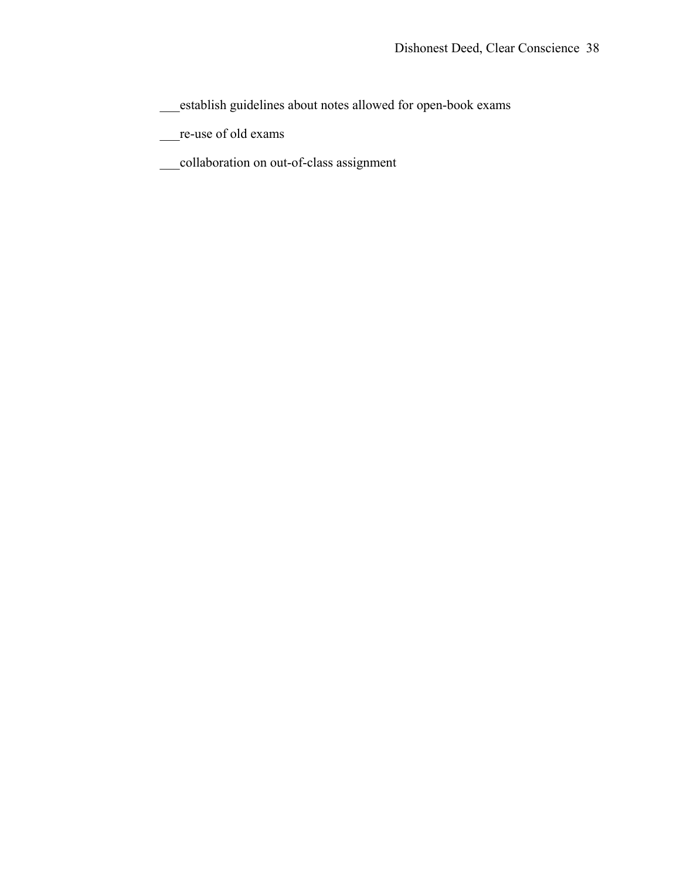___establish guidelines about notes allowed for open-book exams

___re-use of old exams

___collaboration on out-of-class assignment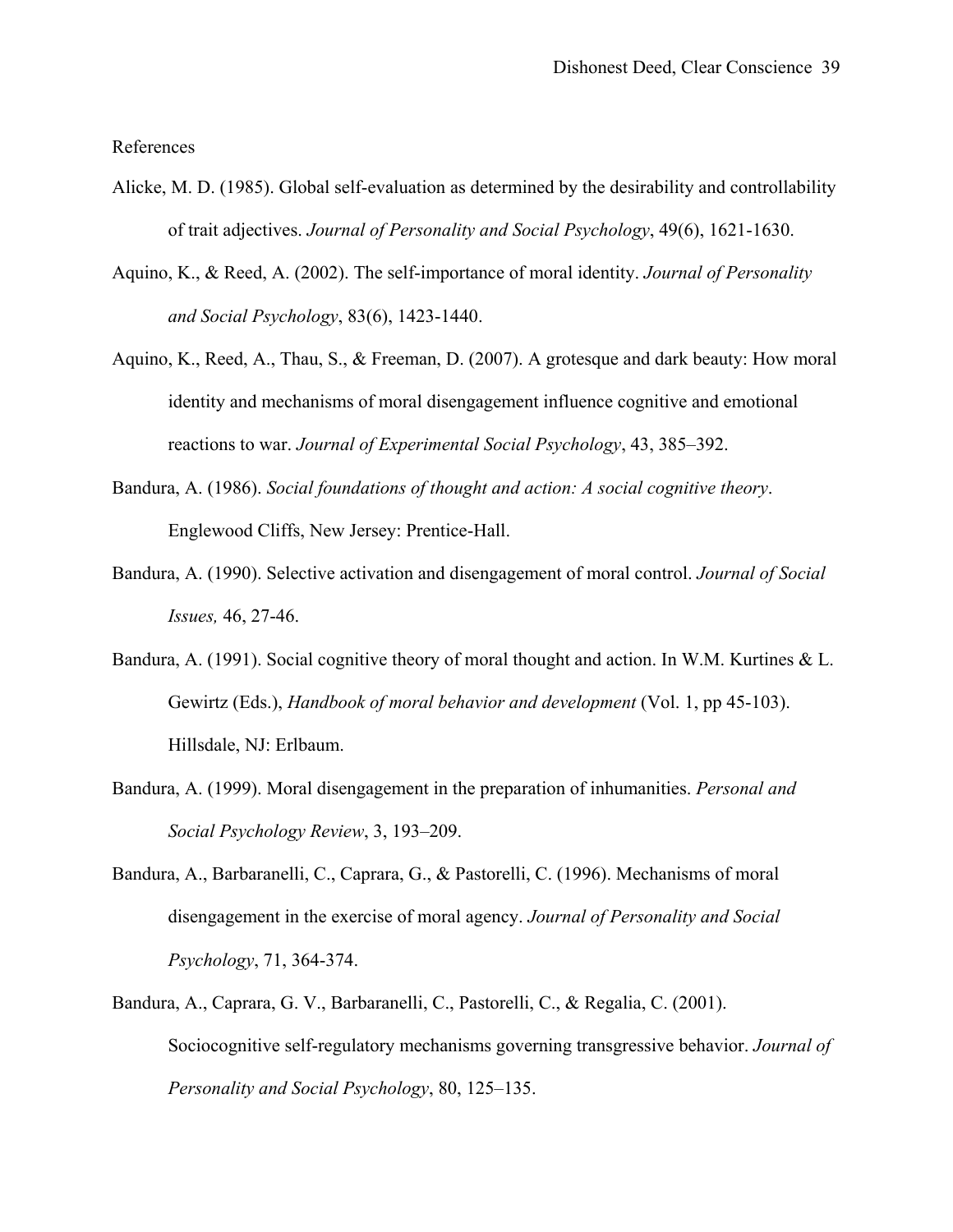References

Alicke, M. D. (1985). Global self-evaluation as determined by the desirability and controllability of trait adjectives. *Journal of Personality and Social Psychology*, 49(6), 1621-1630.

Aquino, K., & Reed, A. (2002). The self-importance of moral identity. *Journal of Personality and Social Psychology*, 83(6), 1423-1440.

Aquino, K., Reed, A., Thau, S., & Freeman, D. (2007). A grotesque and dark beauty: How moral identity and mechanisms of moral disengagement influence cognitive and emotional reactions to war. *Journal of Experimental Social Psychology*, 43, 385–392.

Bandura, A. (1986). *Social foundations of thought and action: A social cognitive theory*. Englewood Cliffs, New Jersey: Prentice-Hall.

Bandura, A. (1990). Selective activation and disengagement of moral control. *Journal of Social Issues,* 46, 27-46.

Bandura, A. (1991). Social cognitive theory of moral thought and action. In W.M. Kurtines & L. Gewirtz (Eds.), *Handbook of moral behavior and development* (Vol. 1, pp 45-103). Hillsdale, NJ: Erlbaum.

Bandura, A. (1999). Moral disengagement in the preparation of inhumanities. *Personal and Social Psychology Review*, 3, 193–209.

Bandura, A., Barbaranelli, C., Caprara, G., & Pastorelli, C. (1996). Mechanisms of moral disengagement in the exercise of moral agency. *Journal of Personality and Social Psychology*, 71, 364-374.

Bandura, A., Caprara, G. V., Barbaranelli, C., Pastorelli, C., & Regalia, C. (2001). Sociocognitive self-regulatory mechanisms governing transgressive behavior. *Journal of Personality and Social Psychology*, 80, 125–135.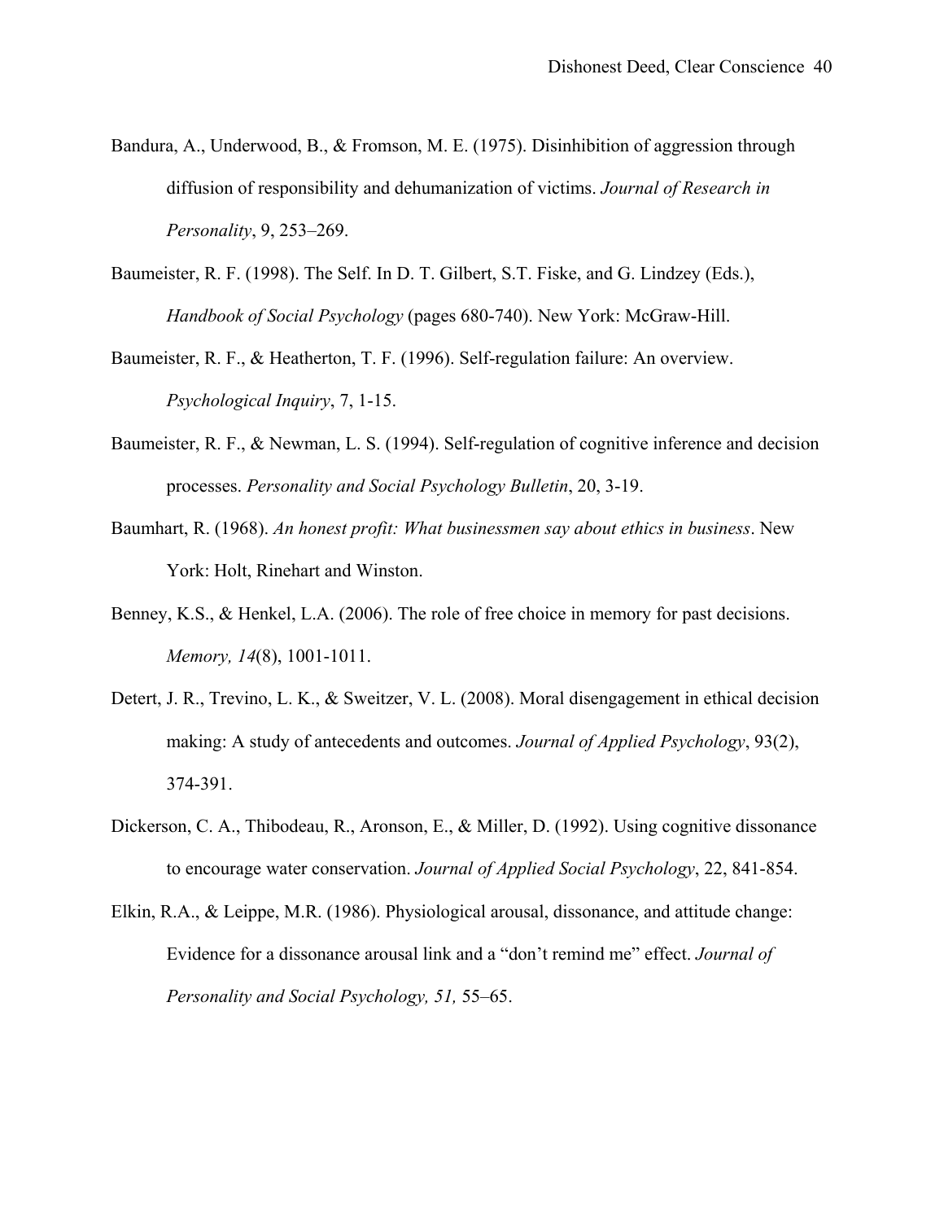Bandura, A., Underwood, B., & Fromson, M. E. (1975). Disinhibition of aggression through diffusion of responsibility and dehumanization of victims. *Journal of Research in Personality*, 9, 253–269.

Baumeister, R. F. (1998). The Self. In D. T. Gilbert, S.T. Fiske, and G. Lindzey (Eds.), *Handbook of Social Psychology* (pages 680-740). New York: McGraw-Hill.

Baumeister, R. F., & Heatherton, T. F. (1996). Self-regulation failure: An overview. *Psychological Inquiry*, 7, 1-15.

Baumeister, R. F., & Newman, L. S. (1994). Self-regulation of cognitive inference and decision processes. *Personality and Social Psychology Bulletin*, 20, 3-19.

Baumhart, R. (1968). *An honest profit: What businessmen say about ethics in business*. New York: Holt, Rinehart and Winston.

Benney, K.S., & Henkel, L.A. (2006). The role of free choice in memory for past decisions. *Memory, 14*(8), 1001-1011.

Detert, J. R., Trevino, L. K., & Sweitzer, V. L. (2008). Moral disengagement in ethical decision making: A study of antecedents and outcomes. *Journal of Applied Psychology*, 93(2), 374-391.

Dickerson, C. A., Thibodeau, R., Aronson, E., & Miller, D. (1992). Using cognitive dissonance to encourage water conservation. *Journal of Applied Social Psychology*, 22, 841-854.

Elkin, R.A., & Leippe, M.R. (1986). Physiological arousal, dissonance, and attitude change: Evidence for a dissonance arousal link and a "don't remind me" effect. *Journal of Personality and Social Psychology, 51,* 55–65.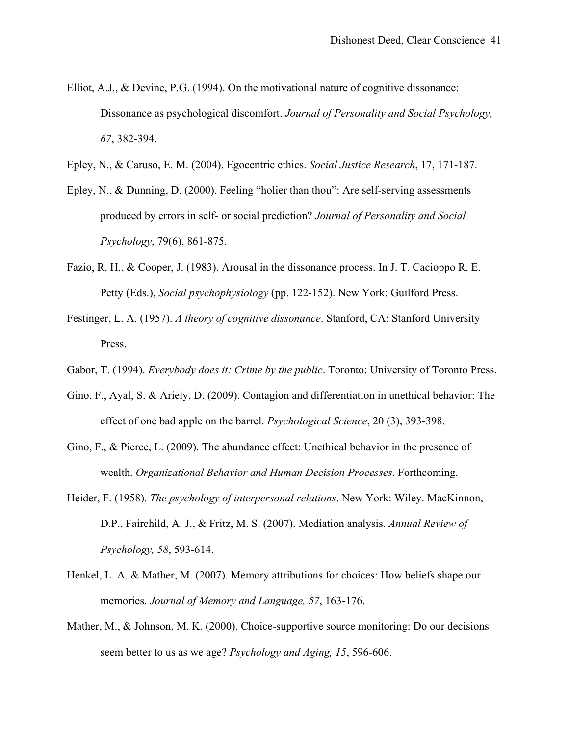Elliot, A.J., & Devine, P.G. (1994). On the motivational nature of cognitive dissonance: Dissonance as psychological discomfort. *Journal of Personality and Social Psychology, 67*, 382-394.

Epley, N., & Caruso, E. M. (2004). Egocentric ethics. *Social Justice Research*, 17, 171-187.

Epley, N., & Dunning, D. (2000). Feeling "holier than thou": Are self-serving assessments produced by errors in self- or social prediction? *Journal of Personality and Social Psychology*, 79(6), 861-875.

Fazio, R. H., & Cooper, J. (1983). Arousal in the dissonance process. In J. T. Cacioppo R. E. Petty (Eds.), *Social psychophysiology* (pp. 122-152). New York: Guilford Press.

Festinger, L. A. (1957). *A theory of cognitive dissonance*. Stanford, CA: Stanford University Press.

Gabor, T. (1994). *Everybody does it: Crime by the public*. Toronto: University of Toronto Press.

Gino, F., Ayal, S. & Ariely, D. (2009). Contagion and differentiation in unethical behavior: The effect of one bad apple on the barrel. *Psychological Science*, 20 (3), 393-398.

Gino, F., & Pierce, L. (2009). The abundance effect: Unethical behavior in the presence of wealth. *Organizational Behavior and Human Decision Processes*. Forthcoming.

Heider, F. (1958). *The psychology of interpersonal relations*. New York: Wiley. MacKinnon, D.P., Fairchild, A. J., & Fritz, M. S. (2007). Mediation analysis. *Annual Review of Psychology, 58*, 593-614.

Henkel, L. A. & Mather, M. (2007). Memory attributions for choices: How beliefs shape our memories. *Journal of Memory and Language, 57*, 163-176.

Mather, M., & Johnson, M. K. (2000). Choice-supportive source monitoring: Do our decisions seem better to us as we age? *Psychology and Aging, 15*, 596-606.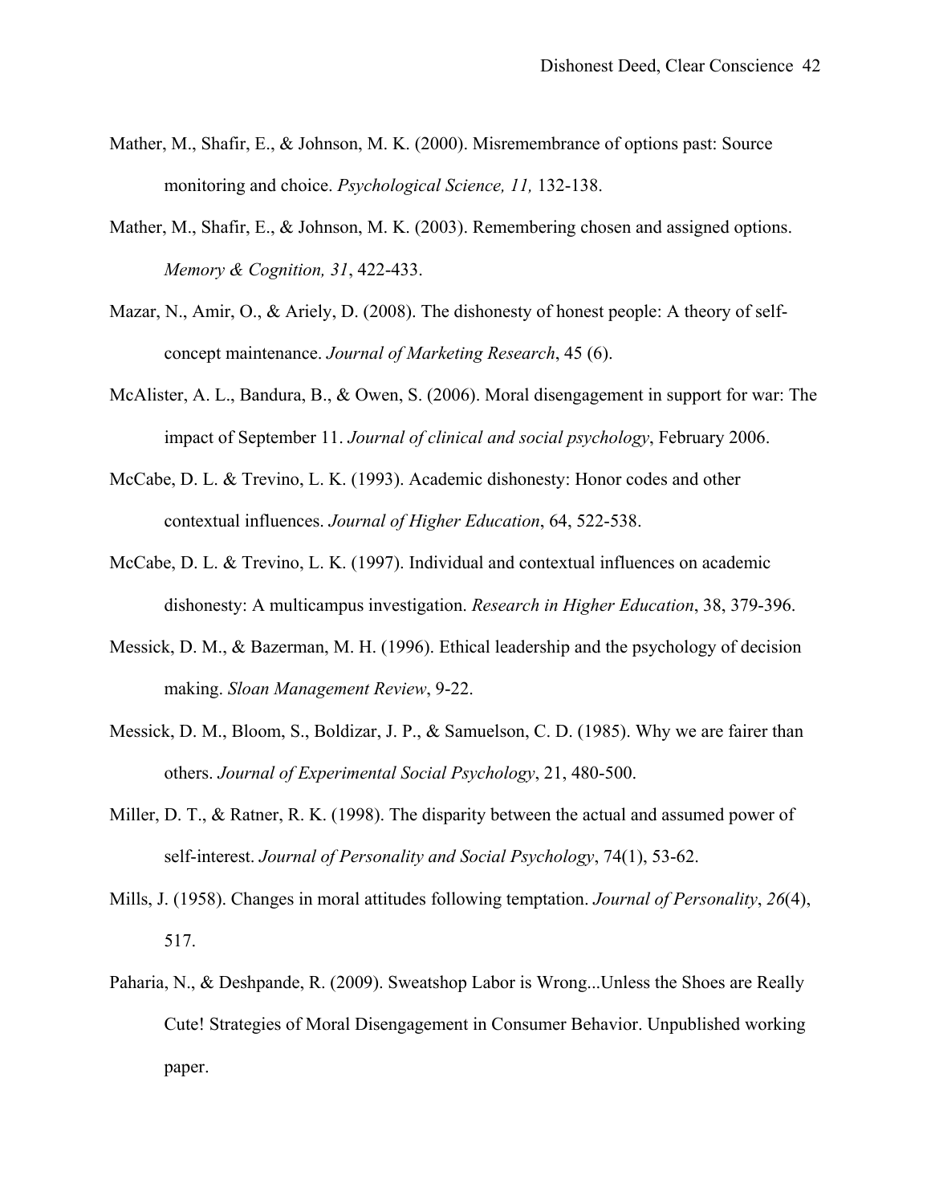Mather, M., Shafir, E., & Johnson, M. K. (2000). Misremembrance of options past: Source monitoring and choice. *Psychological Science, 11,* 132-138.

Mather, M., Shafir, E., & Johnson, M. K. (2003). Remembering chosen and assigned options. *Memory & Cognition, 31*, 422-433.

Mazar, N., Amir, O., & Ariely, D. (2008). The dishonesty of honest people: A theory of self-concept maintenance. *Journal of Marketing Research*, 45 (6).

McAlister, A. L., Bandura, B., & Owen, S. (2006). Moral disengagement in support for war: The impact of September 11. *Journal of clinical and social psychology*, February 2006.

McCabe, D. L. & Trevino, L. K. (1993). Academic dishonesty: Honor codes and other contextual influences. *Journal of Higher Education*, 64, 522-538.

McCabe, D. L. & Trevino, L. K. (1997). Individual and contextual influences on academic dishonesty: A multicampus investigation. *Research in Higher Education*, 38, 379-396.

Messick, D. M., & Bazerman, M. H. (1996). Ethical leadership and the psychology of decision making. *Sloan Management Review*, 9-22.

Messick, D. M., Bloom, S., Boldizar, J. P., & Samuelson, C. D. (1985). Why we are fairer than others. *Journal of Experimental Social Psychology*, 21, 480-500.

Miller, D. T., & Ratner, R. K. (1998). The disparity between the actual and assumed power of self-interest. *Journal of Personality and Social Psychology*, 74(1), 53-62.

Mills, J. (1958). Changes in moral attitudes following temptation. *Journal of Personality*, *26*(4), 517.

Paharia, N., & Deshpande, R. (2009). Sweatshop Labor is Wrong...Unless the Shoes are Really Cute! Strategies of Moral Disengagement in Consumer Behavior. Unpublished working paper.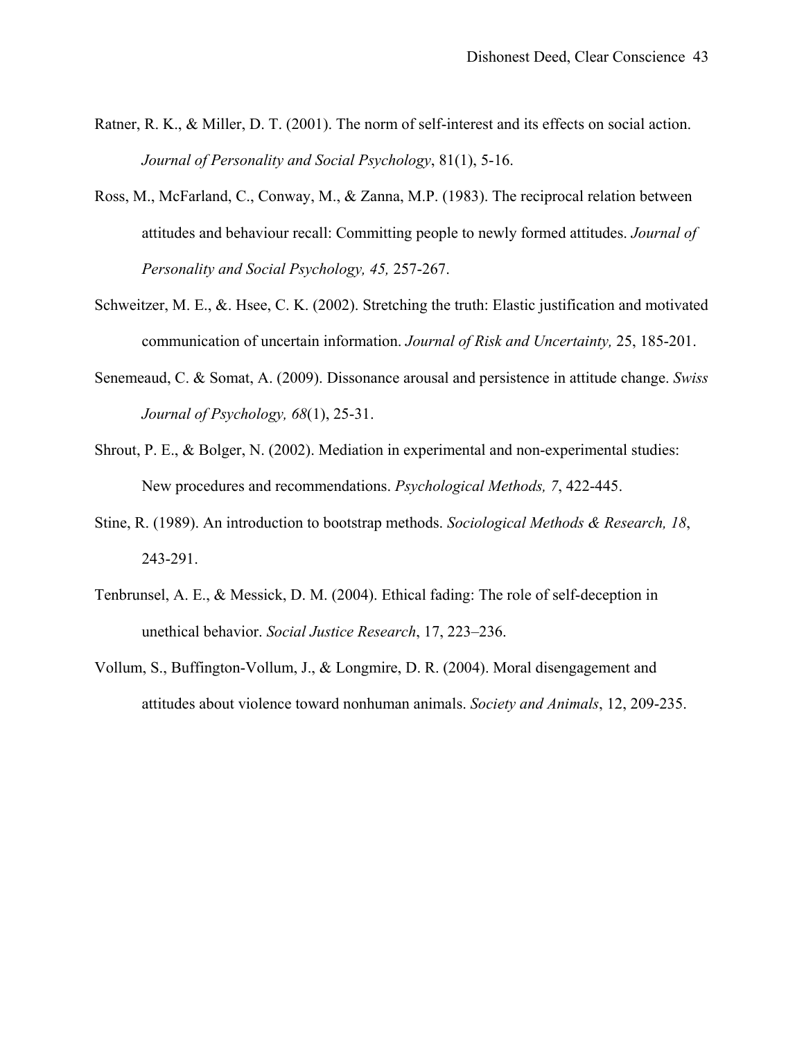Ratner, R. K., & Miller, D. T. (2001). The norm of self-interest and its effects on social action. *Journal of Personality and Social Psychology*, 81(1), 5-16.

Ross, M., McFarland, C., Conway, M., & Zanna, M.P. (1983). The reciprocal relation between attitudes and behaviour recall: Committing people to newly formed attitudes. *Journal of Personality and Social Psychology, 45,* 257-267.

Schweitzer, M. E., &. Hsee, C. K. (2002). Stretching the truth: Elastic justification and motivated communication of uncertain information. *Journal of Risk and Uncertainty,* 25, 185-201.

Senemeaud, C. & Somat, A. (2009). Dissonance arousal and persistence in attitude change. *Swiss Journal of Psychology, 68*(1), 25-31.

Shrout, P. E., & Bolger, N. (2002). Mediation in experimental and non-experimental studies: New procedures and recommendations. *Psychological Methods, 7*, 422-445.

Stine, R. (1989). An introduction to bootstrap methods. *Sociological Methods & Research, 18*, 243-291.

Tenbrunsel, A. E., & Messick, D. M. (2004). Ethical fading: The role of self-deception in unethical behavior. *Social Justice Research*, 17, 223–236.

Vollum, S., Buffington-Vollum, J., & Longmire, D. R. (2004). Moral disengagement and attitudes about violence toward nonhuman animals. *Society and Animals*, 12, 209-235.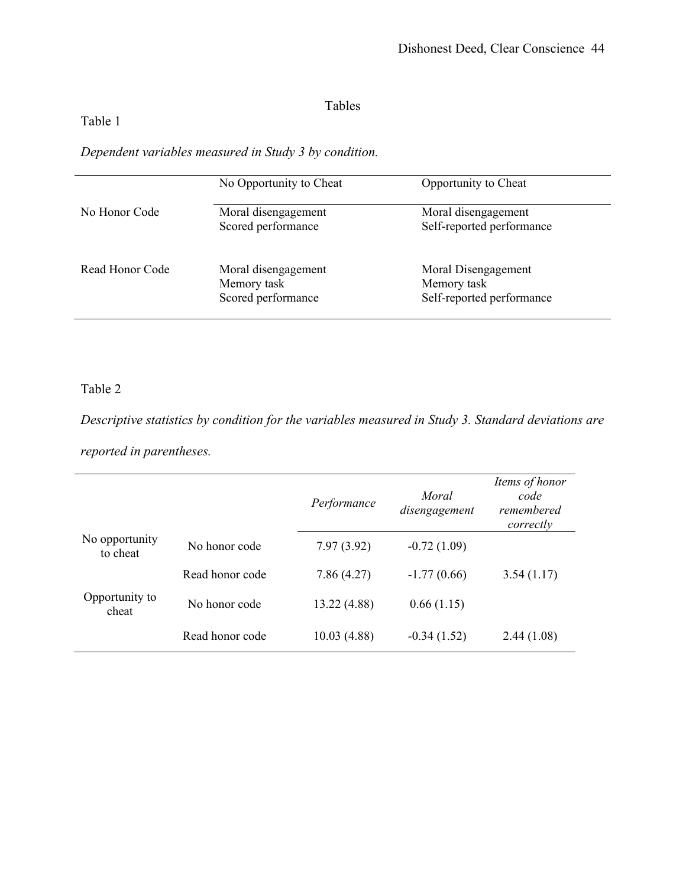# Tables

Table 1

*Dependent variables measured in Study 3 by condition.*

| | No Opportunity to Cheat | Opportunity to Cheat |
|---|---|---|
| No Honor Code | Moral disengagement<br>Scored performance | Moral disengagement<br>Self-reported performance |
| Read Honor Code | Moral disengagement<br>Memory task<br>Scored performance | Moral Disengagement<br>Memory task<br>Self-reported performance |

Table 2

*Descriptive statistics by condition for the variables measured in Study 3. Standard deviations are reported in parentheses.*

| | | *Performance* | *Moral disengagement* | *Items of honor code remembered correctly* |
|---|---|---|---|---|
| No opportunity to cheat | No honor code | 7.97 (3.92) | -0.72 (1.09) | |
| | Read honor code | 7.86 (4.27) | -1.77 (0.66) | 3.54 (1.17) |
| Opportunity to cheat | No honor code | 13.22 (4.88) | 0.66 (1.15) | |
| | Read honor code | 10.03 (4.88) | -0.34 (1.52) | 2.44 (1.08) |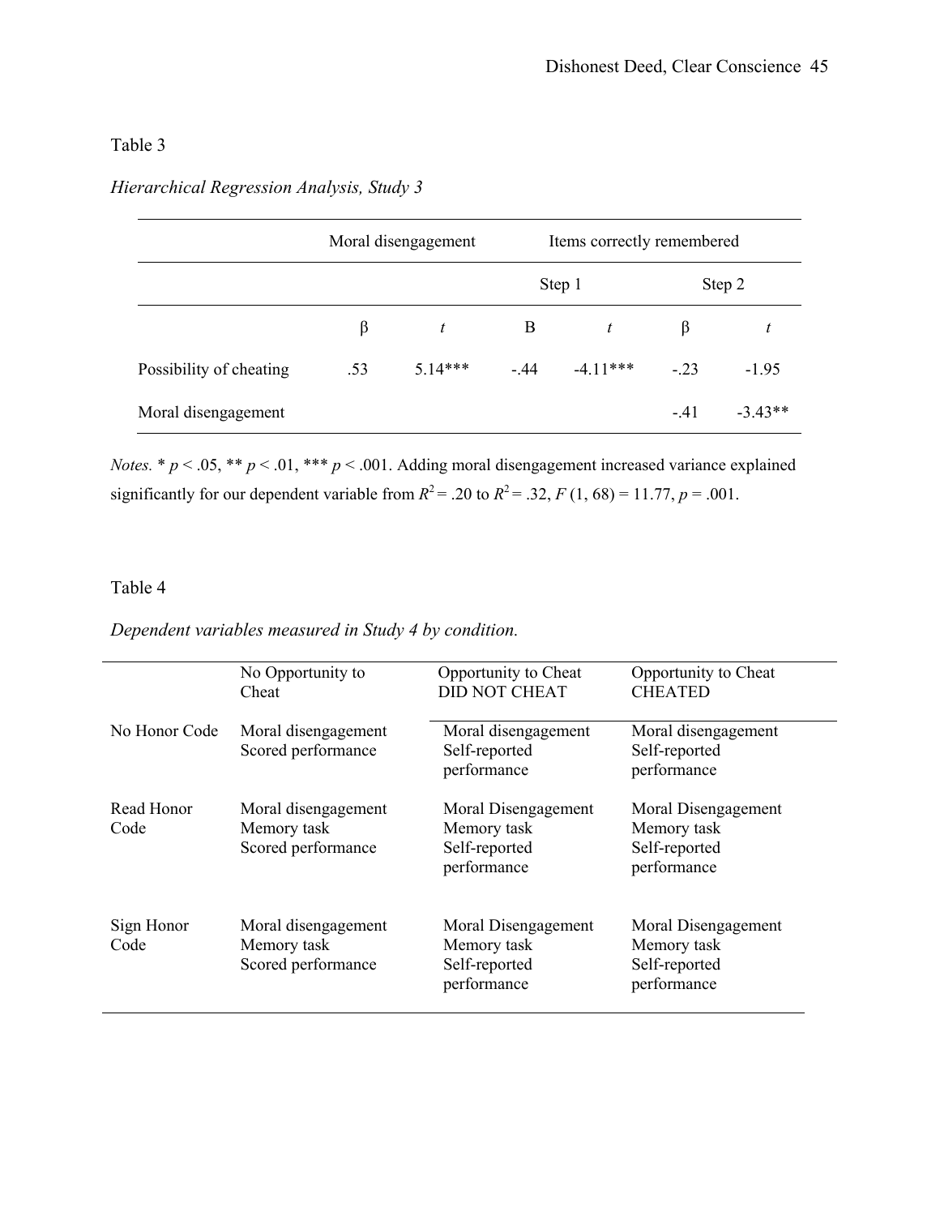Table 3

*Hierarchical Regression Analysis, Study 3*

| | Moral disengagement | | Items correctly remembered | | | |
|---|---|---|---|---|---|---|
| | | | Step 1 | | Step 2 | |
| | β | *t* | B | *t* | β | *t* |
| Possibility of cheating | .53 | 5.14*** | -.44 | -4.11*** | -.23 | -1.95 |
| Moral disengagement | | | | | -.41 | -3.43** |

*Notes.* * $p < .05$, ** $p < .01$, *** $p < .001$. Adding moral disengagement increased variance explained significantly for our dependent variable from $R^2 = .20$ to $R^2 = .32$, $F(1, 68) = 11.77$, $p = .001$.

Table 4

*Dependent variables measured in Study 4 by condition.*

| | No Opportunity to Cheat | Opportunity to Cheat DID NOT CHEAT | Opportunity to Cheat CHEATED |
|---|---|---|---|
| No Honor Code | Moral disengagement<br>Scored performance | Moral disengagement<br>Self-reported performance | Moral disengagement<br>Self-reported performance |
| Read Honor Code | Moral disengagement<br>Memory task<br>Scored performance | Moral Disengagement<br>Memory task<br>Self-reported performance | Moral Disengagement<br>Memory task<br>Self-reported performance |
| Sign Honor Code | Moral disengagement<br>Memory task<br>Scored performance | Moral Disengagement<br>Memory task<br>Self-reported performance | Moral Disengagement<br>Memory task<br>Self-reported performance |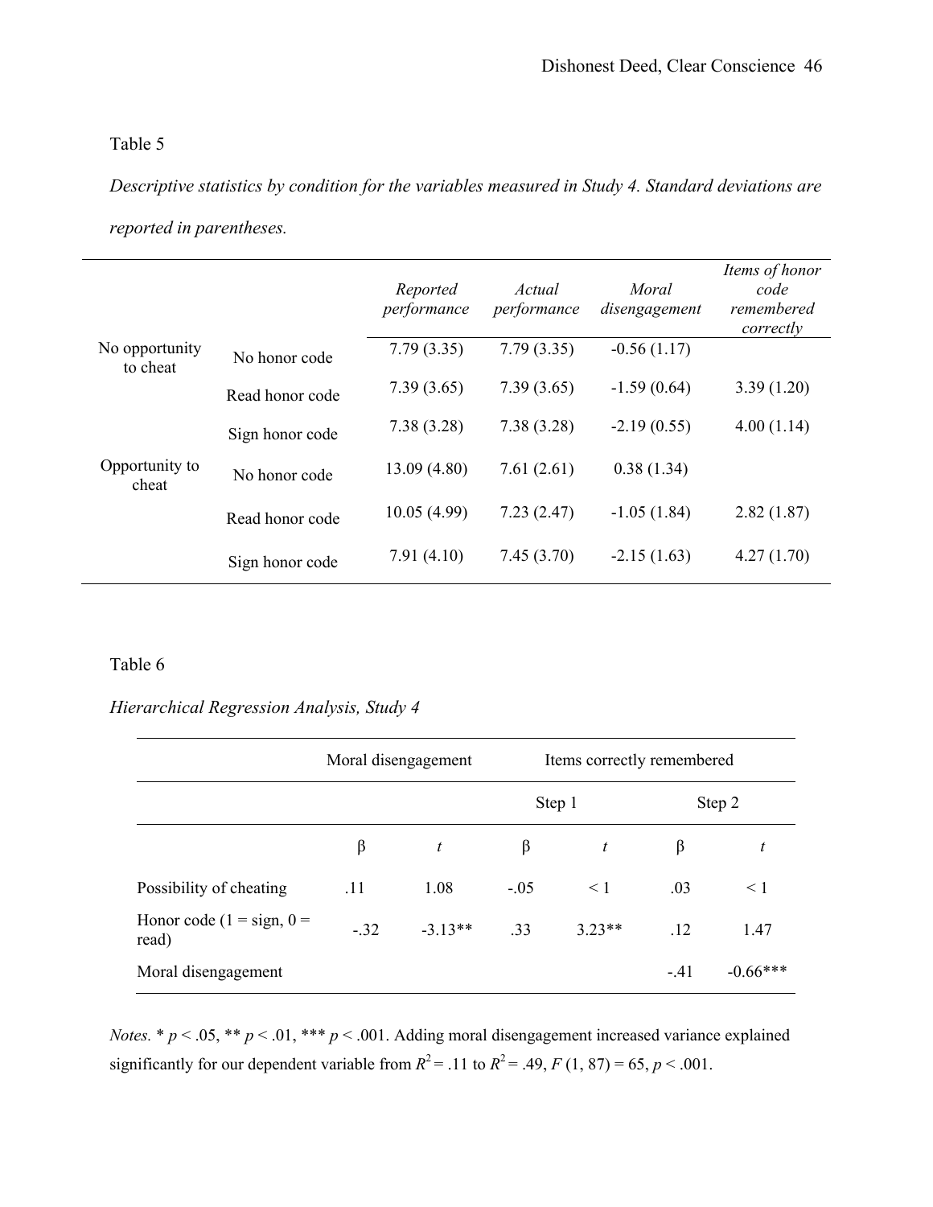Table 5

*Descriptive statistics by condition for the variables measured in Study 4. Standard deviations are reported in parentheses.*

| | | *Reported performance* | *Actual performance* | *Moral disengagement* | *Items of honor code remembered correctly* |
|---|---|---|---|---|---|
| No opportunity to cheat | No honor code | 7.79 (3.35) | 7.79 (3.35) | -0.56 (1.17) | |
| | Read honor code | 7.39 (3.65) | 7.39 (3.65) | -1.59 (0.64) | 3.39 (1.20) |
| | Sign honor code | 7.38 (3.28) | 7.38 (3.28) | -2.19 (0.55) | 4.00 (1.14) |
| Opportunity to cheat | No honor code | 13.09 (4.80) | 7.61 (2.61) | 0.38 (1.34) | |
| | Read honor code | 10.05 (4.99) | 7.23 (2.47) | -1.05 (1.84) | 2.82 (1.87) |
| | Sign honor code | 7.91 (4.10) | 7.45 (3.70) | -2.15 (1.63) | 4.27 (1.70) |

Table 6

*Hierarchical Regression Analysis, Study 4*

| | Moral disengagement | | Items correctly remembered | | | |
|---|---|---|---|---|---|---|
| | | | Step 1 | | Step 2 | |
| | β | *t* | β | *t* | β | *t* |
| Possibility of cheating | .11 | 1.08 | -.05 | < 1 | .03 | < 1 |
| Honor code (1 = sign, 0 = read) | -.32 | -3.13** | .33 | 3.23** | .12 | 1.47 |
| Moral disengagement | | | | | -.41 | -0.66*** |

*Notes.* * $p < .05$, ** $p < .01$, *** $p < .001$. Adding moral disengagement increased variance explained significantly for our dependent variable from $R^2 = .11$ to $R^2 = .49$, $F(1, 87) = 65$, $p < .001$.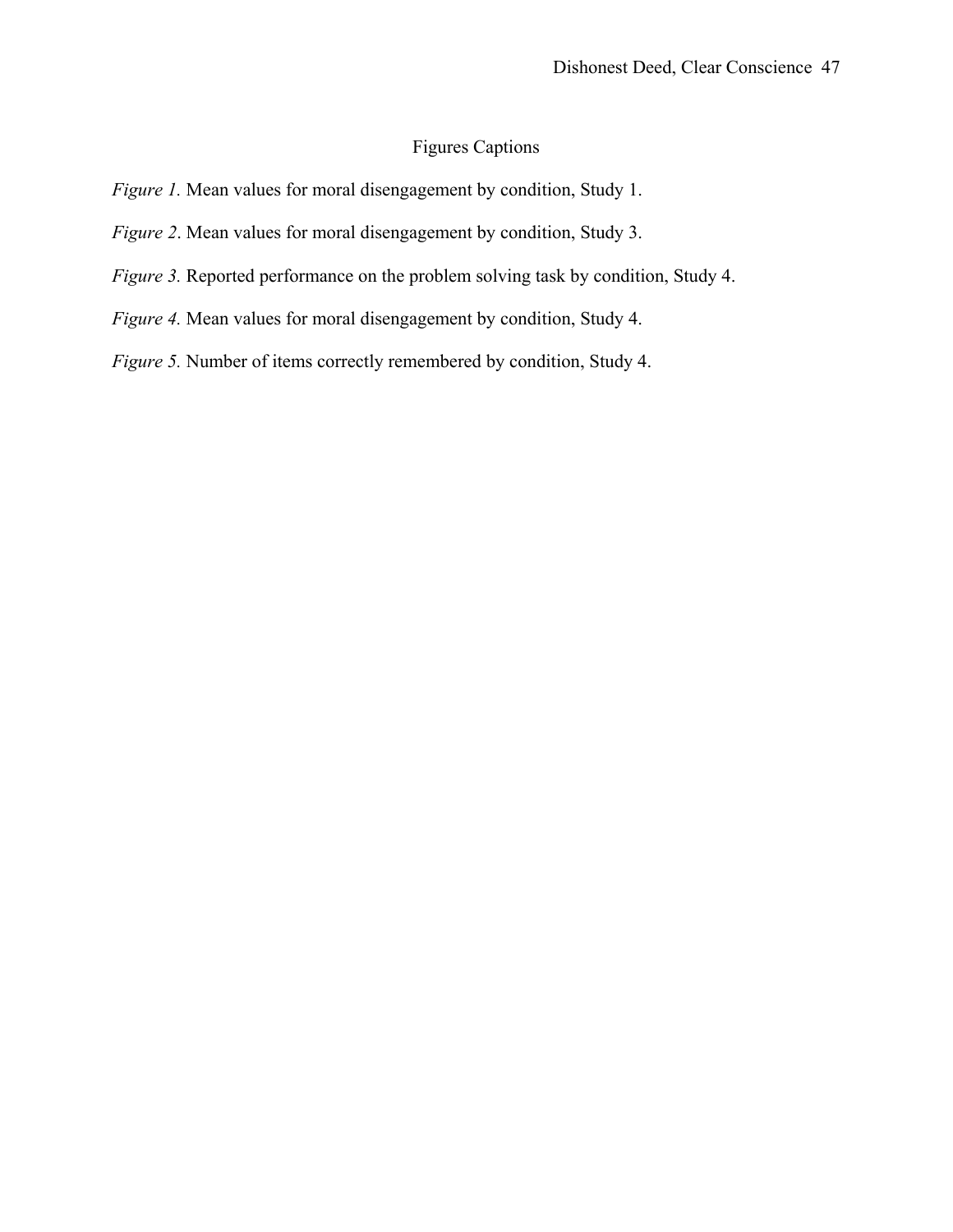# Figures Captions

*Figure 1*. Mean values for moral disengagement by condition, Study 1.

*Figure 2*. Mean values for moral disengagement by condition, Study 3.

*Figure 3.* Reported performance on the problem solving task by condition, Study 4.

*Figure 4.* Mean values for moral disengagement by condition, Study 4.

*Figure 5.* Number of items correctly remembered by condition, Study 4.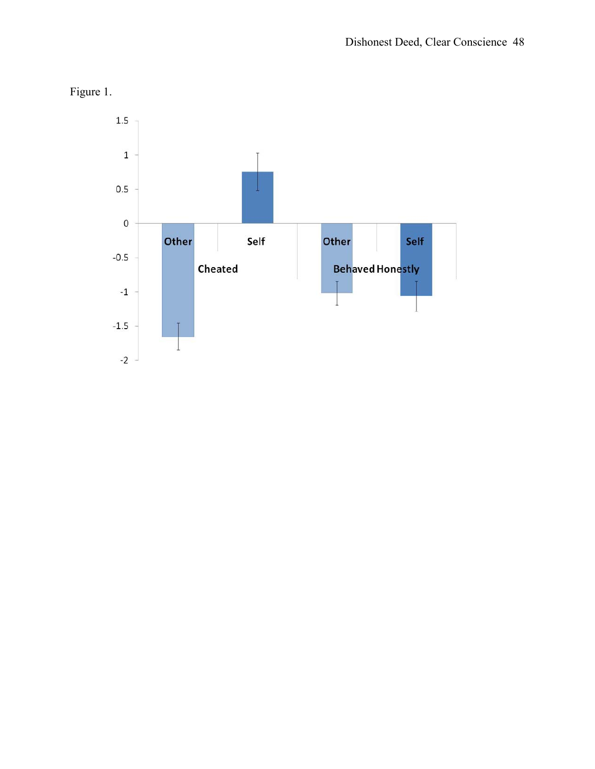Figure 1.

1.5

1

0.5

0

-0.5

-1

-1.5

-2

Other

Self

Cheated

Other

Self

Behaved Honestly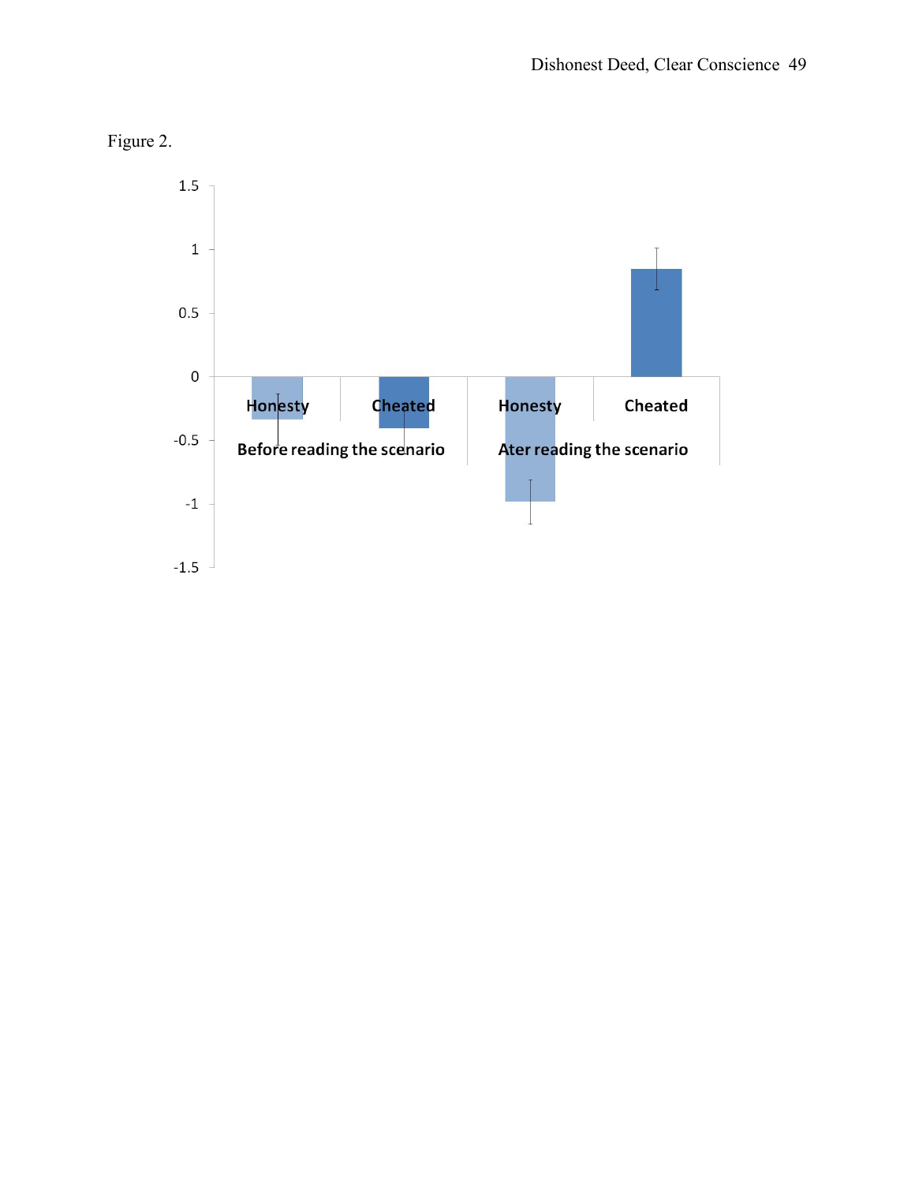Figure 2.

| | Before reading the scenario | | After reading the scenario | |
|---|---|---|---|---|
| | Honesty | Cheated | Honesty | Cheated |

1.5

1

0.5

0

-0.5

-1

-1.5

Honesty Cheated Honesty Cheated

Before reading the scenario Ater reading the scenario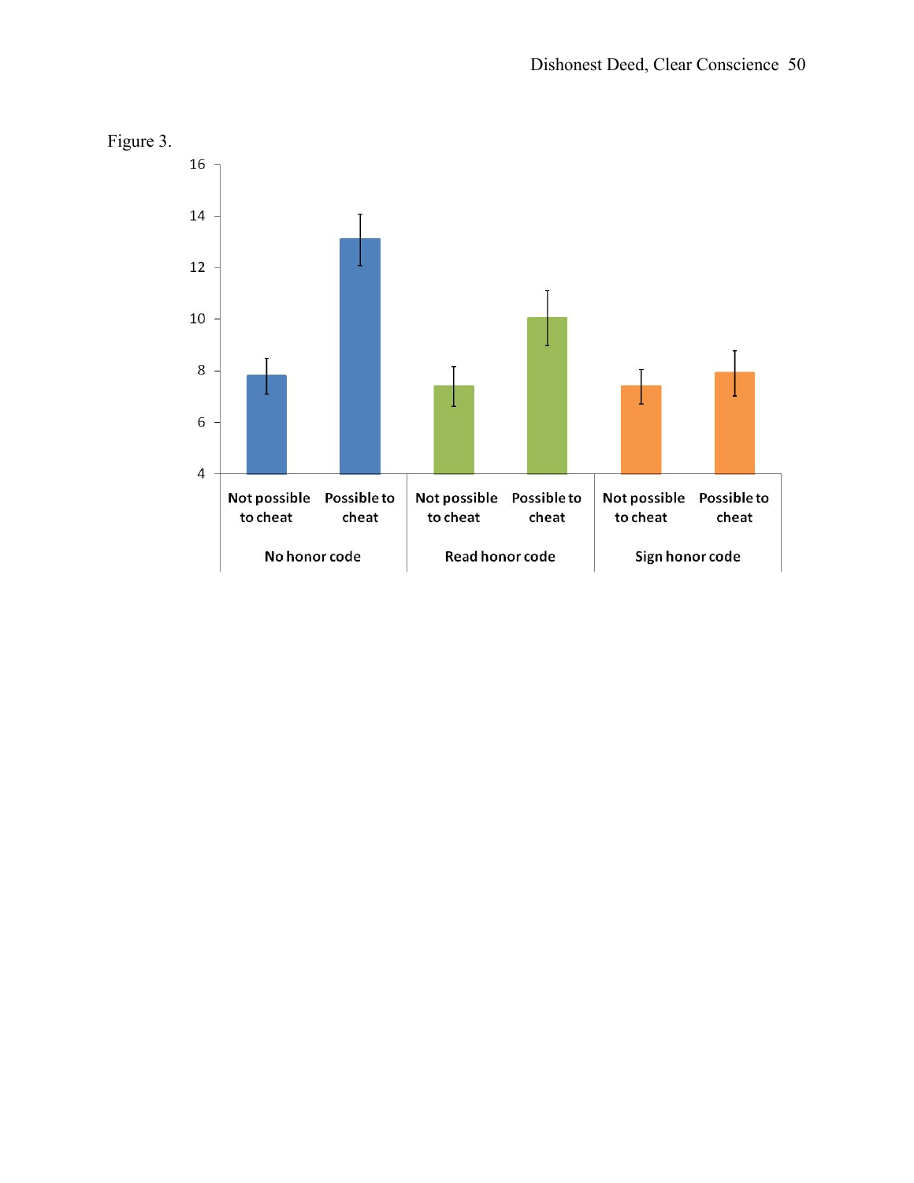Figure 3.

16

14

12

10

8

6

4

Not possible to cheat

Possible to cheat

Not possible to cheat

Possible to cheat

Not possible to cheat

Possible to cheat

No honor code

Read honor code

Sign honor code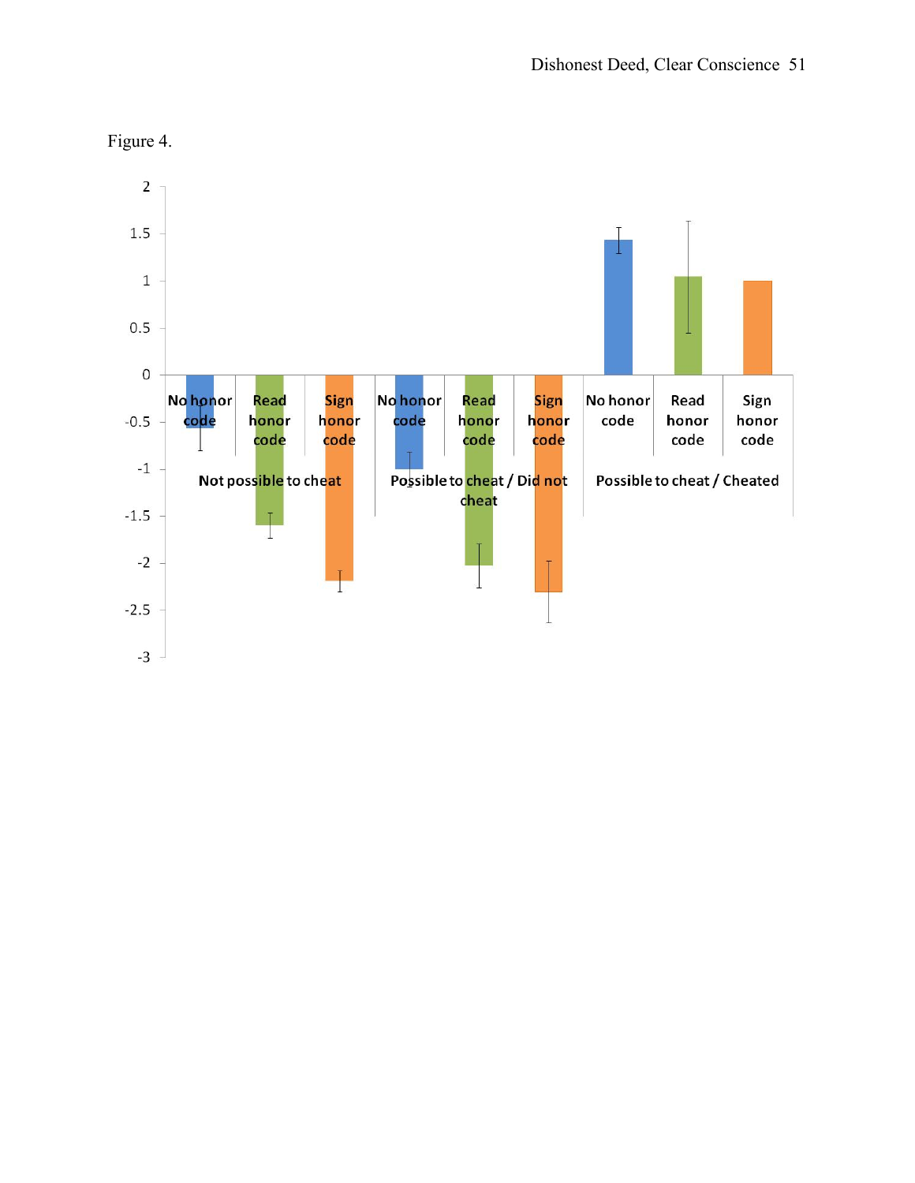Figure 4.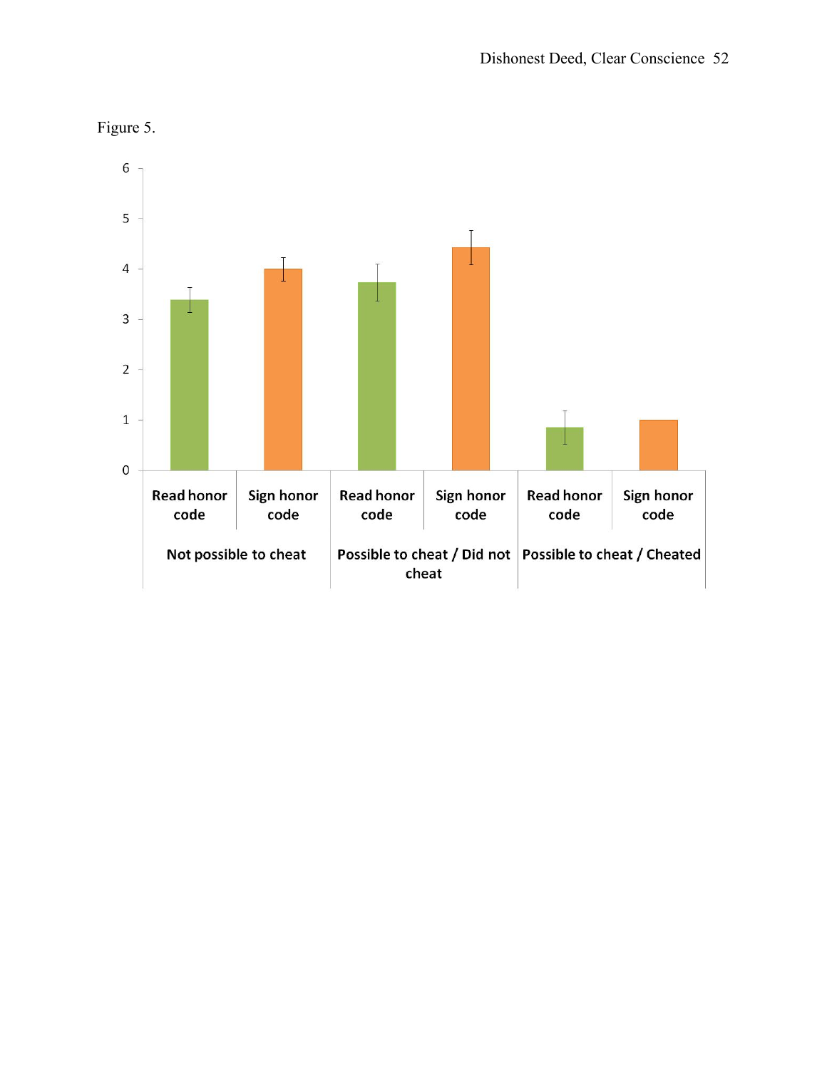Figure 5.

6

5

4

3

2

1

0

Read honor code

Sign honor code

Read honor code

Sign honor code

Read honor code

Sign honor code

Not possible to cheat

Possible to cheat / Did not cheat

Possible to cheat / Cheated